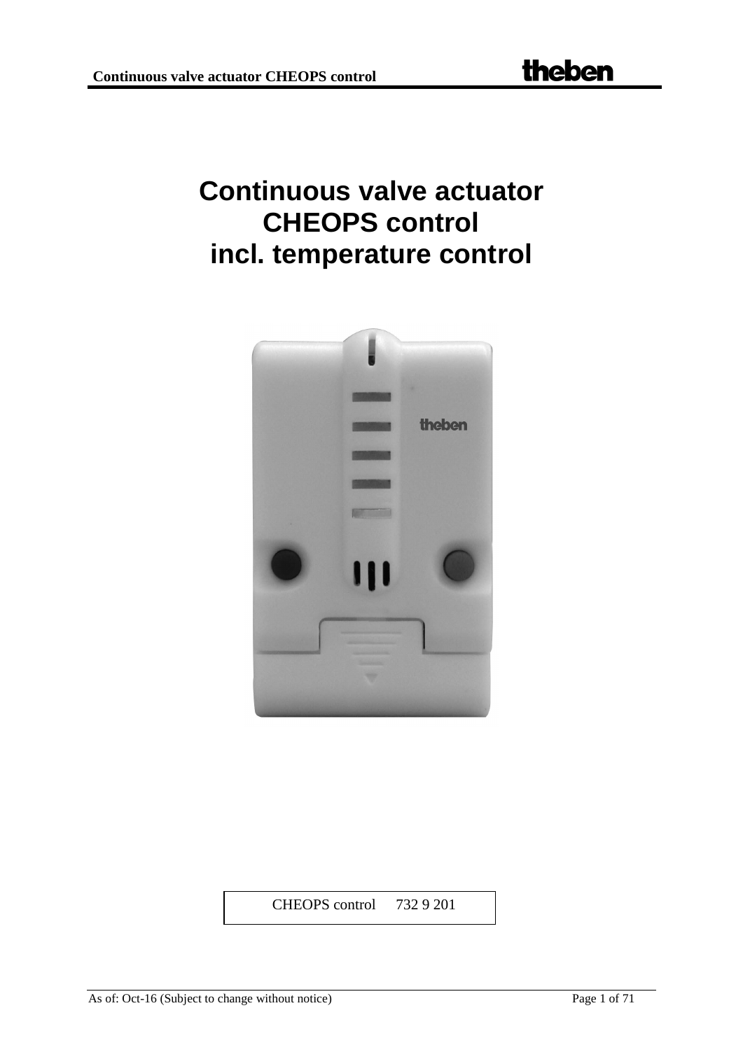# Continuous valve actuator
# CHEOPS control
# incl. temperature control

| CHEOPS control | 732 9 201 |
|---|---|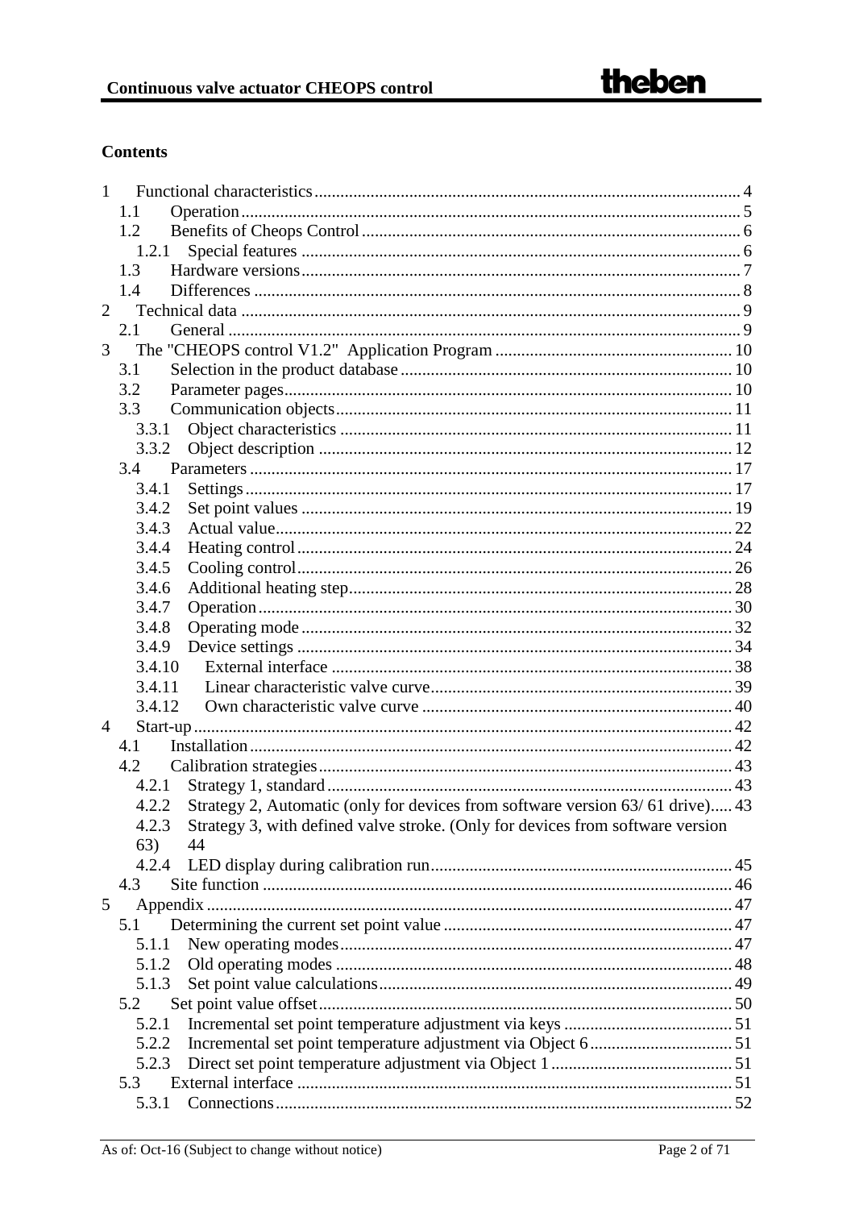**Contents**

1 Functional characteristics ..... 4
  1.1 Operation ..... 5
  1.2 Benefits of Cheops Control ..... 6
    1.2.1 Special features ..... 6
  1.3 Hardware versions ..... 7
  1.4 Differences ..... 8
2 Technical data ..... 9
  2.1 General ..... 9
3 The "CHEOPS control V1.2" Application Program ..... 10
  3.1 Selection in the product database ..... 10
  3.2 Parameter pages ..... 10
  3.3 Communication objects ..... 11
    3.3.1 Object characteristics ..... 11
    3.3.2 Object description ..... 12
  3.4 Parameters ..... 17
    3.4.1 Settings ..... 17
    3.4.2 Set point values ..... 19
    3.4.3 Actual value ..... 22
    3.4.4 Heating control ..... 24
    3.4.5 Cooling control ..... 26
    3.4.6 Additional heating step ..... 28
    3.4.7 Operation ..... 30
    3.4.8 Operating mode ..... 32
    3.4.9 Device settings ..... 34
    3.4.10 External interface ..... 38
    3.4.11 Linear characteristic valve curve ..... 39
    3.4.12 Own characteristic valve curve ..... 40
4 Start-up ..... 42
  4.1 Installation ..... 42
  4.2 Calibration strategies ..... 43
    4.2.1 Strategy 1, standard ..... 43
    4.2.2 Strategy 2, Automatic (only for devices from software version 63/ 61 drive) ..... 43
    4.2.3 Strategy 3, with defined valve stroke. (Only for devices from software version 63) ..... 44
    4.2.4 LED display during calibration run ..... 45
  4.3 Site function ..... 46
5 Appendix ..... 47
  5.1 Determining the current set point value ..... 47
    5.1.1 New operating modes ..... 47
    5.1.2 Old operating modes ..... 48
    5.1.3 Set point value calculations ..... 49
  5.2 Set point value offset ..... 50
    5.2.1 Incremental set point temperature adjustment via keys ..... 51
    5.2.2 Incremental set point temperature adjustment via Object 6 ..... 51
    5.2.3 Direct set point temperature adjustment via Object 1 ..... 51
  5.3 External interface ..... 51
    5.3.1 Connections ..... 52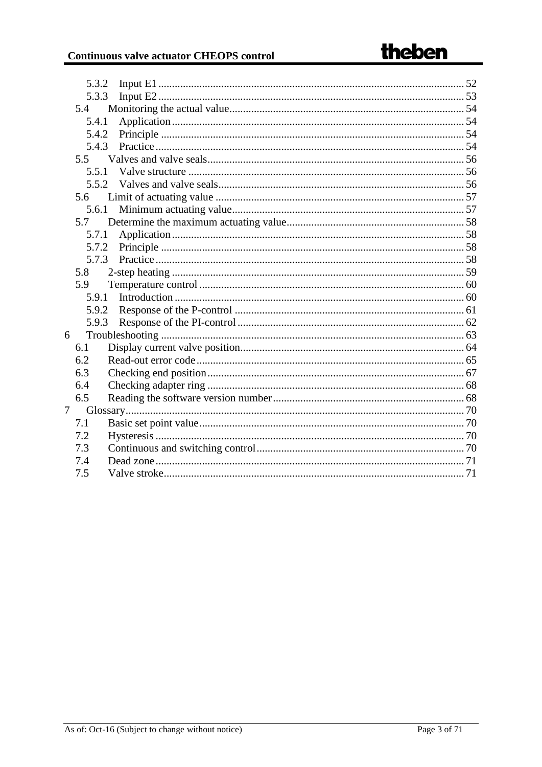- 5.3.2 Input E1 ... 52
- 5.3.3 Input E2 ... 53
- 5.4 Monitoring the actual value ... 54
  - 5.4.1 Application ... 54
  - 5.4.2 Principle ... 54
  - 5.4.3 Practice ... 54
- 5.5 Valves and valve seals ... 56
  - 5.5.1 Valve structure ... 56
  - 5.5.2 Valves and valve seals ... 56
- 5.6 Limit of actuating value ... 57
  - 5.6.1 Minimum actuating value ... 57
- 5.7 Determine the maximum actuating value ... 58
  - 5.7.1 Application ... 58
  - 5.7.2 Principle ... 58
  - 5.7.3 Practice ... 58
- 5.8 2-step heating ... 59
- 5.9 Temperature control ... 60
  - 5.9.1 Introduction ... 60
  - 5.9.2 Response of the P-control ... 61
  - 5.9.3 Response of the PI-control ... 62

6 Troubleshooting ... 63
- 6.1 Display current valve position ... 64
- 6.2 Read-out error code ... 65
- 6.3 Checking end position ... 67
- 6.4 Checking adapter ring ... 68
- 6.5 Reading the software version number ... 68

7 Glossary ... 70
- 7.1 Basic set point value ... 70
- 7.2 Hysteresis ... 70
- 7.3 Continuous and switching control ... 70
- 7.4 Dead zone ... 71
- 7.5 Valve stroke ... 71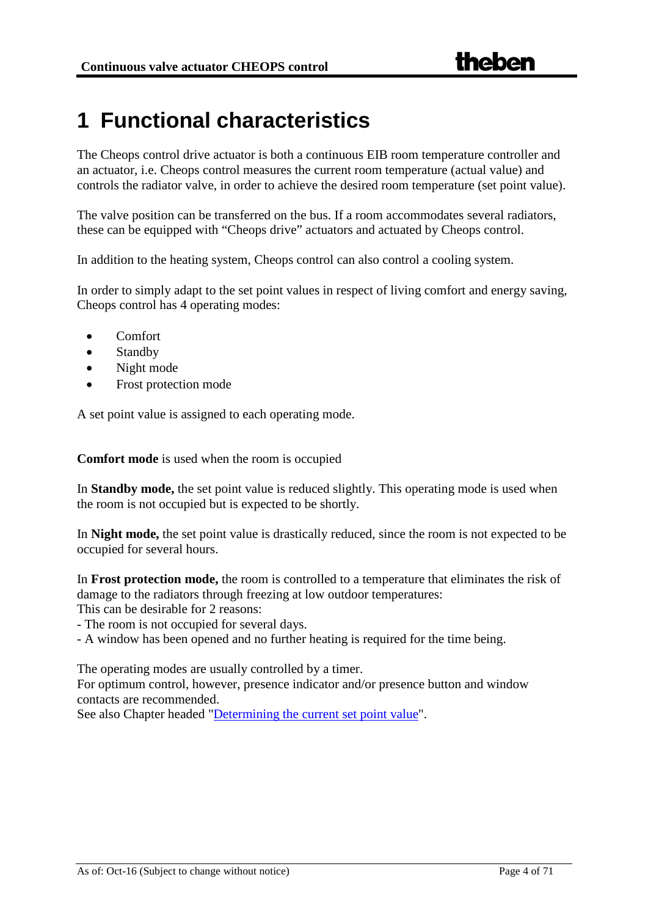# 1 Functional characteristics

The Cheops control drive actuator is both a continuous EIB room temperature controller and an actuator, i.e. Cheops control measures the current room temperature (actual value) and controls the radiator valve, in order to achieve the desired room temperature (set point value).

The valve position can be transferred on the bus. If a room accommodates several radiators, these can be equipped with "Cheops drive" actuators and actuated by Cheops control.

In addition to the heating system, Cheops control can also control a cooling system.

In order to simply adapt to the set point values in respect of living comfort and energy saving, Cheops control has 4 operating modes:

- Comfort
- Standby
- Night mode
- Frost protection mode

A set point value is assigned to each operating mode.

**Comfort mode** is used when the room is occupied

In **Standby mode,** the set point value is reduced slightly. This operating mode is used when the room is not occupied but is expected to be shortly.

In **Night mode,** the set point value is drastically reduced, since the room is not expected to be occupied for several hours.

In **Frost protection mode,** the room is controlled to a temperature that eliminates the risk of damage to the radiators through freezing at low outdoor temperatures:
This can be desirable for 2 reasons:
- The room is not occupied for several days.
- A window has been opened and no further heating is required for the time being.

The operating modes are usually controlled by a timer.
For optimum control, however, presence indicator and/or presence button and window contacts are recommended.
See also Chapter headed "Determining the current set point value".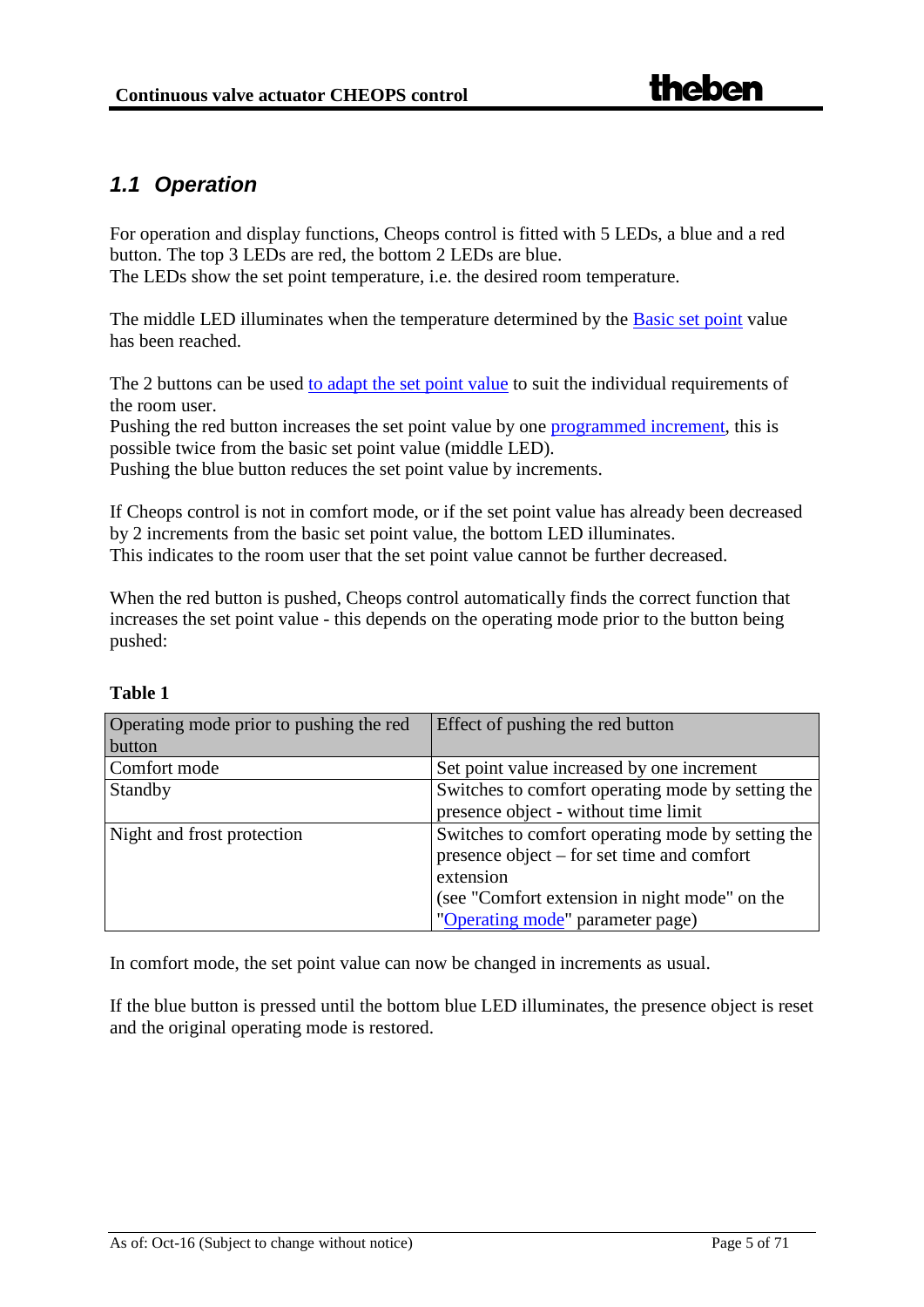## *1.1 Operation*

For operation and display functions, Cheops control is fitted with 5 LEDs, a blue and a red button. The top 3 LEDs are red, the bottom 2 LEDs are blue.
The LEDs show the set point temperature, i.e. the desired room temperature.

The middle LED illuminates when the temperature determined by the Basic set point value has been reached.

The 2 buttons can be used to adapt the set point value to suit the individual requirements of the room user.
Pushing the red button increases the set point value by one programmed increment, this is possible twice from the basic set point value (middle LED).
Pushing the blue button reduces the set point value by increments.

If Cheops control is not in comfort mode, or if the set point value has already been decreased by 2 increments from the basic set point value, the bottom LED illuminates.
This indicates to the room user that the set point value cannot be further decreased.

When the red button is pushed, Cheops control automatically finds the correct function that increases the set point value - this depends on the operating mode prior to the button being pushed:

**Table 1**

| Operating mode prior to pushing the red button | Effect of pushing the red button |
|---|---|
| Comfort mode | Set point value increased by one increment |
| Standby | Switches to comfort operating mode by setting the presence object - without time limit |
| Night and frost protection | Switches to comfort operating mode by setting the presence object – for set time and comfort extension (see "Comfort extension in night mode" on the "Operating mode" parameter page) |

In comfort mode, the set point value can now be changed in increments as usual.

If the blue button is pressed until the bottom blue LED illuminates, the presence object is reset and the original operating mode is restored.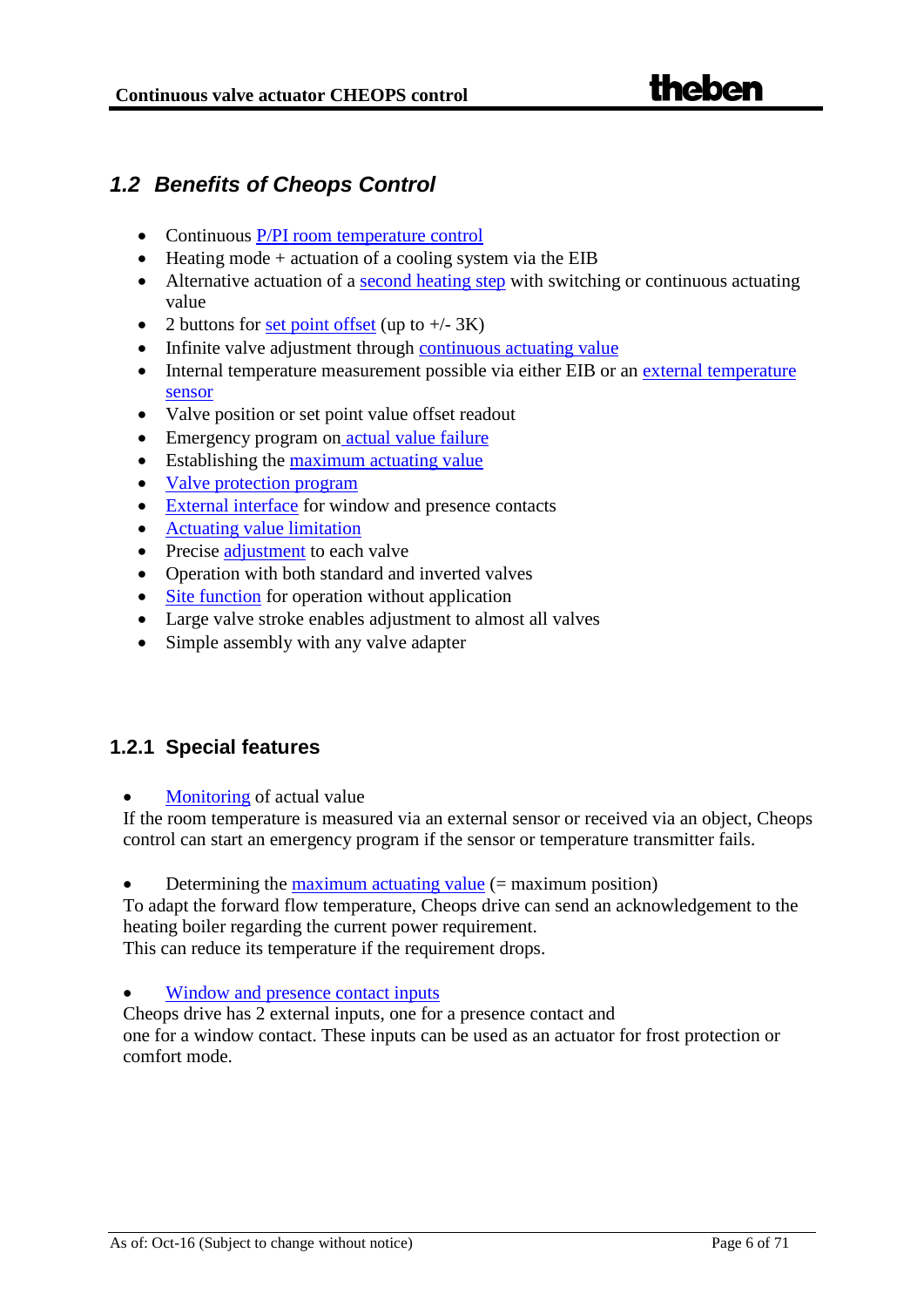## 1.2 Benefits of Cheops Control

- Continuous P/PI room temperature control
- Heating mode + actuation of a cooling system via the EIB
- Alternative actuation of a second heating step with switching or continuous actuating value
- 2 buttons for set point offset (up to +/- 3K)
- Infinite valve adjustment through continuous actuating value
- Internal temperature measurement possible via either EIB or an external temperature sensor
- Valve position or set point value offset readout
- Emergency program on actual value failure
- Establishing the maximum actuating value
- Valve protection program
- External interface for window and presence contacts
- Actuating value limitation
- Precise adjustment to each valve
- Operation with both standard and inverted valves
- Site function for operation without application
- Large valve stroke enables adjustment to almost all valves
- Simple assembly with any valve adapter

### 1.2.1 Special features

- Monitoring of actual value

If the room temperature is measured via an external sensor or received via an object, Cheops control can start an emergency program if the sensor or temperature transmitter fails.

- Determining the maximum actuating value (= maximum position)

To adapt the forward flow temperature, Cheops drive can send an acknowledgement to the heating boiler regarding the current power requirement.
This can reduce its temperature if the requirement drops.

- Window and presence contact inputs

Cheops drive has 2 external inputs, one for a presence contact and
one for a window contact. These inputs can be used as an actuator for frost protection or comfort mode.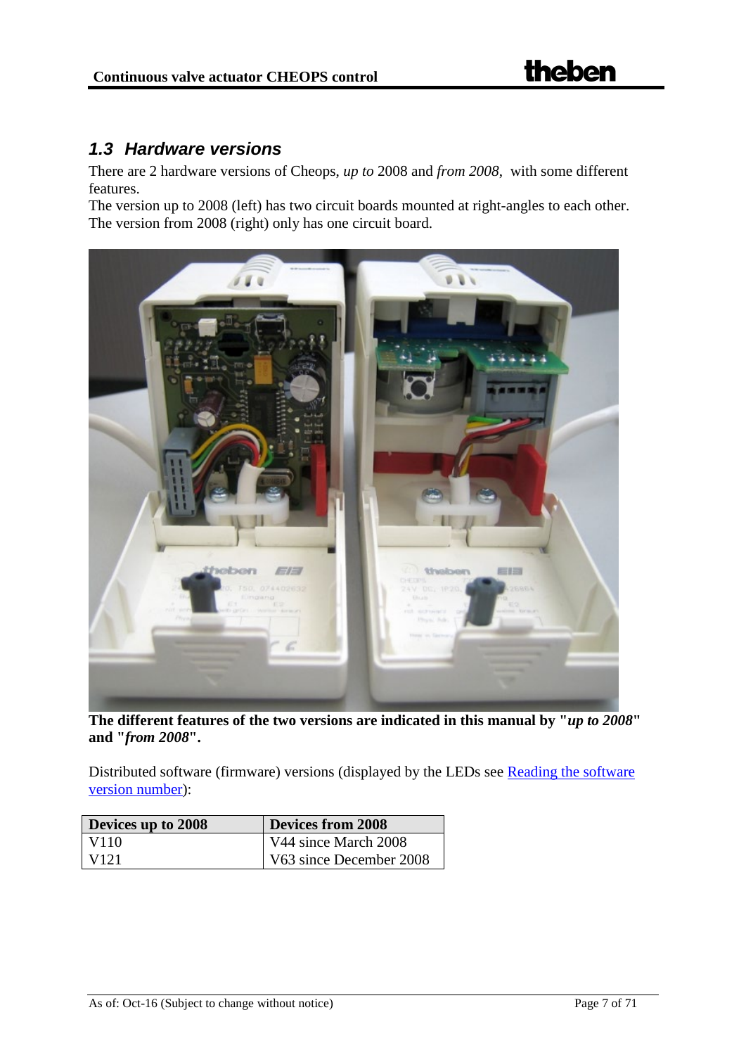## *1.3 Hardware versions*

There are 2 hardware versions of Cheops, *up to* 2008 and *from 2008*, with some different features.
The version up to 2008 (left) has two circuit boards mounted at right-angles to each other.
The version from 2008 (right) only has one circuit board.

**The different features of the two versions are indicated in this manual by "*up to 2008*" and "*from 2008*".**

Distributed software (firmware) versions (displayed by the LEDs see Reading the software version number):

| Devices up to 2008 | Devices from 2008 |
|---|---|
| V110 | V44 since March 2008 |
| V121 | V63 since December 2008 |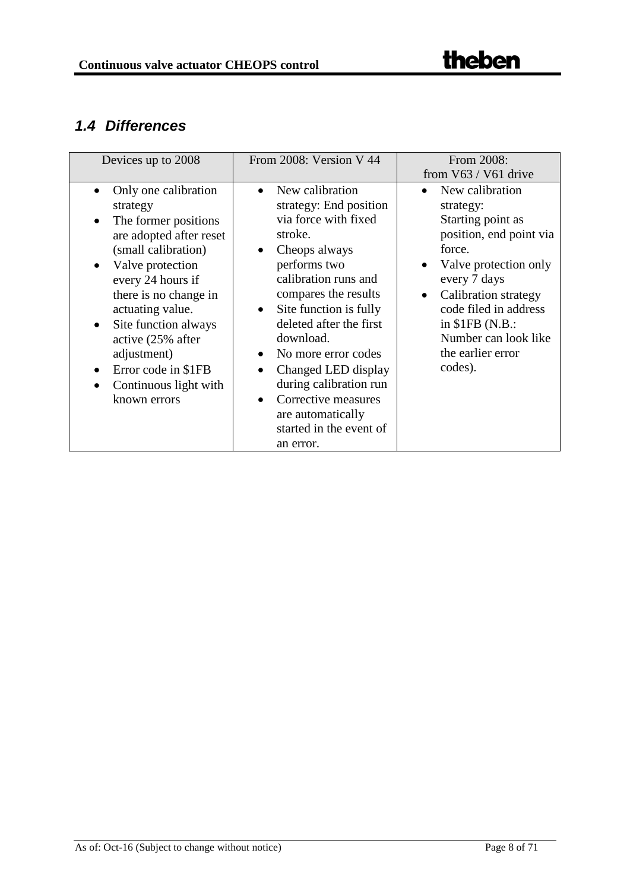## *1.4 Differences*

| Devices up to 2008 | From 2008: Version V 44 | From 2008:<br>from V63 / V61 drive |
|---|---|---|
| • Only one calibration strategy<br>• The former positions are adopted after reset (small calibration)<br>• Valve protection every 24 hours if there is no change in actuating value.<br>• Site function always active (25% after adjustment)<br>• Error code in $1FB<br>• Continuous light with known errors | • New calibration strategy: End position via force with fixed stroke.<br>• Cheops always performs two calibration runs and compares the results<br>• Site function is fully deleted after the first download.<br>• No more error codes<br>• Changed LED display during calibration run<br>• Corrective measures are automatically started in the event of an error. | • New calibration strategy:<br>Starting point as position, end point via force.<br>• Valve protection only every 7 days<br>• Calibration strategy code filed in address in $1FB (N.B.: Number can look like the earlier error codes). |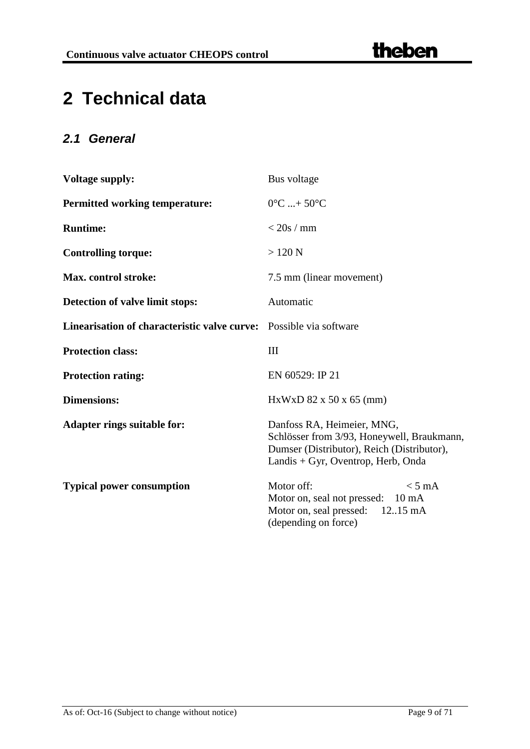# 2 Technical data

## 2.1 General

| | |
|---|---|
| **Voltage supply:** | Bus voltage |
| **Permitted working temperature:** | 0°C ...+ 50°C |
| **Runtime:** | < 20s / mm |
| **Controlling torque:** | > 120 N |
| **Max. control stroke:** | 7.5 mm (linear movement) |
| **Detection of valve limit stops:** | Automatic |
| **Linearisation of characteristic valve curve:** | Possible via software |
| **Protection class:** | III |
| **Protection rating:** | EN 60529: IP 21 |
| **Dimensions:** | HxWxD 82 x 50 x 65 (mm) |
| **Adapter rings suitable for:** | Danfoss RA, Heimeier, MNG, Schlösser from 3/93, Honeywell, Braukmann, Dumser (Distributor), Reich (Distributor), Landis + Gyr, Oventrop, Herb, Onda |
| **Typical power consumption** | Motor off: < 5 mA<br>Motor on, seal not pressed: 10 mA<br>Motor on, seal pressed: 12..15 mA<br>(depending on force) |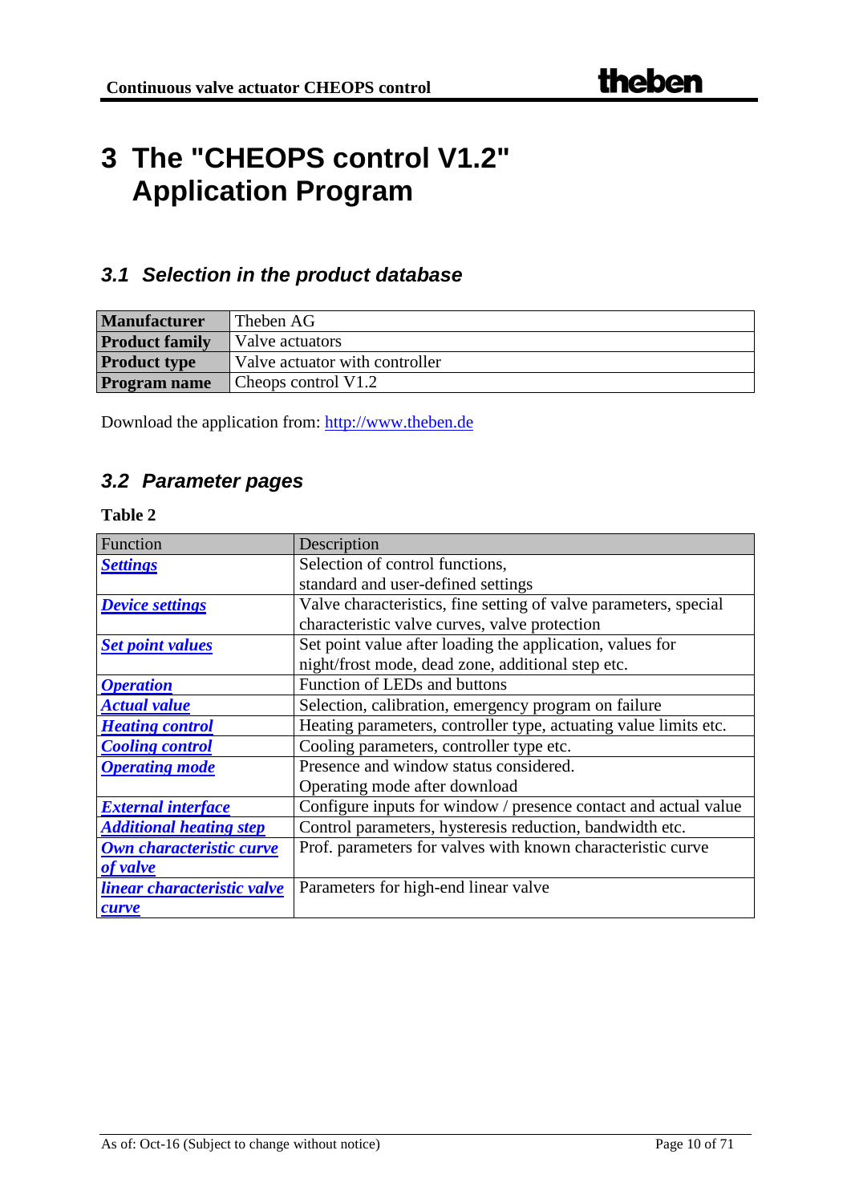# 3 The "CHEOPS control V1.2" Application Program

## 3.1 Selection in the product database

| **Manufacturer** | Theben AG |
|---|---|
| **Product family** | Valve actuators |
| **Product type** | Valve actuator with controller |
| **Program name** | Cheops control V1.2 |

Download the application from: http://www.theben.de

## 3.2 Parameter pages

**Table 2**

| Function | Description |
|---|---|
| ***Settings*** | Selection of control functions, standard and user-defined settings |
| ***Device settings*** | Valve characteristics, fine setting of valve parameters, special characteristic valve curves, valve protection |
| ***Set point values*** | Set point value after loading the application, values for night/frost mode, dead zone, additional step etc. |
| ***Operation*** | Function of LEDs and buttons |
| ***Actual value*** | Selection, calibration, emergency program on failure |
| ***Heating control*** | Heating parameters, controller type, actuating value limits etc. |
| ***Cooling control*** | Cooling parameters, controller type etc. |
| ***Operating mode*** | Presence and window status considered. Operating mode after download |
| ***External interface*** | Configure inputs for window / presence contact and actual value |
| ***Additional heating step*** | Control parameters, hysteresis reduction, bandwidth etc. |
| ***Own characteristic curve of valve*** | Prof. parameters for valves with known characteristic curve |
| ***linear characteristic valve curve*** | Parameters for high-end linear valve |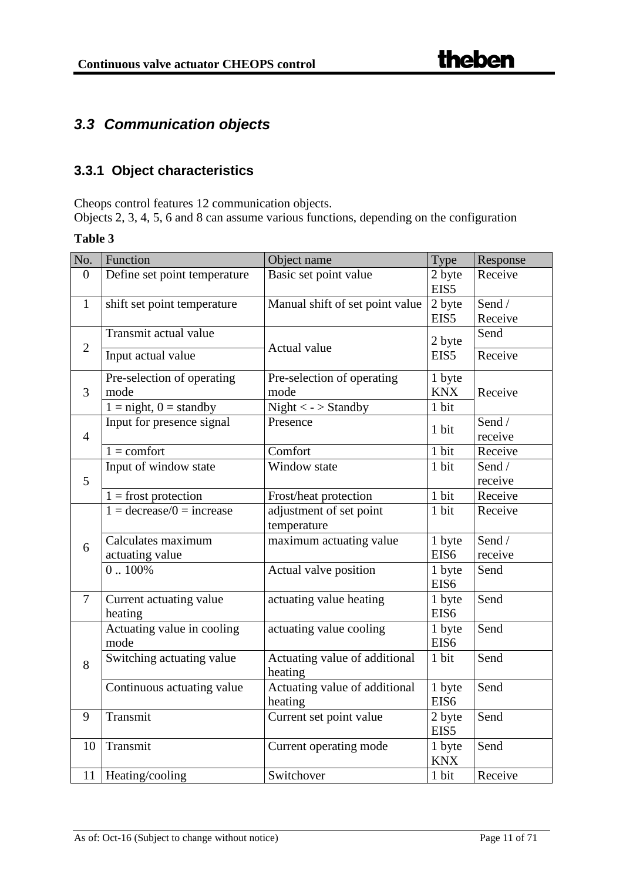## 3.3 *Communication objects*

### 3.3.1 Object characteristics

Cheops control features 12 communication objects.
Objects 2, 3, 4, 5, 6 and 8 can assume various functions, depending on the configuration

**Table 3**

| No. | Function | Object name | Type | Response |
|---|---|---|---|---|
| 0 | Define set point temperature | Basic set point value | 2 byte EIS5 | Receive |
| 1 | shift set point temperature | Manual shift of set point value | 2 byte EIS5 | Send / Receive |
| 2 | Transmit actual value | Actual value | 2 byte EIS5 | Send |
| | Input actual value | | | Receive |
| 3 | Pre-selection of operating mode | Pre-selection of operating mode | 1 byte KNX | Receive |
| | 1 = night, 0 = standby | Night < - > Standby | 1 bit | |
| 4 | Input for presence signal | Presence | 1 bit | Send / receive |
| | 1 = comfort | Comfort | 1 bit | Receive |
| 5 | Input of window state | Window state | 1 bit | Send / receive |
| | 1 = frost protection | Frost/heat protection | 1 bit | Receive |
| 6 | 1 = decrease/0 = increase | adjustment of set point temperature | 1 bit | Receive |
| | Calculates maximum actuating value | maximum actuating value | 1 byte EIS6 | Send / receive |
| | 0 .. 100% | Actual valve position | 1 byte EIS6 | Send |
| 7 | Current actuating value heating | actuating value heating | 1 byte EIS6 | Send |
| 8 | Actuating value in cooling mode | actuating value cooling | 1 byte EIS6 | Send |
| | Switching actuating value | Actuating value of additional heating | 1 bit | Send |
| | Continuous actuating value | Actuating value of additional heating | 1 byte EIS6 | Send |
| 9 | Transmit | Current set point value | 2 byte EIS5 | Send |
| 10 | Transmit | Current operating mode | 1 byte KNX | Send |
| 11 | Heating/cooling | Switchover | 1 bit | Receive |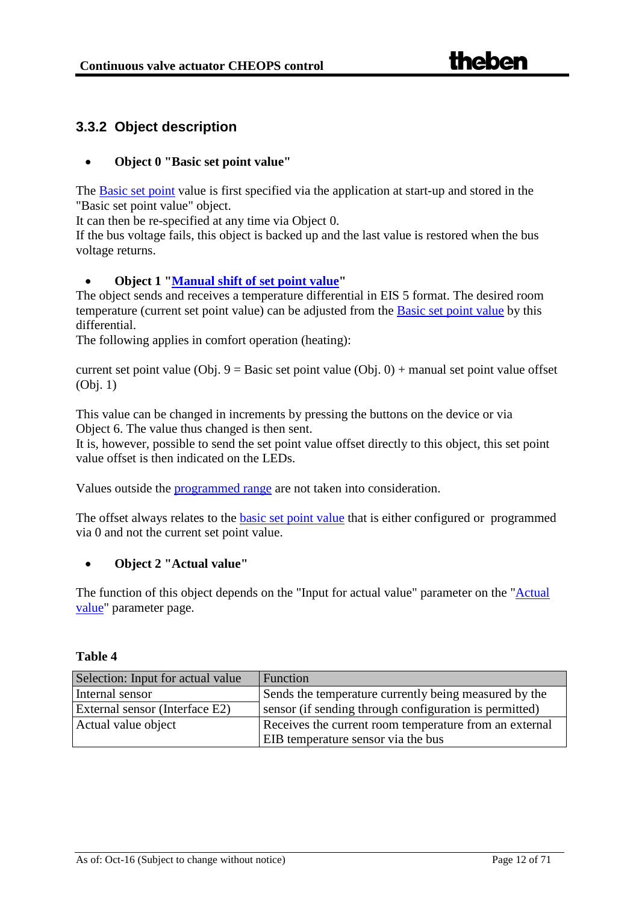### 3.3.2 Object description

- **Object 0 "Basic set point value"**

The Basic set point value is first specified via the application at start-up and stored in the "Basic set point value" object.
It can then be re-specified at any time via Object 0.
If the bus voltage fails, this object is backed up and the last value is restored when the bus voltage returns.

- **Object 1 "Manual shift of set point value"**

The object sends and receives a temperature differential in EIS 5 format. The desired room temperature (current set point value) can be adjusted from the Basic set point value by this differential.
The following applies in comfort operation (heating):

current set point value (Obj. 9 = Basic set point value (Obj. 0) + manual set point value offset (Obj. 1)

This value can be changed in increments by pressing the buttons on the device or via Object 6. The value thus changed is then sent.
It is, however, possible to send the set point value offset directly to this object, this set point value offset is then indicated on the LEDs.

Values outside the programmed range are not taken into consideration.

The offset always relates to the basic set point value that is either configured or programmed via 0 and not the current set point value.

- **Object 2 "Actual value"**

The function of this object depends on the "Input for actual value" parameter on the "Actual value" parameter page.

**Table 4**

| Selection: Input for actual value | Function |
|---|---|
| Internal sensor | Sends the temperature currently being measured by the sensor (if sending through configuration is permitted) |
| External sensor (Interface E2) | |
| Actual value object | Receives the current room temperature from an external EIB temperature sensor via the bus |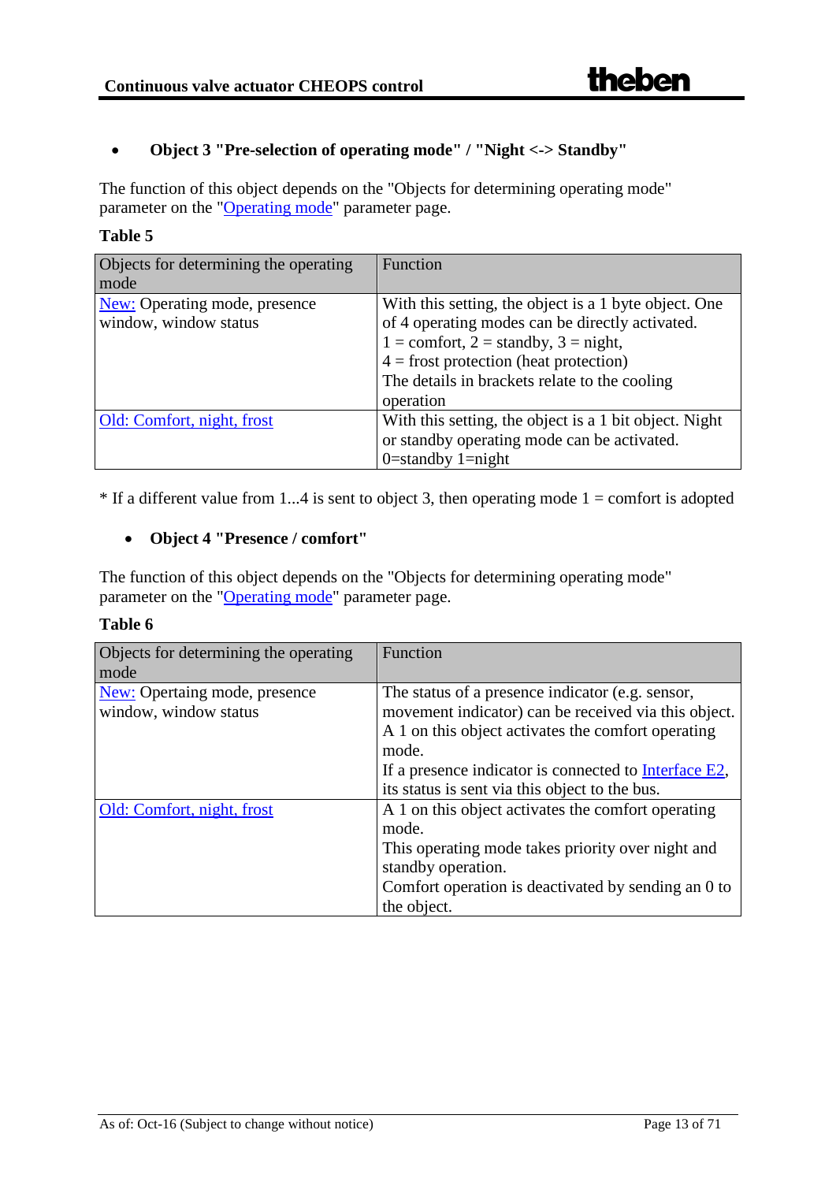- **Object 3 "Pre-selection of operating mode" / "Night <-> Standby"**

The function of this object depends on the "Objects for determining operating mode" parameter on the "Operating mode" parameter page.

**Table 5**

| Objects for determining the operating mode | Function |
|---|---|
| New: Operating mode, presence window, window status | With this setting, the object is a 1 byte object. One of 4 operating modes can be directly activated.<br>1 = comfort, 2 = standby, 3 = night,<br>4 = frost protection (heat protection)<br>The details in brackets relate to the cooling operation |
| Old: Comfort, night, frost | With this setting, the object is a 1 bit object. Night or standby operating mode can be activated.<br>0=standby 1=night |

* If a different value from 1...4 is sent to object 3, then operating mode 1 = comfort is adopted

- **Object 4 "Presence / comfort"**

The function of this object depends on the "Objects for determining operating mode" parameter on the "Operating mode" parameter page.

**Table 6**

| Objects for determining the operating mode | Function |
|---|---|
| New: Opertaing mode, presence window, window status | The status of a presence indicator (e.g. sensor, movement indicator) can be received via this object.<br>A 1 on this object activates the comfort operating mode.<br>If a presence indicator is connected to Interface E2, its status is sent via this object to the bus. |
| Old: Comfort, night, frost | A 1 on this object activates the comfort operating mode.<br>This operating mode takes priority over night and standby operation.<br>Comfort operation is deactivated by sending an 0 to the object. |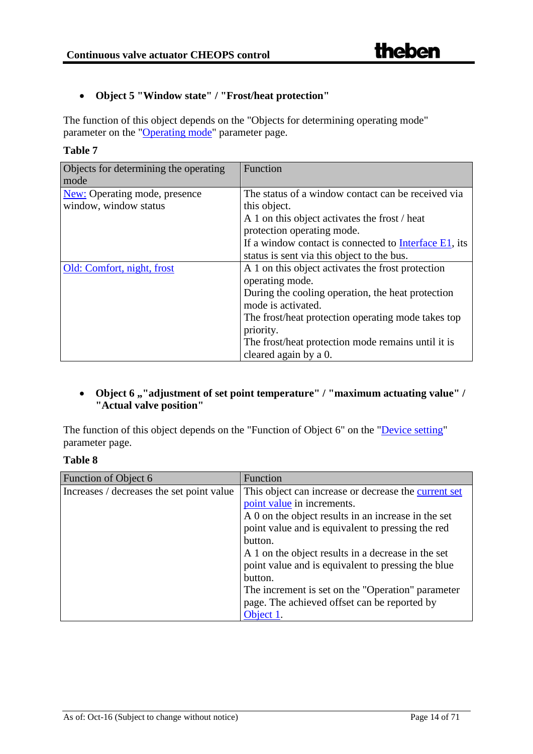- **Object 5 "Window state" / "Frost/heat protection"**

The function of this object depends on the "Objects for determining operating mode" parameter on the "Operating mode" parameter page.

**Table 7**

| Objects for determining the operating mode | Function |
|---|---|
| New: Operating mode, presence window, window status | The status of a window contact can be received via this object.<br>A 1 on this object activates the frost / heat protection operating mode.<br>If a window contact is connected to Interface E1, its status is sent via this object to the bus. |
| Old: Comfort, night, frost | A 1 on this object activates the frost protection operating mode.<br>During the cooling operation, the heat protection mode is activated.<br>The frost/heat protection operating mode takes top priority.<br>The frost/heat protection mode remains until it is cleared again by a 0. |

- **Object 6 „"adjustment of set point temperature" / "maximum actuating value" / "Actual valve position"**

The function of this object depends on the "Function of Object 6" on the "Device setting" parameter page.

**Table 8**

| Function of Object 6 | Function |
|---|---|
| Increases / decreases the set point value | This object can increase or decrease the current set point value in increments.<br>A 0 on the object results in an increase in the set point value and is equivalent to pressing the red button.<br>A 1 on the object results in a decrease in the set point value and is equivalent to pressing the blue button.<br>The increment is set on the "Operation" parameter page. The achieved offset can be reported by Object 1. |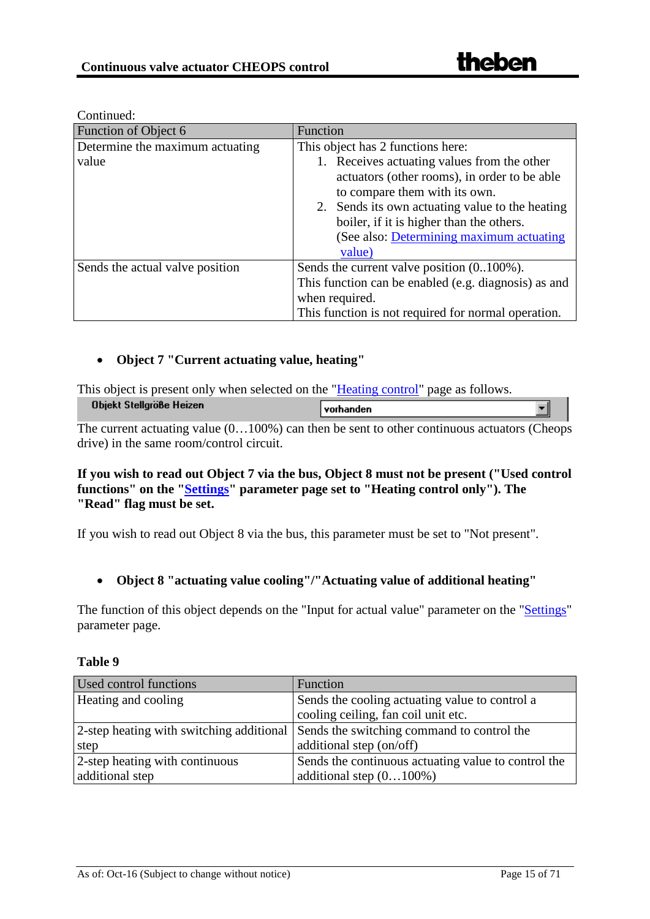Continued:

| Function of Object 6 | Function |
|---|---|
| Determine the maximum actuating value | This object has 2 functions here:<br>1. Receives actuating values from the other actuators (other rooms), in order to be able to compare them with its own.<br>2. Sends its own actuating value to the heating boiler, if it is higher than the others. (See also: Determining maximum actuating value) |
| Sends the actual valve position | Sends the current valve position (0..100%).<br>This function can be enabled (e.g. diagnosis) as and when required.<br>This function is not required for normal operation. |

- **Object 7 "Current actuating value, heating"**

This object is present only when selected on the "Heating control" page as follows.

| Objekt Stellgröße Heizen | vorhanden |
|---|---|

The current actuating value (0…100%) can then be sent to other continuous actuators (Cheops drive) in the same room/control circuit.

**If you wish to read out Object 7 via the bus, Object 8 must not be present ("Used control functions" on the "Settings" parameter page set to "Heating control only"). The "Read" flag must be set.**

If you wish to read out Object 8 via the bus, this parameter must be set to "Not present".

- **Object 8 "actuating value cooling"/"Actuating value of additional heating"**

The function of this object depends on the "Input for actual value" parameter on the "Settings" parameter page.

**Table 9**

| Used control functions | Function |
|---|---|
| Heating and cooling | Sends the cooling actuating value to control a cooling ceiling, fan coil unit etc. |
| 2-step heating with switching additional step | Sends the switching command to control the additional step (on/off) |
| 2-step heating with continuous additional step | Sends the continuous actuating value to control the additional step (0…100%) |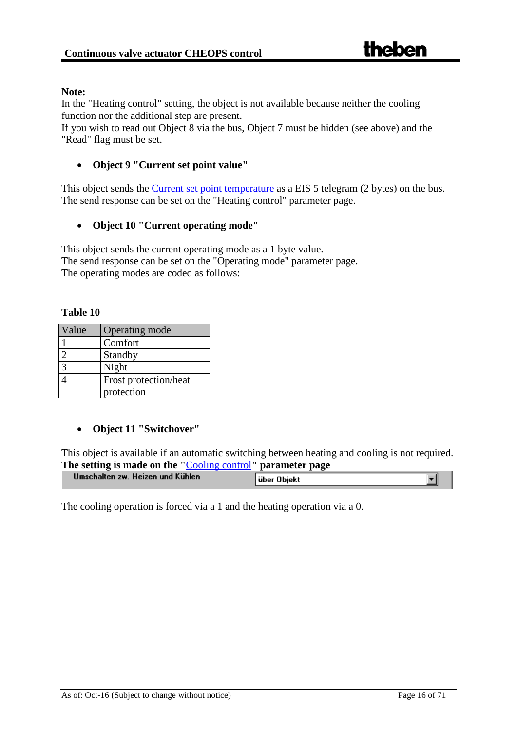**Note:**
In the "Heating control" setting, the object is not available because neither the cooling function nor the additional step are present.
If you wish to read out Object 8 via the bus, Object 7 must be hidden (see above) and the "Read" flag must be set.

- **Object 9 "Current set point value"**

This object sends the Current set point temperature as a EIS 5 telegram (2 bytes) on the bus.
The send response can be set on the "Heating control" parameter page.

- **Object 10 "Current operating mode"**

This object sends the current operating mode as a 1 byte value.
The send response can be set on the "Operating mode" parameter page.
The operating modes are coded as follows:

**Table 10**

| Value | Operating mode |
|---|---|
| 1 | Comfort |
| 2 | Standby |
| 3 | Night |
| 4 | Frost protection/heat protection |

- **Object 11 "Switchover"**

This object is available if an automatic switching between heating and cooling is not required.
**The setting is made on the "Cooling control" parameter page**

| Umschalten zw. Heizen und Kühlen | über Objekt |
|---|---|

The cooling operation is forced via a 1 and the heating operation via a 0.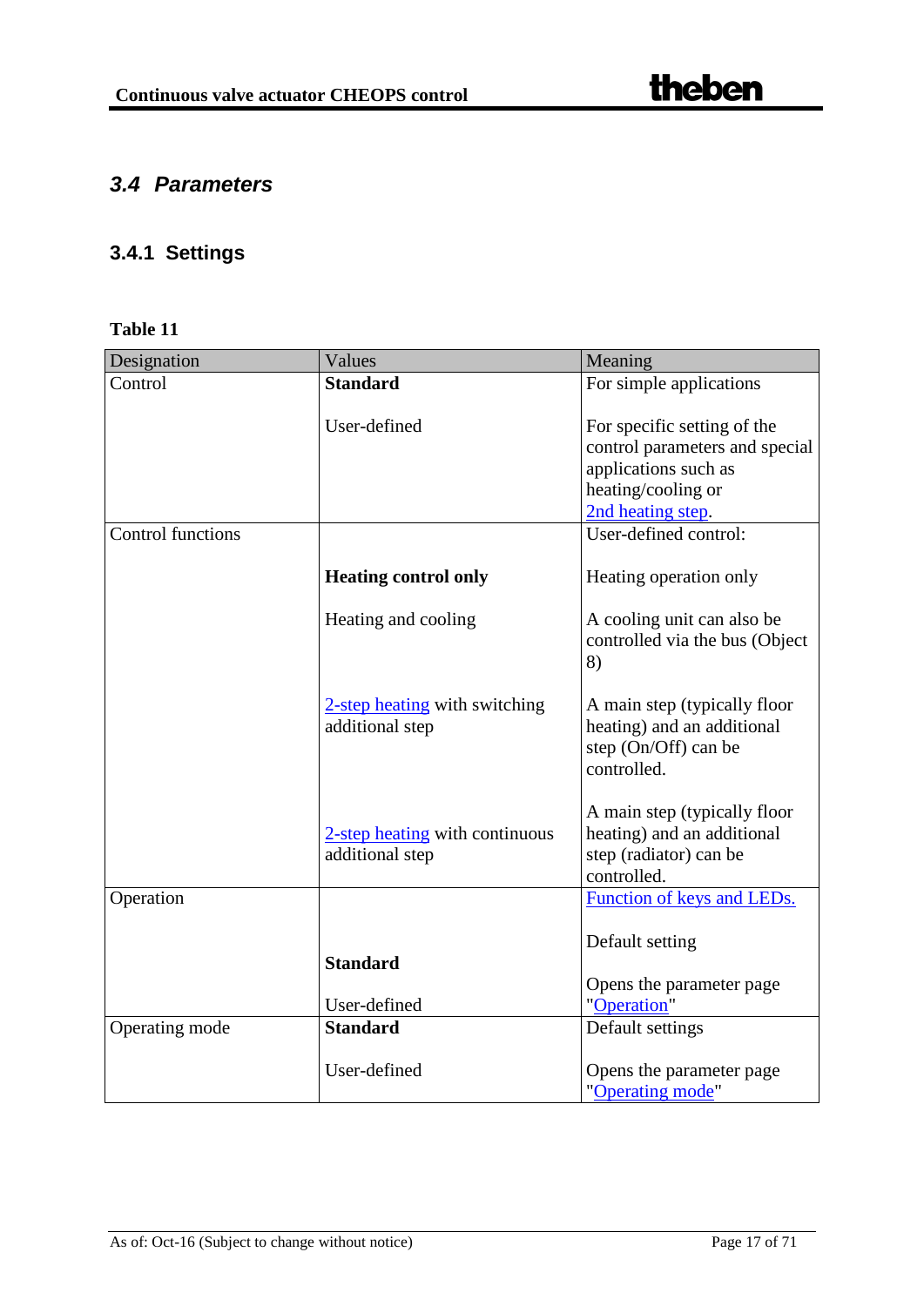## 3.4 Parameters

### 3.4.1 Settings

**Table 11**

| Designation | Values | Meaning |
|---|---|---|
| Control | **Standard**<br><br>User-defined | For simple applications<br><br>For specific setting of the control parameters and special applications such as heating/cooling or 2nd heating step. |
| Control functions | <br><br>**Heating control only**<br><br>Heating and cooling<br><br>2-step heating with switching additional step<br><br>2-step heating with continuous additional step | User-defined control:<br><br>Heating operation only<br><br>A cooling unit can also be controlled via the bus (Object 8)<br><br>A main step (typically floor heating) and an additional step (On/Off) can be controlled.<br><br>A main step (typically floor heating) and an additional step (radiator) can be controlled. |
| Operation | <br><br>**Standard**<br><br>User-defined | Function of keys and LEDs.<br><br>Default setting<br><br>Opens the parameter page "Operation" |
| Operating mode | **Standard**<br><br>User-defined | Default settings<br><br>Opens the parameter page "Operating mode" |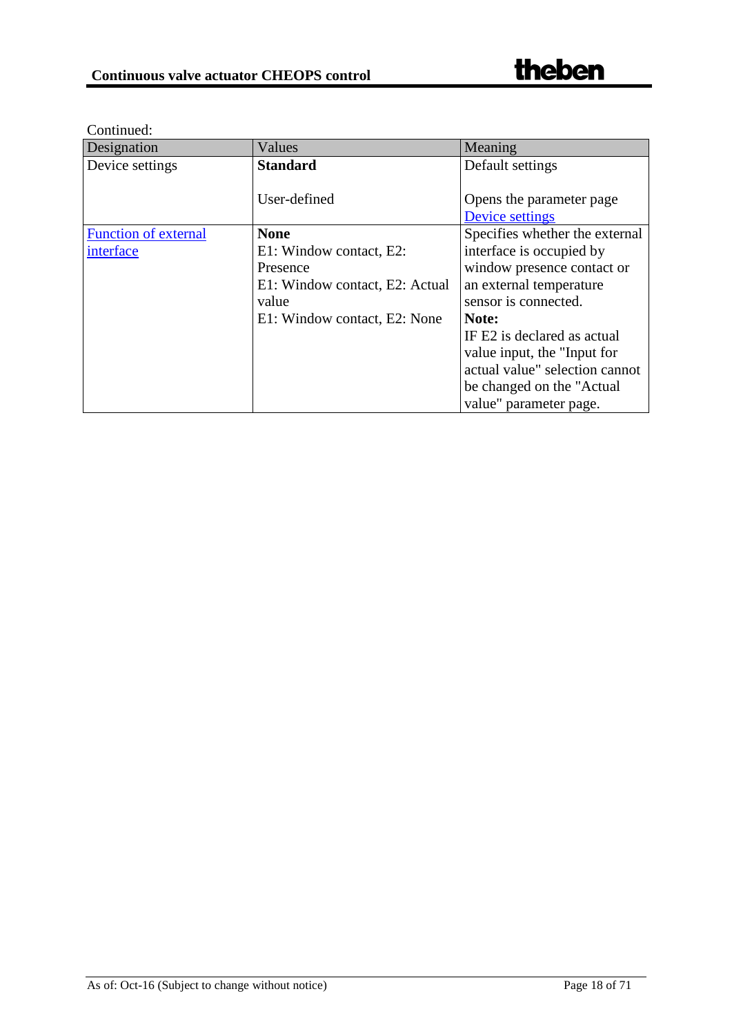Continued:

| Designation | Values | Meaning |
|---|---|---|
| Device settings | **Standard**<br><br>User-defined | Default settings<br><br>Opens the parameter page Device settings |
| Function of external interface | **None**<br>E1: Window contact, E2: Presence<br>E1: Window contact, E2: Actual value<br>E1: Window contact, E2: None | Specifies whether the external interface is occupied by window presence contact or an external temperature sensor is connected.<br>**Note:**<br>IF E2 is declared as actual value input, the "Input for actual value" selection cannot be changed on the "Actual value" parameter page. |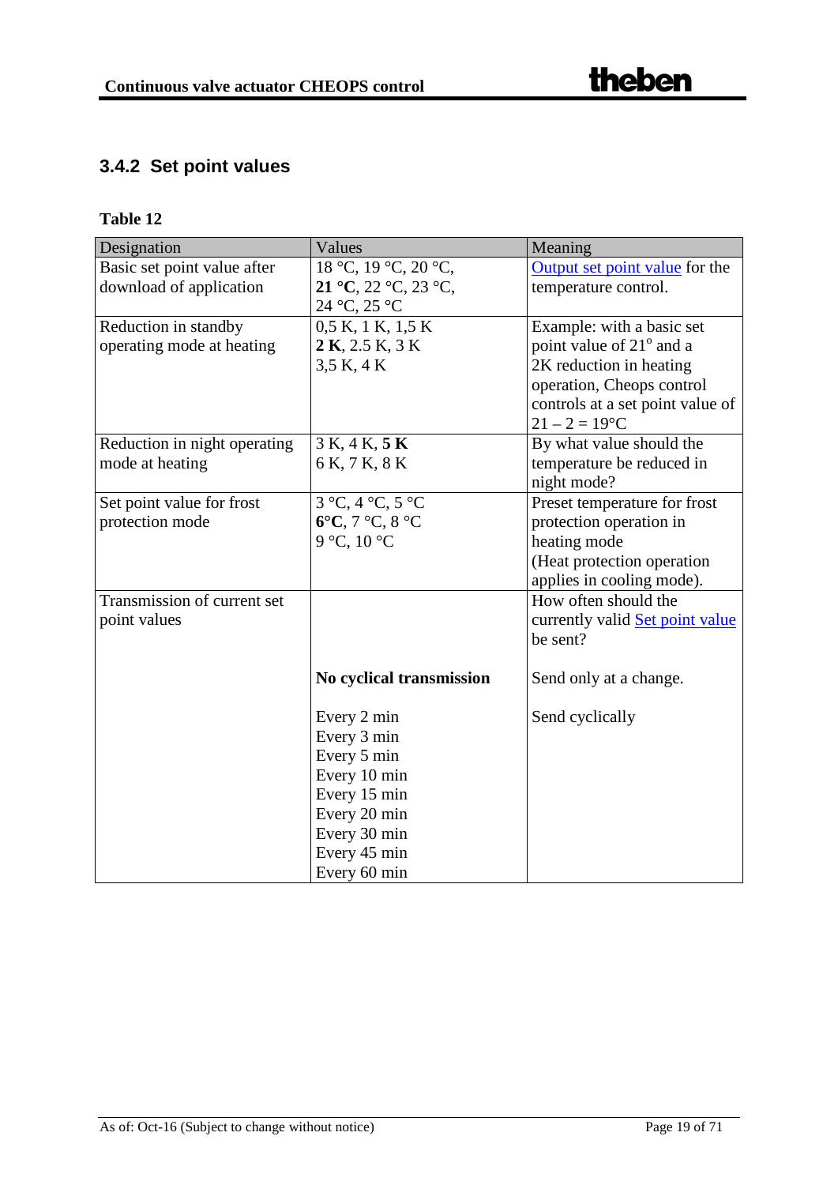## 3.4.2 Set point values

**Table 12**

| Designation | Values | Meaning |
|---|---|---|
| Basic set point value after download of application | 18 °C, 19 °C, 20 °C, **21 °C**, 22 °C, 23 °C, 24 °C, 25 °C | Output set point value for the temperature control. |
| Reduction in standby operating mode at heating | 0,5 K, 1 K, 1,5 K **2 K**, 2.5 K, 3 K 3,5 K, 4 K | Example: with a basic set point value of 21° and a 2K reduction in heating operation, Cheops control controls at a set point value of 21 – 2 = 19°C |
| Reduction in night operating mode at heating | 3 K, 4 K, **5 K** 6 K, 7 K, 8 K | By what value should the temperature be reduced in night mode? |
| Set point value for frost protection mode | 3 °C, 4 °C, 5 °C **6°C**, 7 °C, 8 °C 9 °C, 10 °C | Preset temperature for frost protection operation in heating mode (Heat protection operation applies in cooling mode). |
| Transmission of current set point values | | How often should the currently valid Set point value be sent? |
| | **No cyclical transmission** | Send only at a change. |
| | Every 2 min Every 3 min Every 5 min Every 10 min Every 15 min Every 20 min Every 30 min Every 45 min Every 60 min | Send cyclically |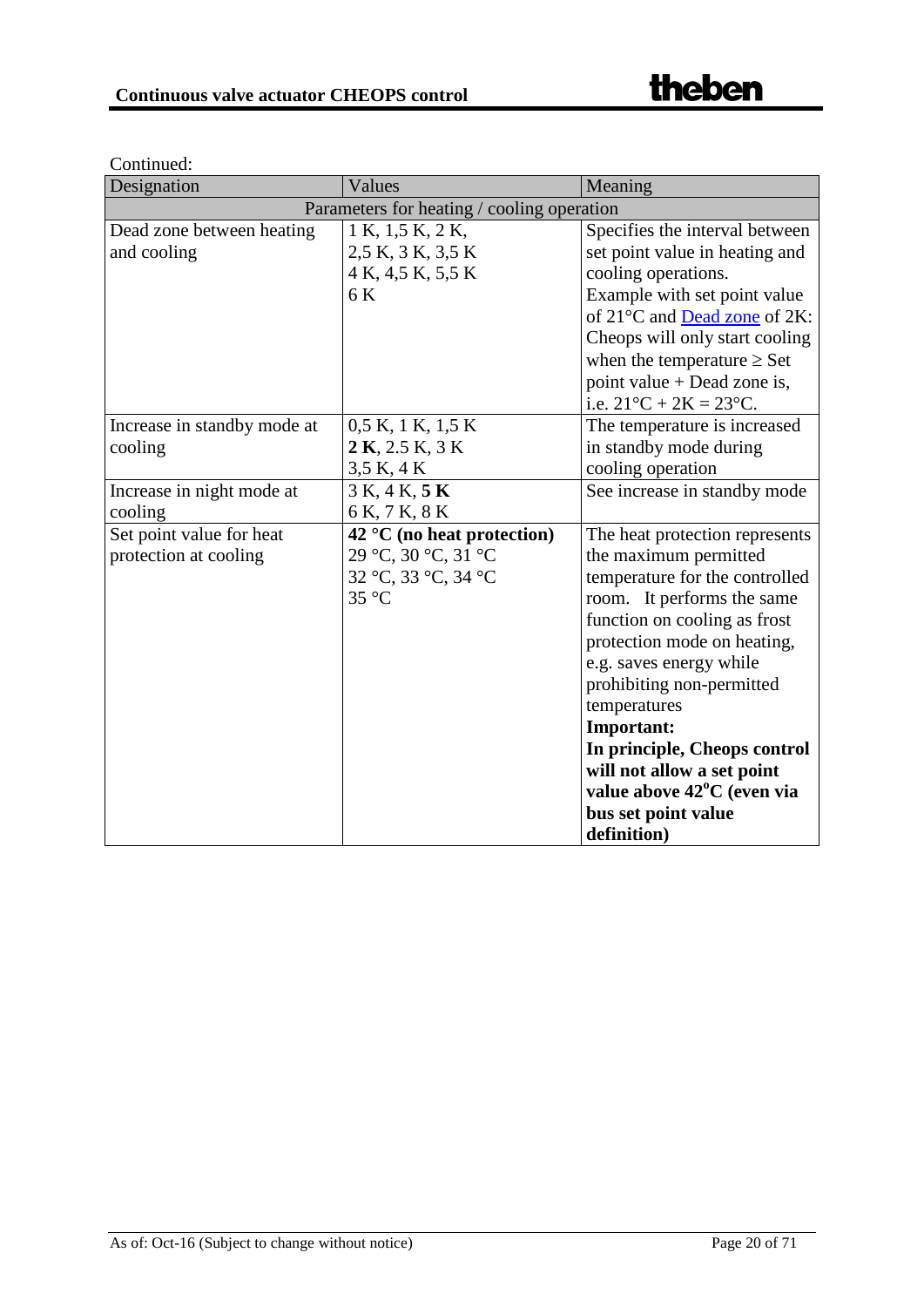Continued:

| Designation | Values | Meaning |
|---|---|---|
| Parameters for heating / cooling operation | | |
| Dead zone between heating and cooling | 1 K, 1,5 K, 2 K, 2,5 K, 3 K, 3,5 K 4 K, 4,5 K, 5,5 K 6 K | Specifies the interval between set point value in heating and cooling operations. Example with set point value of 21°C and Dead zone of 2K: Cheops will only start cooling when the temperature ≥ Set point value + Dead zone is, i.e. 21°C + 2K = 23°C. |
| Increase in standby mode at cooling | 0,5 K, 1 K, 1,5 K **2 K**, 2.5 K, 3 K 3,5 K, 4 K | The temperature is increased in standby mode during cooling operation |
| Increase in night mode at cooling | 3 K, 4 K, **5 K** 6 K, 7 K, 8 K | See increase in standby mode |
| Set point value for heat protection at cooling | **42 °C (no heat protection)** 29 °C, 30 °C, 31 °C 32 °C, 33 °C, 34 °C 35 °C | The heat protection represents the maximum permitted temperature for the controlled room. It performs the same function on cooling as frost protection mode on heating, e.g. saves energy while prohibiting non-permitted temperatures **Important:** **In principle, Cheops control will not allow a set point value above 42°C (even via bus set point value definition)** |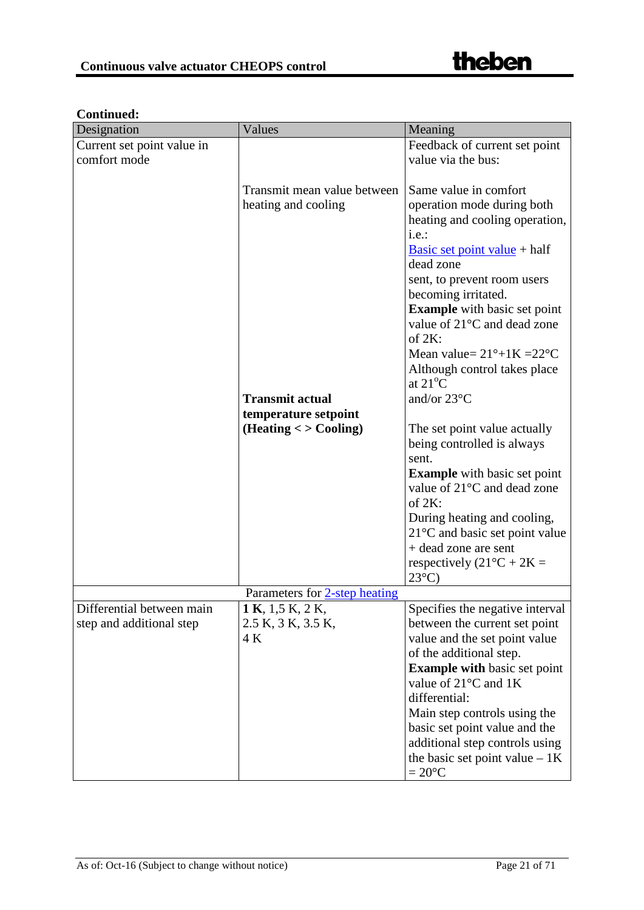**Continued:**

| Designation | Values | Meaning |
|---|---|---|
| Current set point value in comfort mode | | Feedback of current set point value via the bus: |
| | Transmit mean value between heating and cooling | Same value in comfort operation mode during both heating and cooling operation, i.e.: Basic set point value + half dead zone sent, to prevent room users becoming irritated. **Example** with basic set point value of 21°C and dead zone of 2K: Mean value= 21°+1K =22°C Although control takes place at 21°C and/or 23°C |
| | **Transmit actual temperature setpoint (Heating < > Cooling)** | The set point value actually being controlled is always sent. **Example** with basic set point value of 21°C and dead zone of 2K: During heating and cooling, 21°C and basic set point value + dead zone are sent respectively (21°C + 2K = 23°C) |
| | Parameters for 2-step heating | |
| Differential between main step and additional step | **1 K**, 1,5 K, 2 K, 2.5 K, 3 K, 3.5 K, 4 K | Specifies the negative interval between the current set point value and the set point value of the additional step. **Example with** basic set point value of 21°C and 1K differential: Main step controls using the basic set point value and the additional step controls using the basic set point value – 1K = 20°C |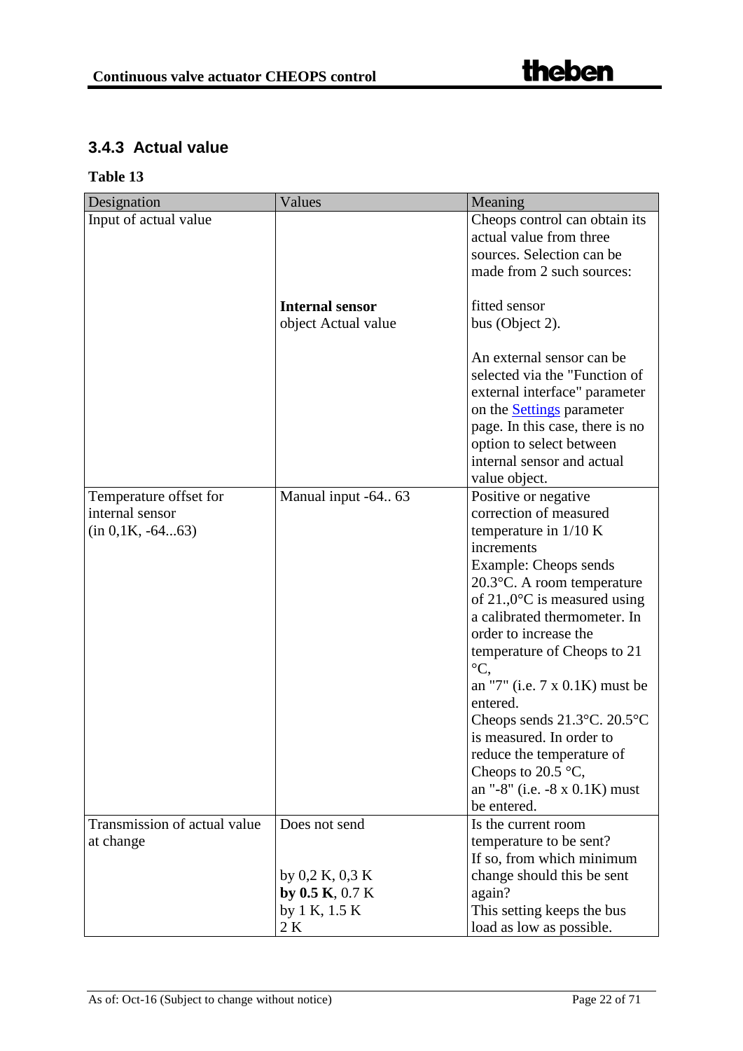### 3.4.3 Actual value

**Table 13**

| Designation | Values | Meaning |
|---|---|---|
| Input of actual value | | Cheops control can obtain its actual value from three sources. Selection can be made from 2 such sources: |
| | **Internal sensor**<br>object Actual value | fitted sensor<br>bus (Object 2).<br><br>An external sensor can be selected via the "Function of external interface" parameter on the Settings parameter page. In this case, there is no option to select between internal sensor and actual value object. |
| Temperature offset for internal sensor (in 0,1K, -64...63) | Manual input -64.. 63 | Positive or negative correction of measured temperature in 1/10 K increments<br>Example: Cheops sends 20.3°C. A room temperature of 21.,0°C is measured using a calibrated thermometer. In order to increase the temperature of Cheops to 21 °C,<br>an "7" (i.e. 7 x 0.1K) must be entered.<br>Cheops sends 21.3°C. 20.5°C is measured. In order to reduce the temperature of Cheops to 20.5 °C,<br>an "-8" (i.e. -8 x 0.1K) must be entered. |
| Transmission of actual value at change | Does not send<br><br>by 0,2 K, 0,3 K<br>**by 0.5 K**, 0.7 K<br>by 1 K, 1.5 K<br>2 K | Is the current room temperature to be sent?<br>If so, from which minimum change should this be sent again?<br>This setting keeps the bus load as low as possible. |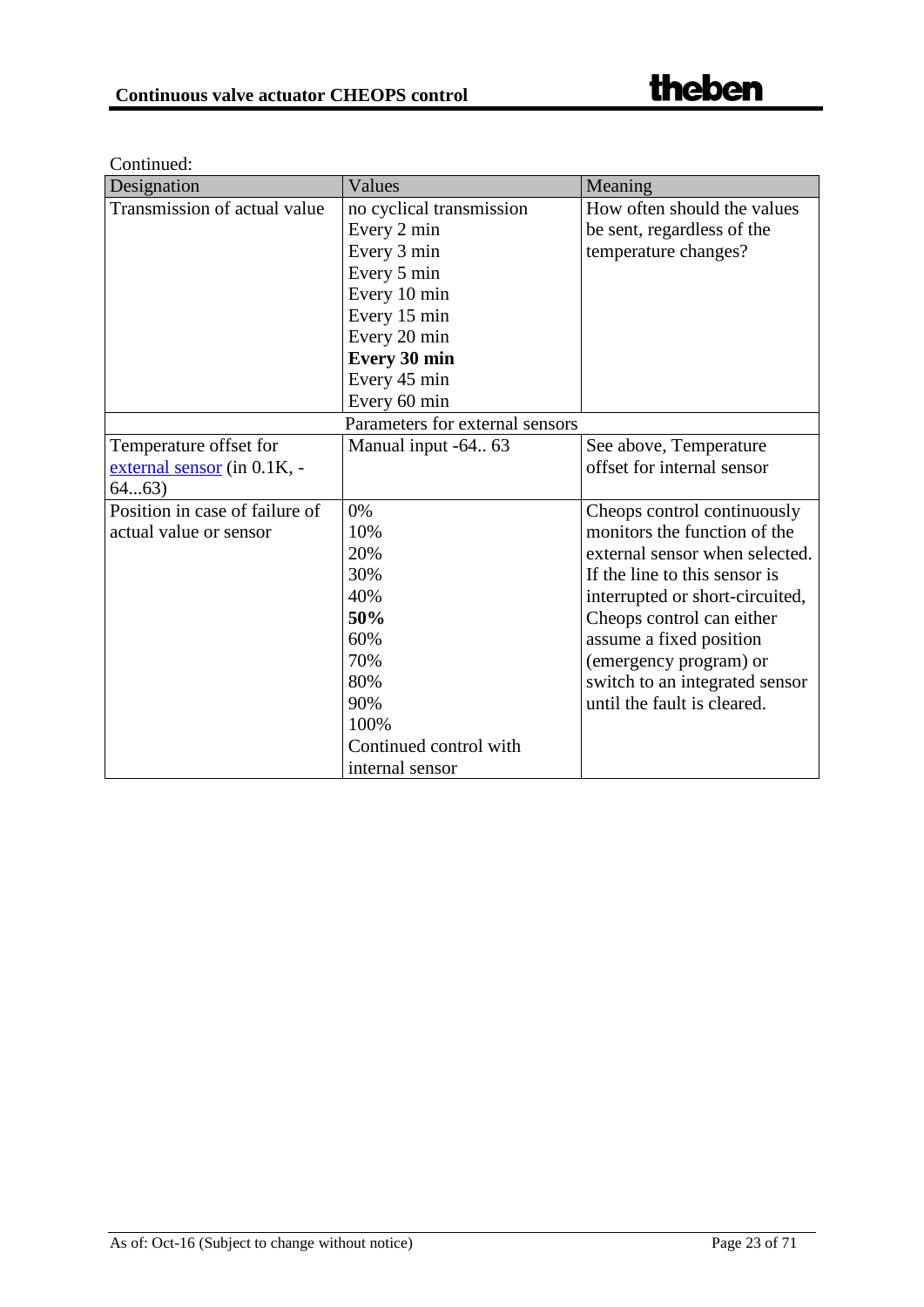Continued:

| Designation | Values | Meaning |
|---|---|---|
| Transmission of actual value | no cyclical transmission<br>Every 2 min<br>Every 3 min<br>Every 5 min<br>Every 10 min<br>Every 15 min<br>Every 20 min<br>**Every 30 min**<br>Every 45 min<br>Every 60 min | How often should the values be sent, regardless of the temperature changes? |
| | Parameters for external sensors | |
| Temperature offset for external sensor (in 0.1K, -64...63) | Manual input -64.. 63 | See above, Temperature offset for internal sensor |
| Position in case of failure of actual value or sensor | 0%<br>10%<br>20%<br>30%<br>40%<br>**50%**<br>60%<br>70%<br>80%<br>90%<br>100%<br>Continued control with internal sensor | Cheops control continuously monitors the function of the external sensor when selected. If the line to this sensor is interrupted or short-circuited, Cheops control can either assume a fixed position (emergency program) or switch to an integrated sensor until the fault is cleared. |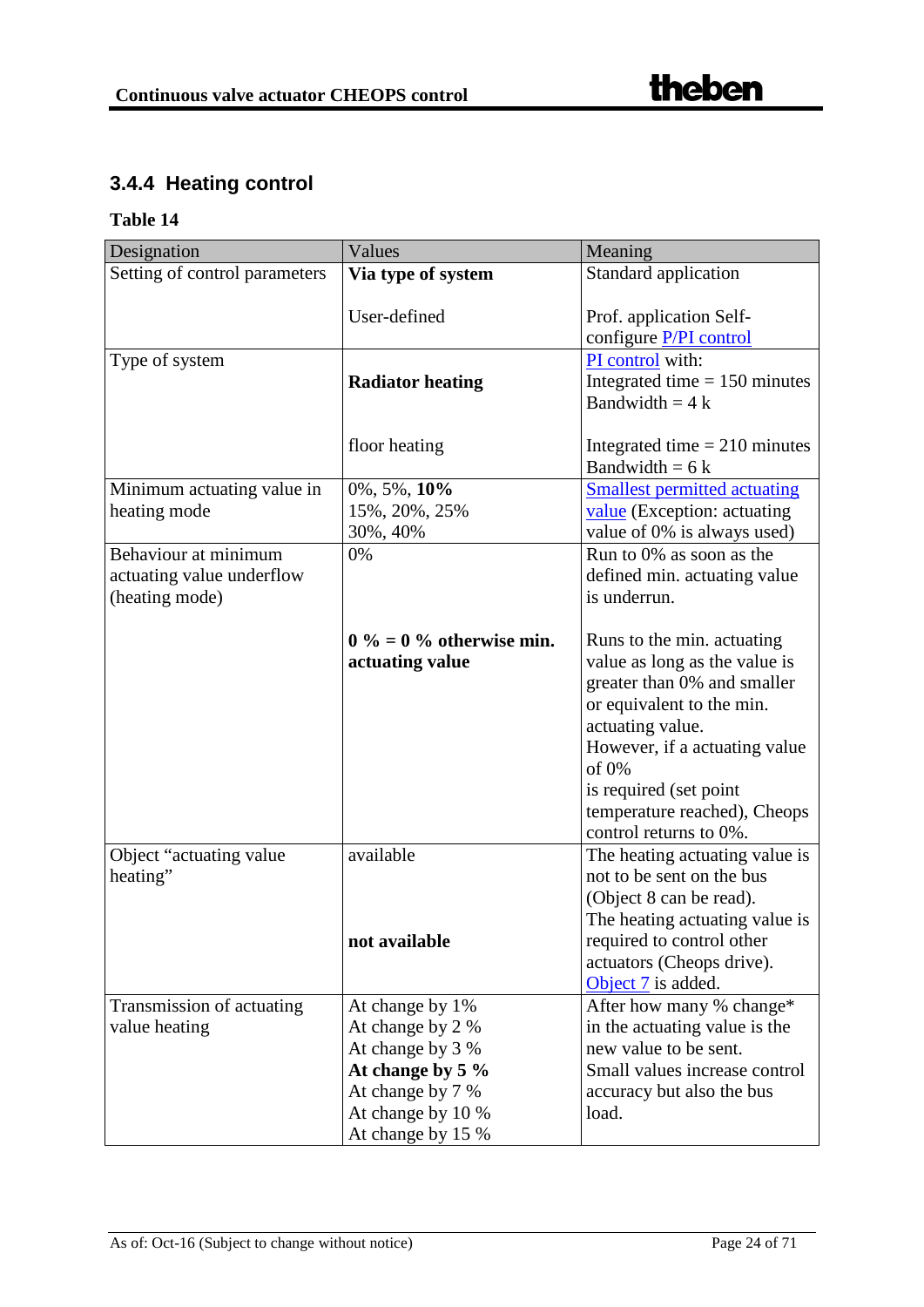## 3.4.4 Heating control

**Table 14**

| Designation | Values | Meaning |
|---|---|---|
| Setting of control parameters | **Via type of system**<br><br>User-defined | Standard application<br><br>Prof. application Self-configure P/PI control |
| Type of system | **Radiator heating**<br><br>floor heating | PI control with:<br>Integrated time = 150 minutes<br>Bandwidth = 4 k<br><br>Integrated time = 210 minutes<br>Bandwidth = 6 k |
| Minimum actuating value in heating mode | 0%, 5%, **10%**<br>15%, 20%, 25%<br>30%, 40% | Smallest permitted actuating value (Exception: actuating value of 0% is always used) |
| Behaviour at minimum actuating value underflow (heating mode) | 0%<br><br>**0 % = 0 % otherwise min. actuating value** | Run to 0% as soon as the defined min. actuating value is underrun.<br><br>Runs to the min. actuating value as long as the value is greater than 0% and smaller or equivalent to the min. actuating value.<br>However, if a actuating value of 0%<br>is required (set point temperature reached), Cheops control returns to 0%. |
| Object "actuating value heating" | available<br><br>**not available** | The heating actuating value is not to be sent on the bus (Object 8 can be read).<br>The heating actuating value is required to control other actuators (Cheops drive).<br>Object 7 is added. |
| Transmission of actuating value heating | At change by 1%<br>At change by 2 %<br>At change by 3 %<br>**At change by 5 %**<br>At change by 7 %<br>At change by 10 %<br>At change by 15 % | After how many % change* in the actuating value is the new value to be sent.<br>Small values increase control accuracy but also the bus load. |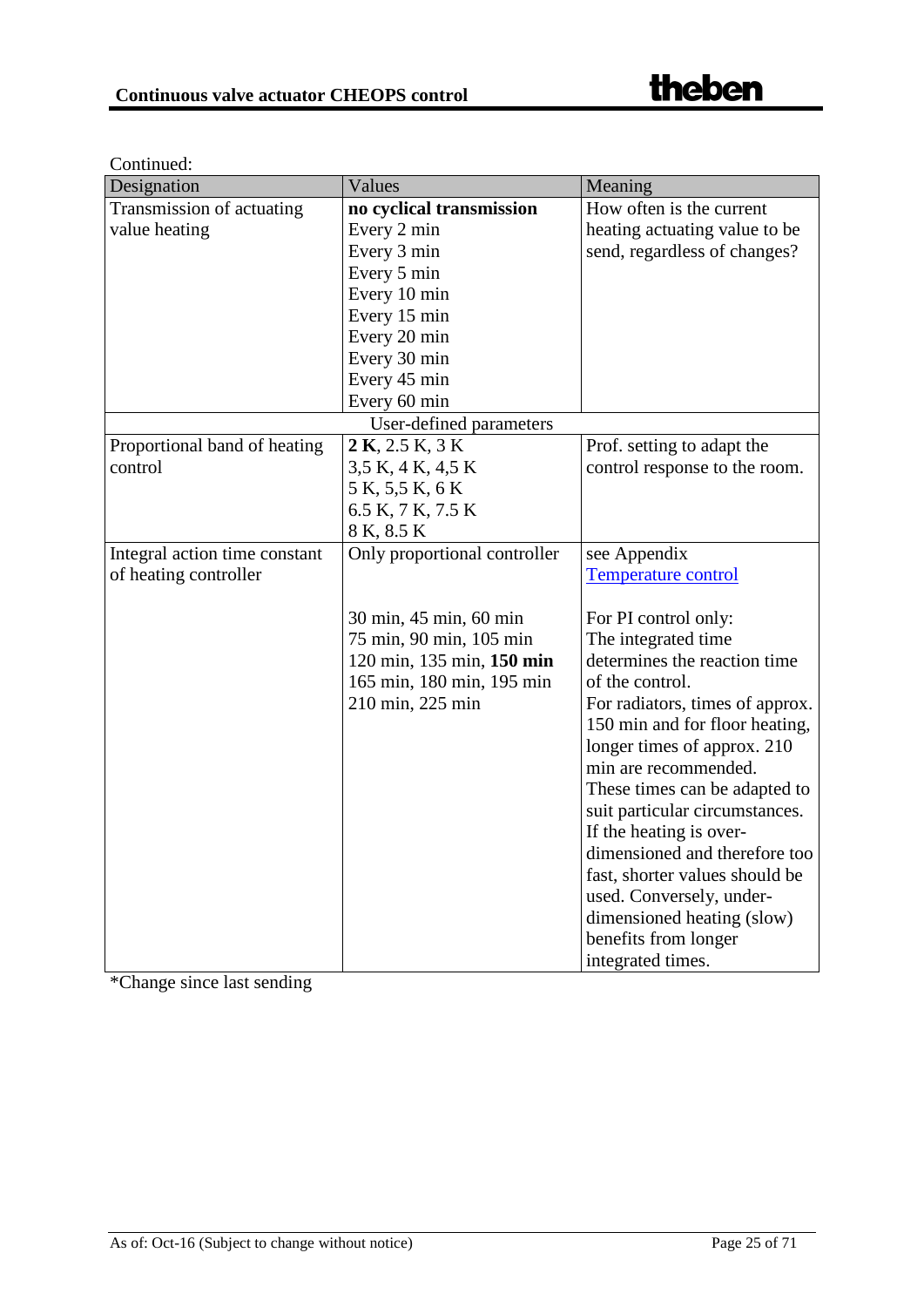Continued:

| Designation | Values | Meaning |
|---|---|---|
| Transmission of actuating value heating | **no cyclical transmission**<br>Every 2 min<br>Every 3 min<br>Every 5 min<br>Every 10 min<br>Every 15 min<br>Every 20 min<br>Every 30 min<br>Every 45 min<br>Every 60 min | How often is the current heating actuating value to be send, regardless of changes? |
| | User-defined parameters | |
| Proportional band of heating control | **2 K**, 2.5 K, 3 K<br>3,5 K, 4 K, 4,5 K<br>5 K, 5,5 K, 6 K<br>6.5 K, 7 K, 7.5 K<br>8 K, 8.5 K | Prof. setting to adapt the control response to the room. |
| Integral action time constant of heating controller | Only proportional controller | see Appendix [Temperature control] |
| | 30 min, 45 min, 60 min<br>75 min, 90 min, 105 min<br>120 min, 135 min, **150 min**<br>165 min, 180 min, 195 min<br>210 min, 225 min | For PI control only:<br>The integrated time determines the reaction time of the control.<br>For radiators, times of approx. 150 min and for floor heating, longer times of approx. 210 min are recommended.<br>These times can be adapted to suit particular circumstances.<br>If the heating is over-dimensioned and therefore too fast, shorter values should be used. Conversely, under-dimensioned heating (slow) benefits from longer integrated times. |

*Change since last sending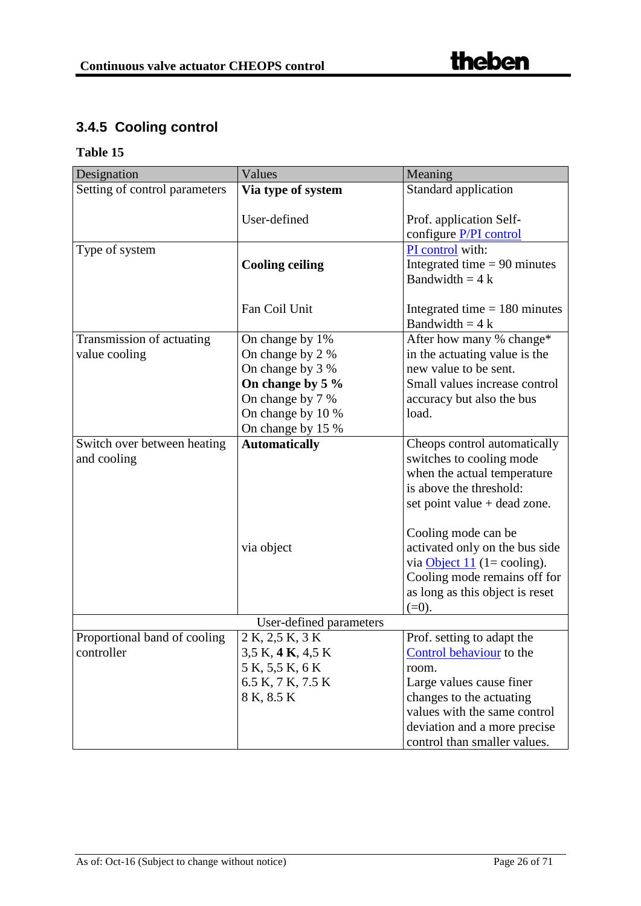### 3.4.5 Cooling control

**Table 15**

| Designation | Values | Meaning |
|---|---|---|
| Setting of control parameters | **Via type of system**<br><br>User-defined | Standard application<br><br>Prof. application Self-configure P/PI control |
| Type of system | **Cooling ceiling**<br><br>Fan Coil Unit | PI control with:<br>Integrated time = 90 minutes<br>Bandwidth = 4 k<br><br>Integrated time = 180 minutes<br>Bandwidth = 4 k |
| Transmission of actuating value cooling | On change by 1%<br>On change by 2 %<br>On change by 3 %<br>**On change by 5 %**<br>On change by 7 %<br>On change by 10 %<br>On change by 15 % | After how many % change* in the actuating value is the new value to be sent.<br>Small values increase control accuracy but also the bus load. |
| Switch over between heating and cooling | **Automatically**<br><br>via object | Cheops control automatically switches to cooling mode when the actual temperature is above the threshold:<br>set point value + dead zone.<br><br>Cooling mode can be activated only on the bus side via Object 11 (1= cooling).<br>Cooling mode remains off for as long as this object is reset (=0). |
| | User-defined parameters | |
| Proportional band of cooling controller | 2 K, 2,5 K, 3 K<br>3,5 K, **4 K**, 4,5 K<br>5 K, 5,5 K, 6 K<br>6.5 K, 7 K, 7.5 K<br>8 K, 8.5 K | Prof. setting to adapt the Control behaviour to the room.<br>Large values cause finer changes to the actuating values with the same control deviation and a more precise control than smaller values. |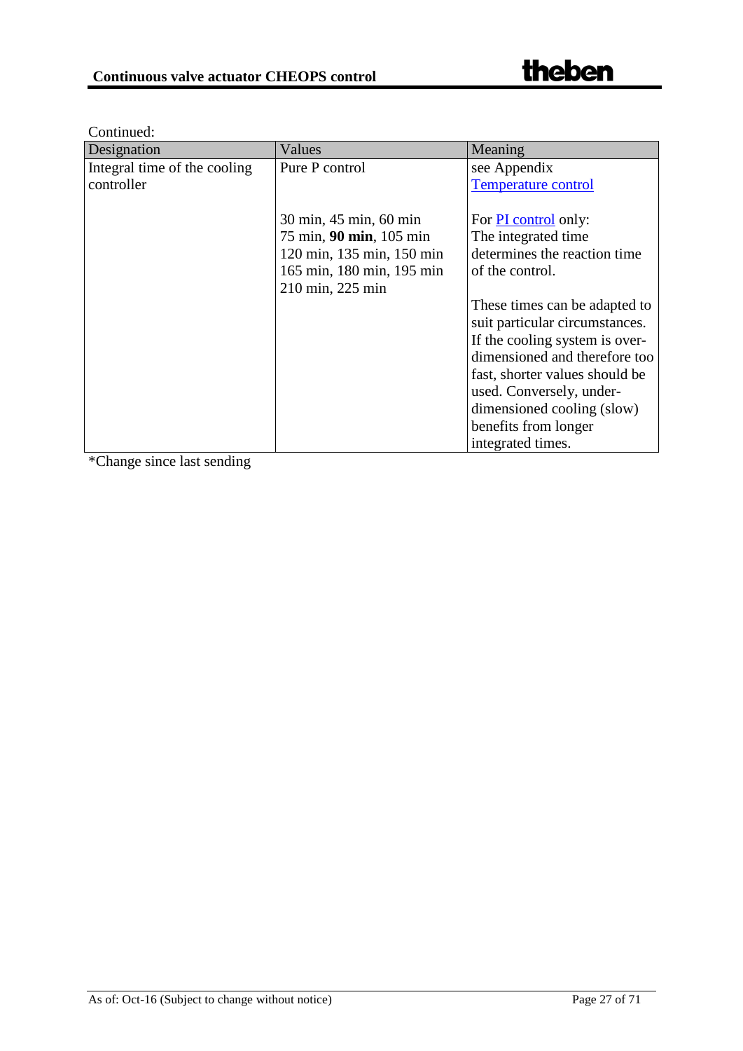Continued:

| Designation | Values | Meaning |
|---|---|---|
| Integral time of the cooling controller | Pure P control | see Appendix Temperature control |
| | 30 min, 45 min, 60 min<br>75 min, **90 min**, 105 min<br>120 min, 135 min, 150 min<br>165 min, 180 min, 195 min<br>210 min, 225 min | For PI control only:<br>The integrated time determines the reaction time of the control.<br><br>These times can be adapted to suit particular circumstances. If the cooling system is over-dimensioned and therefore too fast, shorter values should be used. Conversely, under-dimensioned cooling (slow) benefits from longer integrated times. |

*Change since last sending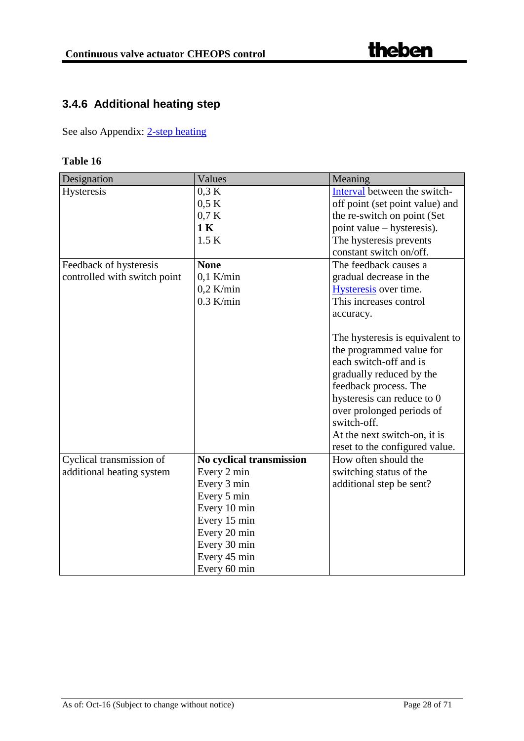### 3.4.6 Additional heating step

See also Appendix: 2-step heating

**Table 16**

| Designation | Values | Meaning |
|---|---|---|
| Hysteresis | 0,3 K<br>0,5 K<br>0,7 K<br>**1 K**<br>1.5 K | Interval between the switch-off point (set point value) and the re-switch on point (Set point value – hysteresis).<br>The hysteresis prevents constant switch on/off. |
| Feedback of hysteresis controlled with switch point | **None**<br>0,1 K/min<br>0,2 K/min<br>0.3 K/min | The feedback causes a gradual decrease in the Hysteresis over time.<br>This increases control accuracy.<br><br>The hysteresis is equivalent to the programmed value for each switch-off and is gradually reduced by the feedback process. The hysteresis can reduce to 0 over prolonged periods of switch-off.<br>At the next switch-on, it is reset to the configured value. |
| Cyclical transmission of additional heating system | **No cyclical transmission**<br>Every 2 min<br>Every 3 min<br>Every 5 min<br>Every 10 min<br>Every 15 min<br>Every 20 min<br>Every 30 min<br>Every 45 min<br>Every 60 min | How often should the switching status of the additional step be sent? |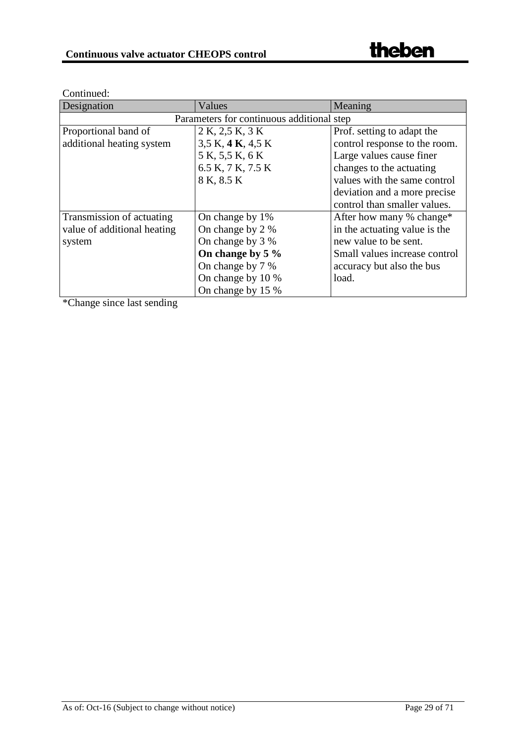Continued:

| Designation | Values | Meaning |
|---|---|---|
| Parameters for continuous additional step | | |
| Proportional band of additional heating system | 2 K, 2,5 K, 3 K<br>3,5 K, **4 K**, 4,5 K<br>5 K, 5,5 K, 6 K<br>6.5 K, 7 K, 7.5 K<br>8 K, 8.5 K | Prof. setting to adapt the control response to the room. Large values cause finer changes to the actuating values with the same control deviation and a more precise control than smaller values. |
| Transmission of actuating value of additional heating system | On change by 1%<br>On change by 2 %<br>On change by 3 %<br>**On change by 5 %**<br>On change by 7 %<br>On change by 10 %<br>On change by 15 % | After how many % change* in the actuating value is the new value to be sent. Small values increase control accuracy but also the bus load. |

*Change since last sending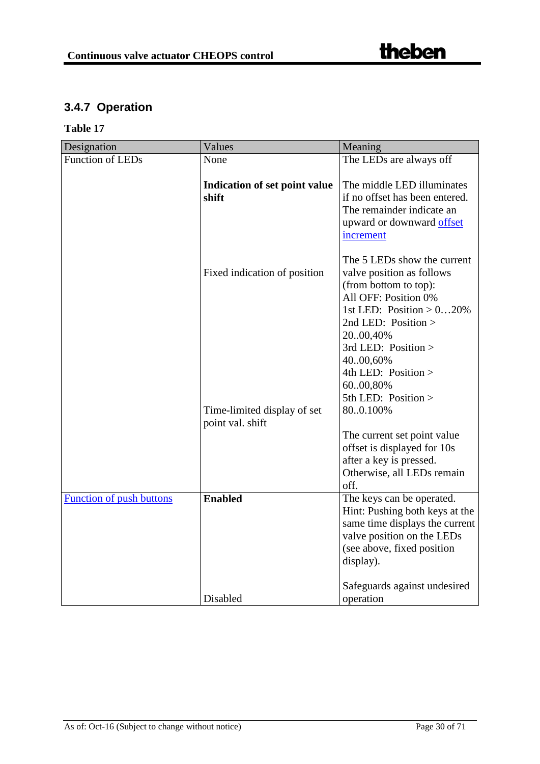### 3.4.7 Operation

**Table 17**

| Designation | Values | Meaning |
|---|---|---|
| Function of LEDs | None | The LEDs are always off |
| | **Indication of set point value shift** | The middle LED illuminates if no offset has been entered. The remainder indicate an upward or downward offset increment |
| | Fixed indication of position | The 5 LEDs show the current valve position as follows (from bottom to top):<br>All OFF: Position 0%<br>1st LED: Position > 0…20%<br>2nd LED: Position > 20..00,40%<br>3rd LED: Position > 40..00,60%<br>4th LED: Position > 60..00,80%<br>5th LED: Position > 80..0.100% |
| | Time-limited display of set point val. shift | The current set point value offset is displayed for 10s after a key is pressed. Otherwise, all LEDs remain off. |
| Function of push buttons | **Enabled** | The keys can be operated. Hint: Pushing both keys at the same time displays the current valve position on the LEDs (see above, fixed position display). |
| | Disabled | Safeguards against undesired operation |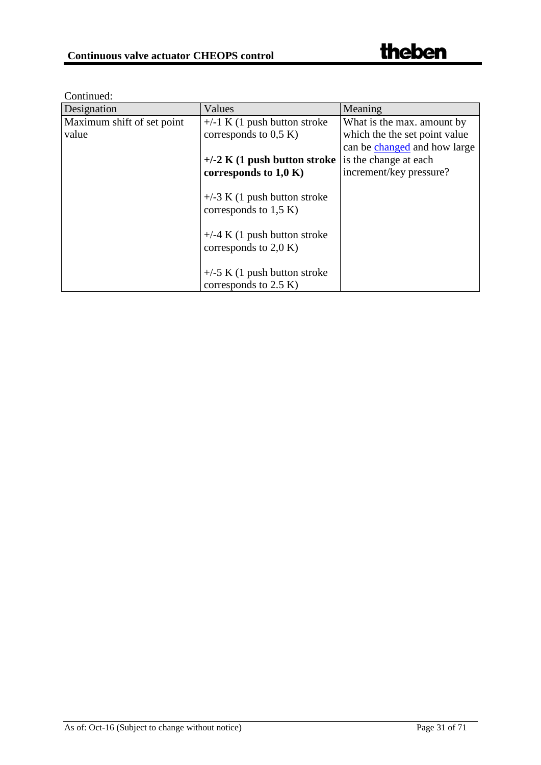Continued:

| Designation | Values | Meaning |
|---|---|---|
| Maximum shift of set point value | +/-1 K (1 push button stroke corresponds to 0,5 K)<br><br>**+/-2 K (1 push button stroke corresponds to 1,0 K)**<br><br>+/-3 K (1 push button stroke corresponds to 1,5 K)<br><br>+/-4 K (1 push button stroke corresponds to 2,0 K)<br><br>+/-5 K (1 push button stroke corresponds to 2.5 K) | What is the max. amount by which the the set point value can be changed and how large is the change at each increment/key pressure? |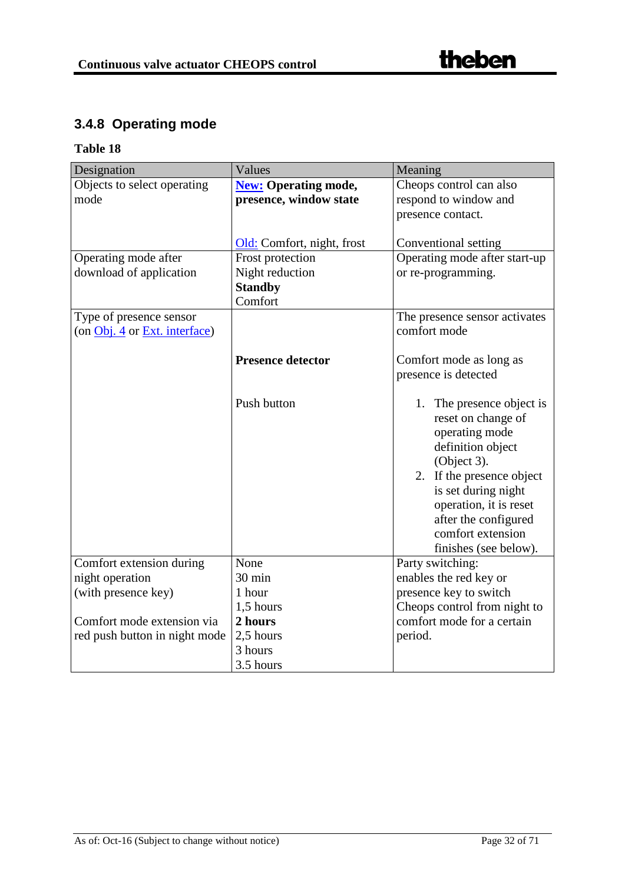## 3.4.8 Operating mode

**Table 18**

| Designation | Values | Meaning |
|---|---|---|
| Objects to select operating mode | New: **Operating mode, presence, window state**<br><br>Old: Comfort, night, frost | Cheops control can also respond to window and presence contact.<br><br>Conventional setting |
| Operating mode after download of application | Frost protection<br>Night reduction<br>**Standby**<br>Comfort | Operating mode after start-up or re-programming. |
| Type of presence sensor (on Obj. 4 or Ext. interface) | <br><br>**Presence detector**<br><br>Push button | The presence sensor activates comfort mode<br><br>Comfort mode as long as presence is detected<br><br>1. The presence object is reset on change of operating mode definition object (Object 3).<br>2. If the presence object is set during night operation, it is reset after the configured comfort extension finishes (see below). |
| Comfort extension during night operation (with presence key)<br><br>Comfort mode extension via red push button in night mode | None<br>30 min<br>1 hour<br>1,5 hours<br>**2 hours**<br>2,5 hours<br>3 hours<br>3.5 hours | Party switching:<br>enables the red key or presence key to switch Cheops control from night to comfort mode for a certain period. |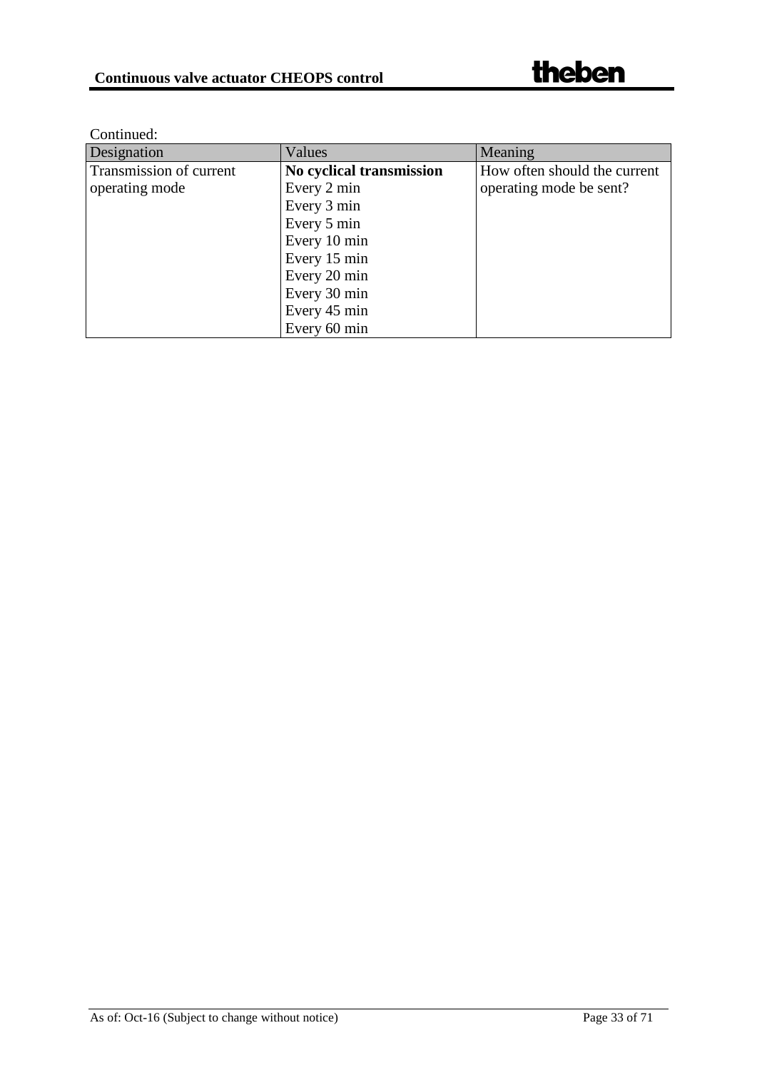Continued:

| Designation | Values | Meaning |
|---|---|---|
| Transmission of current operating mode | **No cyclical transmission**<br>Every 2 min<br>Every 3 min<br>Every 5 min<br>Every 10 min<br>Every 15 min<br>Every 20 min<br>Every 30 min<br>Every 45 min<br>Every 60 min | How often should the current operating mode be sent? |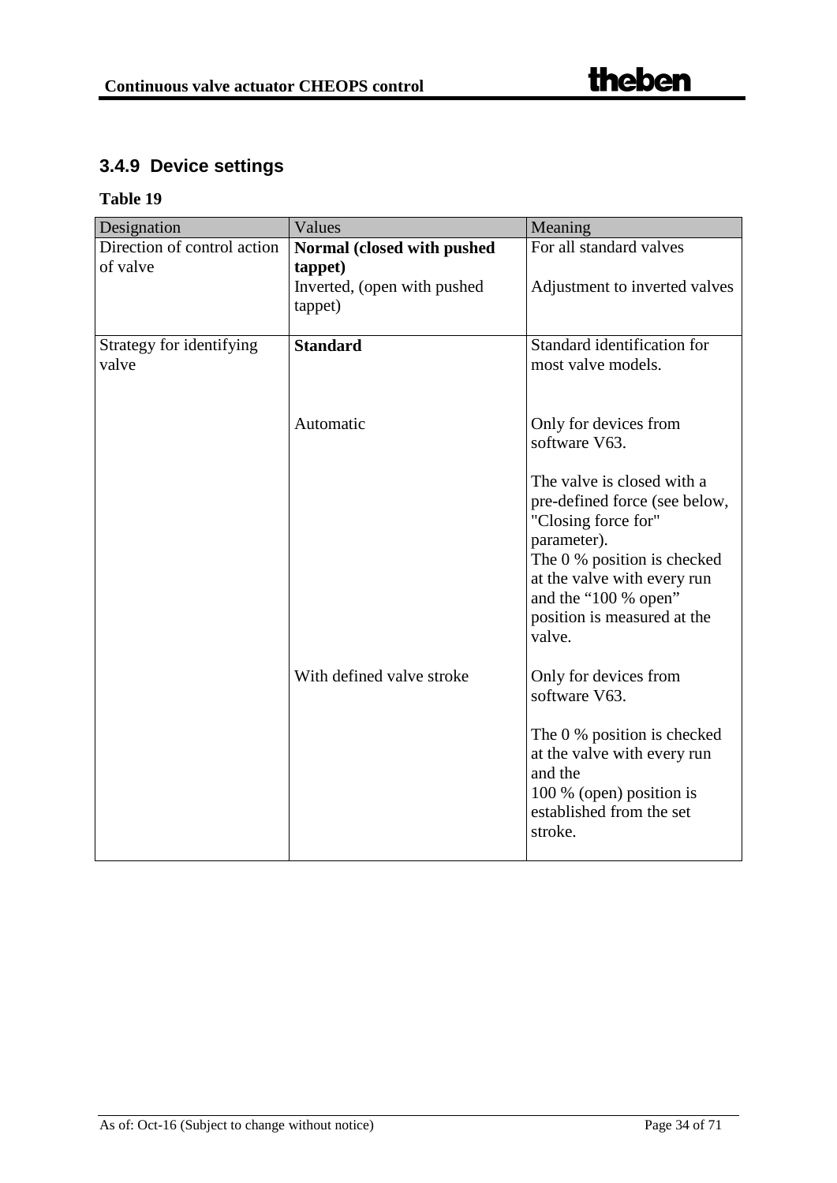### 3.4.9 Device settings

**Table 19**

| Designation | Values | Meaning |
|---|---|---|
| Direction of control action of valve | **Normal (closed with pushed tappet)** | For all standard valves |
| | Inverted, (open with pushed tappet) | Adjustment to inverted valves |
| Strategy for identifying valve | **Standard** | Standard identification for most valve models. |
| | Automatic | Only for devices from software V63.<br><br>The valve is closed with a pre-defined force (see below, "Closing force for" parameter).<br>The 0 % position is checked at the valve with every run and the "100 % open" position is measured at the valve. |
| | With defined valve stroke | Only for devices from software V63.<br><br>The 0 % position is checked at the valve with every run and the<br>100 % (open) position is established from the set stroke. |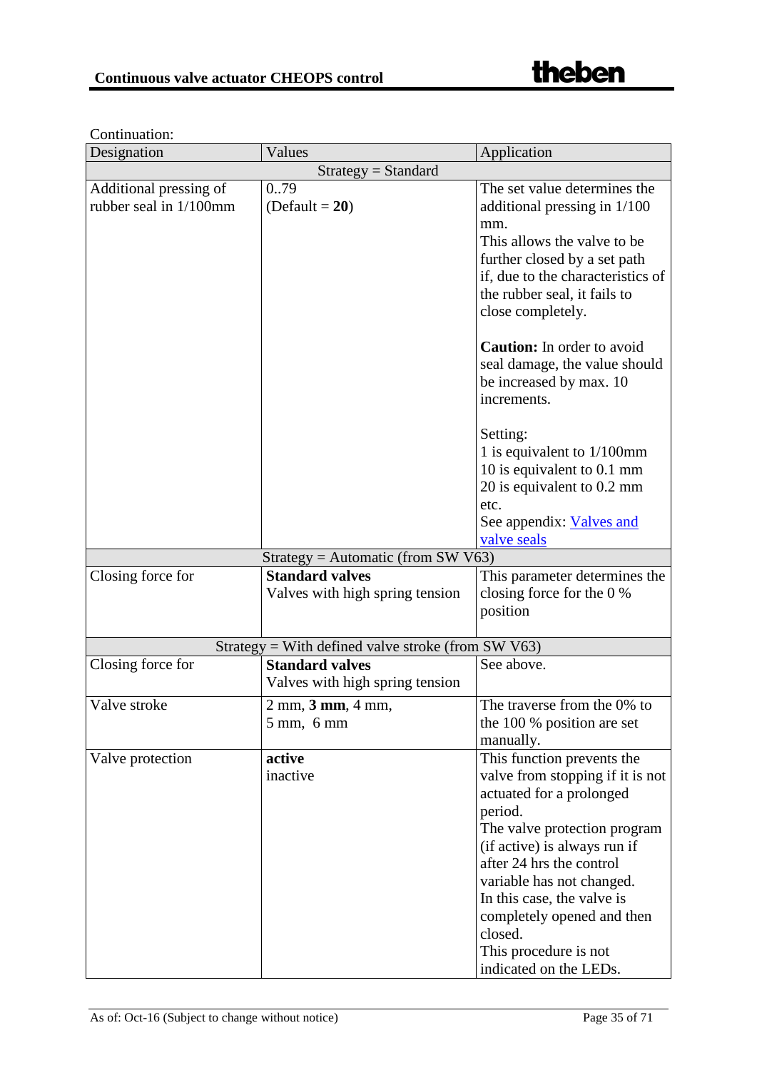Continuation:

| Designation | Values | Application |
|---|---|---|
| | Strategy = Standard | |
| Additional pressing of rubber seal in 1/100mm | 0..79<br>(Default = **20**) | The set value determines the additional pressing in 1/100 mm.<br>This allows the valve to be further closed by a set path if, due to the characteristics of the rubber seal, it fails to close completely.<br><br>**Caution:** In order to avoid seal damage, the value should be increased by max. 10 increments.<br><br>Setting:<br>1 is equivalent to 1/100mm<br>10 is equivalent to 0.1 mm<br>20 is equivalent to 0.2 mm<br>etc.<br>See appendix: Valves and valve seals |
| | Strategy = Automatic (from SW V63) | |
| Closing force for | **Standard valves**<br>Valves with high spring tension | This parameter determines the closing force for the 0 % position |
| | Strategy = With defined valve stroke (from SW V63) | |
| Closing force for | **Standard valves**<br>Valves with high spring tension | See above. |
| Valve stroke | 2 mm, **3 mm**, 4 mm,<br>5 mm, 6 mm | The traverse from the 0% to the 100 % position are set manually. |
| Valve protection | **active**<br>inactive | This function prevents the valve from stopping if it is not actuated for a prolonged period.<br>The valve protection program (if active) is always run if after 24 hrs the control variable has not changed.<br>In this case, the valve is completely opened and then closed.<br>This procedure is not indicated on the LEDs. |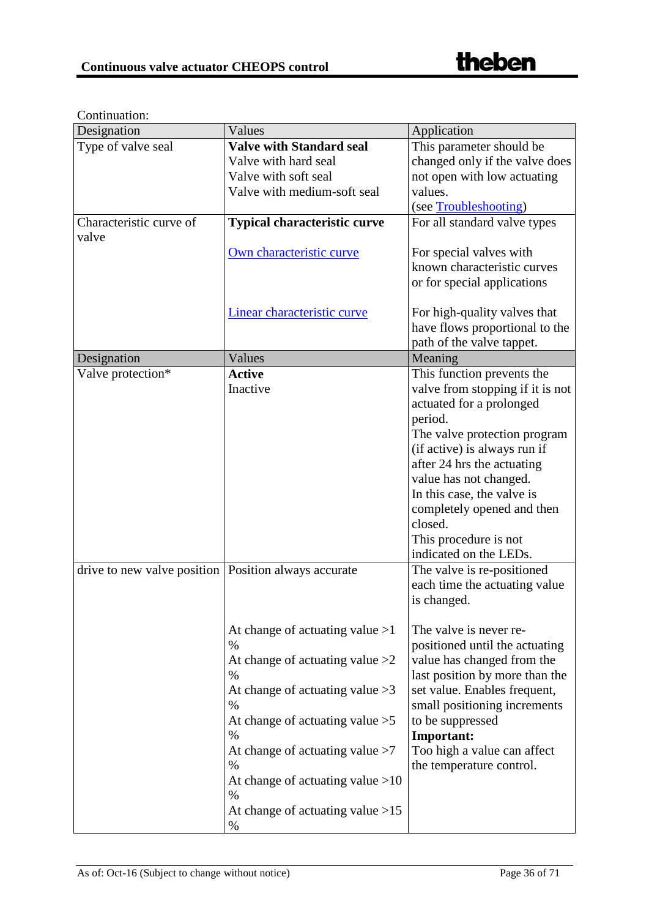Continuation:

| Designation | Values | Application |
|---|---|---|
| Type of valve seal | **Valve with Standard seal**<br>Valve with hard seal<br>Valve with soft seal<br>Valve with medium-soft seal | This parameter should be changed only if the valve does not open with low actuating values.<br>(see Troubleshooting) |
| Characteristic curve of valve | **Typical characteristic curve** | For all standard valve types |
| | Own characteristic curve | For special valves with known characteristic curves or for special applications |
| | Linear characteristic curve | For high-quality valves that have flows proportional to the path of the valve tappet. |
| **Designation** | **Values** | **Meaning** |
| Valve protection* | **Active**<br>Inactive | This function prevents the valve from stopping if it is not actuated for a prolonged period.<br>The valve protection program (if active) is always run if after 24 hrs the actuating value has not changed.<br>In this case, the valve is completely opened and then closed.<br>This procedure is not indicated on the LEDs. |
| drive to new valve position | Position always accurate | The valve is re-positioned each time the actuating value is changed. |
| | At change of actuating value >1 %<br>At change of actuating value >2 %<br>At change of actuating value >3 %<br>At change of actuating value >5 %<br>At change of actuating value >7 %<br>At change of actuating value >10 %<br>At change of actuating value >15 % | The valve is never re-positioned until the actuating value has changed from the last position by more than the set value. Enables frequent, small positioning increments to be suppressed<br>**Important:**<br>Too high a value can affect the temperature control. |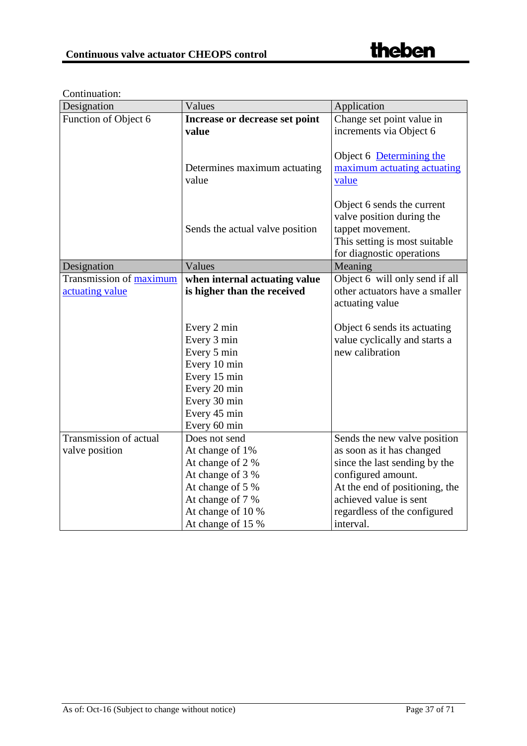Continuation:

| Designation | Values | Application |
|---|---|---|
| Function of Object 6 | **Increase or decrease set point value** | Change set point value in increments via Object 6 |
| | Determines maximum actuating value | Object 6 Determining the maximum actuating actuating value |
| | Sends the actual valve position | Object 6 sends the current valve position during the tappet movement. This setting is most suitable for diagnostic operations |
| **Designation** | **Values** | **Meaning** |
| Transmission of maximum actuating value | **when internal actuating value is higher than the received** | Object 6 will only send if all other actuators have a smaller actuating value |
| | Every 2 min<br>Every 3 min<br>Every 5 min<br>Every 10 min<br>Every 15 min<br>Every 20 min<br>Every 30 min<br>Every 45 min<br>Every 60 min | Object 6 sends its actuating value cyclically and starts a new calibration |
| Transmission of actual valve position | Does not send<br>At change of 1%<br>At change of 2 %<br>At change of 3 %<br>At change of 5 %<br>At change of 7 %<br>At change of 10 %<br>At change of 15 % | Sends the new valve position as soon as it has changed since the last sending by the configured amount.<br>At the end of positioning, the achieved value is sent regardless of the configured interval. |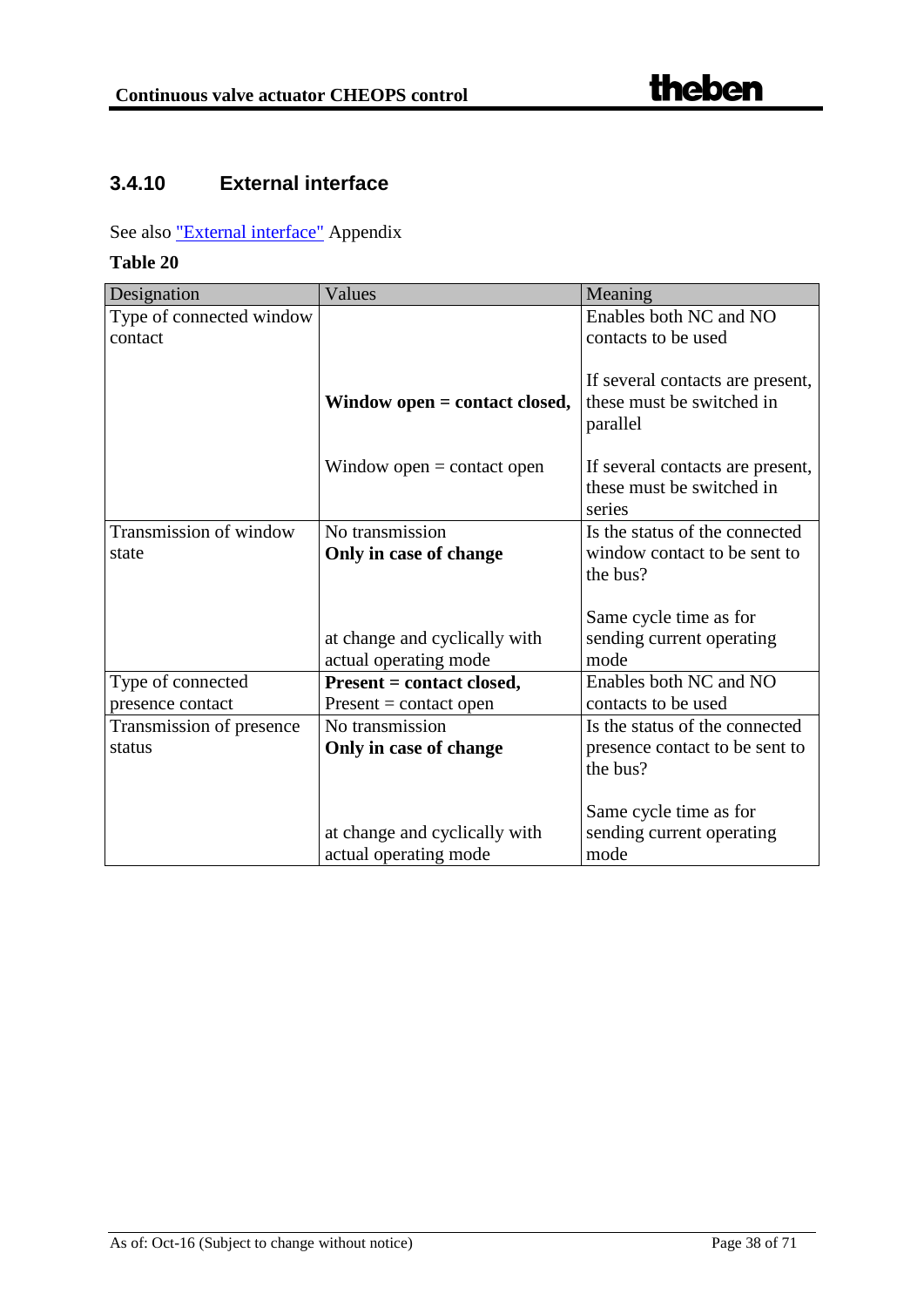### 3.4.10 External interface

See also "External interface" Appendix

**Table 20**

| Designation | Values | Meaning |
|---|---|---|
| Type of connected window contact | | Enables both NC and NO contacts to be used |
| | **Window open = contact closed,** | If several contacts are present, these must be switched in parallel |
| | Window open = contact open | If several contacts are present, these must be switched in series |
| Transmission of window state | No transmission<br>**Only in case of change** | Is the status of the connected window contact to be sent to the bus? |
| | at change and cyclically with actual operating mode | Same cycle time as for sending current operating mode |
| Type of connected presence contact | **Present = contact closed,**<br>Present = contact open | Enables both NC and NO contacts to be used |
| Transmission of presence status | No transmission<br>**Only in case of change** | Is the status of the connected presence contact to be sent to the bus? |
| | at change and cyclically with actual operating mode | Same cycle time as for sending current operating mode |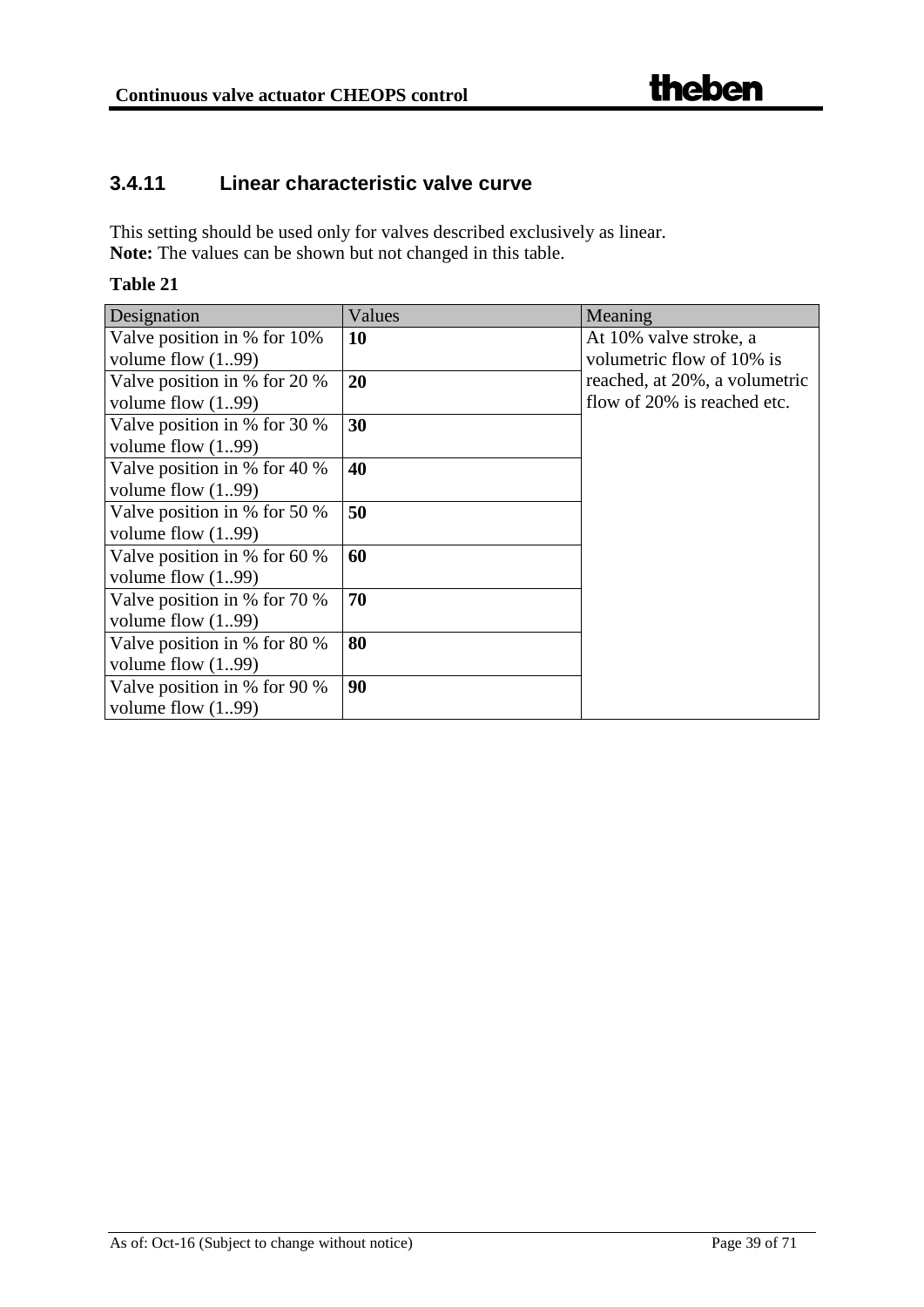### 3.4.11 Linear characteristic valve curve

This setting should be used only for valves described exclusively as linear.
**Note:** The values can be shown but not changed in this table.

**Table 21**

| Designation | Values | Meaning |
|---|---|---|
| Valve position in % for 10% volume flow (1..99) | **10** | At 10% valve stroke, a volumetric flow of 10% is reached, at 20%, a volumetric flow of 20% is reached etc. |
| Valve position in % for 20 % volume flow (1..99) | **20** | |
| Valve position in % for 30 % volume flow (1..99) | **30** | |
| Valve position in % for 40 % volume flow (1..99) | **40** | |
| Valve position in % for 50 % volume flow (1..99) | **50** | |
| Valve position in % for 60 % volume flow (1..99) | **60** | |
| Valve position in % for 70 % volume flow (1..99) | **70** | |
| Valve position in % for 80 % volume flow (1..99) | **80** | |
| Valve position in % for 90 % volume flow (1..99) | **90** | |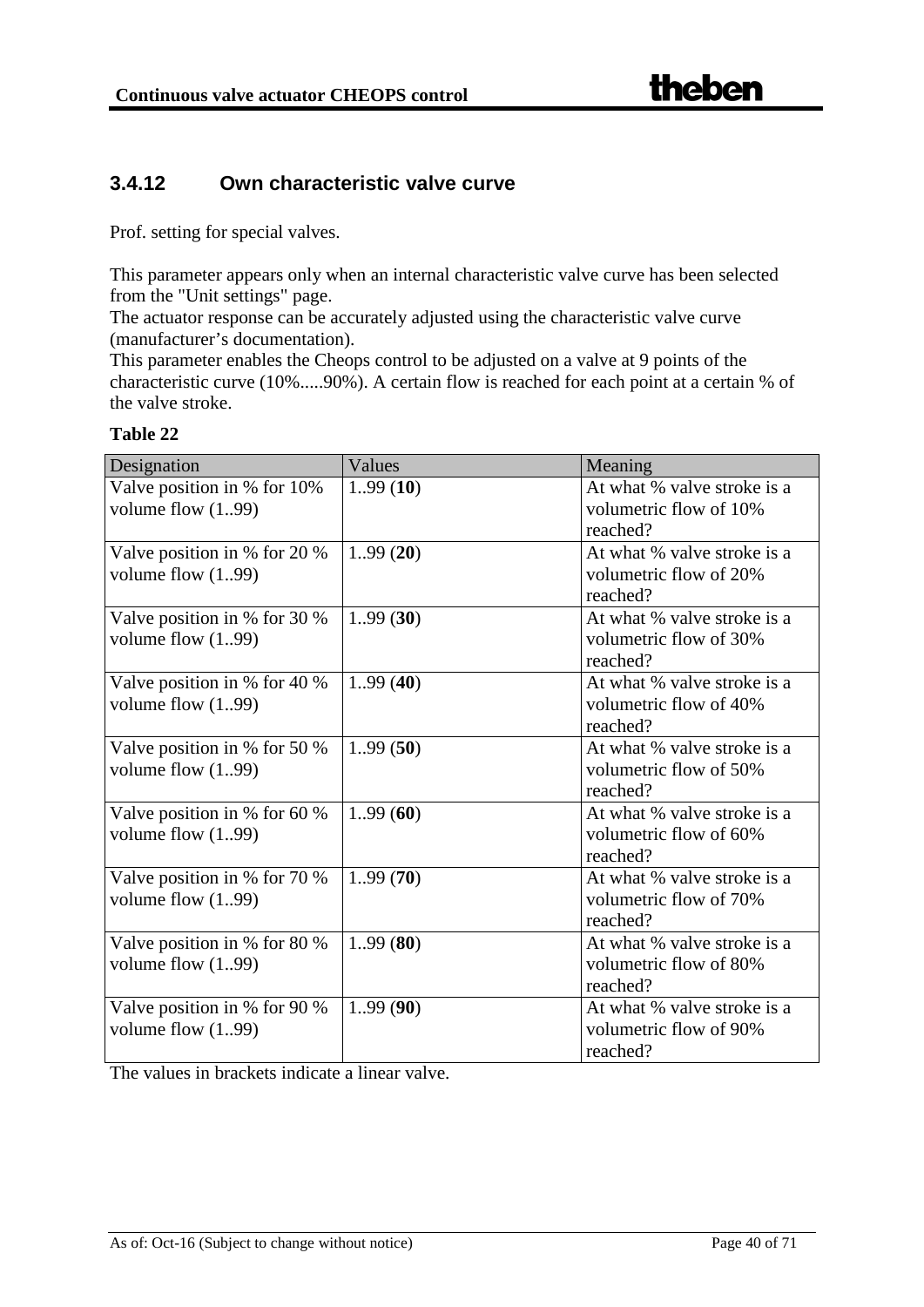### 3.4.12 Own characteristic valve curve

Prof. setting for special valves.

This parameter appears only when an internal characteristic valve curve has been selected from the "Unit settings" page.
The actuator response can be accurately adjusted using the characteristic valve curve (manufacturer's documentation).
This parameter enables the Cheops control to be adjusted on a valve at 9 points of the characteristic curve (10%.....90%). A certain flow is reached for each point at a certain % of the valve stroke.

**Table 22**

| Designation | Values | Meaning |
|---|---|---|
| Valve position in % for 10% volume flow (1..99) | 1..99 (**10**) | At what % valve stroke is a volumetric flow of 10% reached? |
| Valve position in % for 20 % volume flow (1..99) | 1..99 (**20**) | At what % valve stroke is a volumetric flow of 20% reached? |
| Valve position in % for 30 % volume flow (1..99) | 1..99 (**30**) | At what % valve stroke is a volumetric flow of 30% reached? |
| Valve position in % for 40 % volume flow (1..99) | 1..99 (**40**) | At what % valve stroke is a volumetric flow of 40% reached? |
| Valve position in % for 50 % volume flow (1..99) | 1..99 (**50**) | At what % valve stroke is a volumetric flow of 50% reached? |
| Valve position in % for 60 % volume flow (1..99) | 1..99 (**60**) | At what % valve stroke is a volumetric flow of 60% reached? |
| Valve position in % for 70 % volume flow (1..99) | 1..99 (**70**) | At what % valve stroke is a volumetric flow of 70% reached? |
| Valve position in % for 80 % volume flow (1..99) | 1..99 (**80**) | At what % valve stroke is a volumetric flow of 80% reached? |
| Valve position in % for 90 % volume flow (1..99) | 1..99 (**90**) | At what % valve stroke is a volumetric flow of 90% reached? |

The values in brackets indicate a linear valve.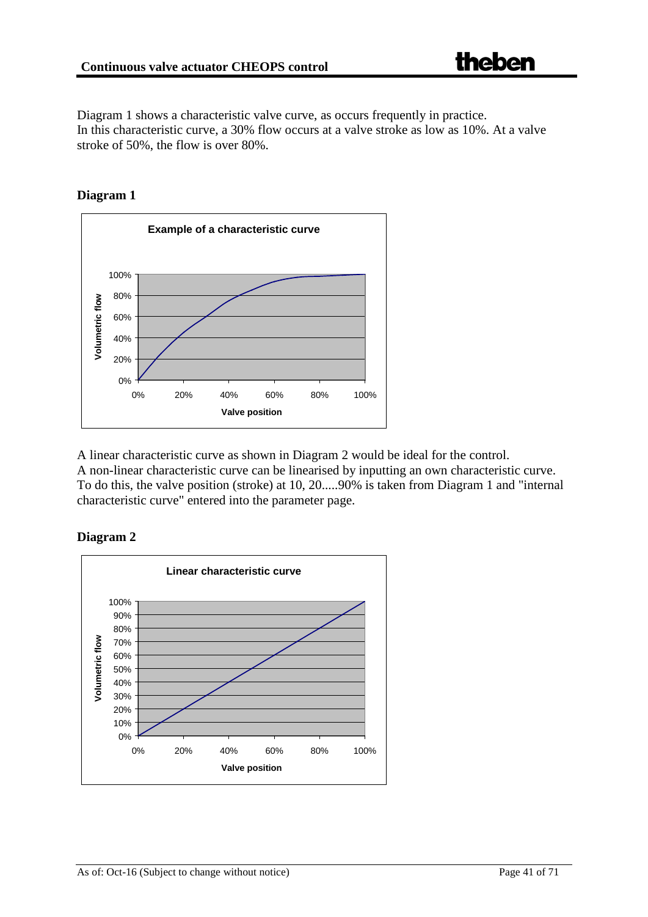Diagram 1 shows a characteristic valve curve, as occurs frequently in practice.
In this characteristic curve, a 30% flow occurs at a valve stroke as low as 10%. At a valve stroke of 50%, the flow is over 80%.

**Diagram 1**

A linear characteristic curve as shown in Diagram 2 would be ideal for the control.
A non-linear characteristic curve can be linearised by inputting an own characteristic curve.
To do this, the valve position (stroke) at 10, 20.....90% is taken from Diagram 1 and "internal characteristic curve" entered into the parameter page.

**Diagram 2**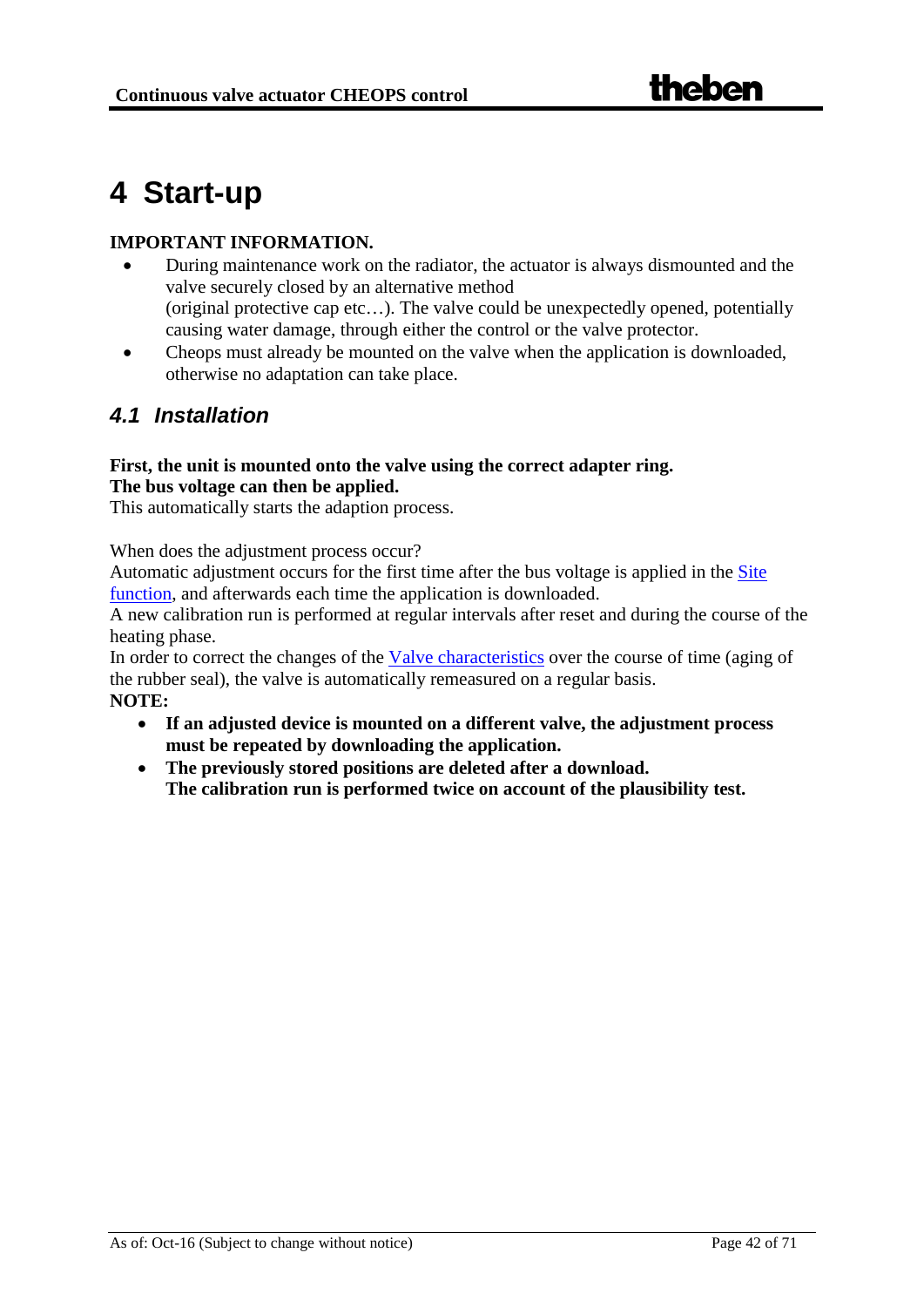# 4 Start-up

**IMPORTANT INFORMATION.**

- During maintenance work on the radiator, the actuator is always dismounted and the valve securely closed by an alternative method
  (original protective cap etc…). The valve could be unexpectedly opened, potentially causing water damage, through either the control or the valve protector.
- Cheops must already be mounted on the valve when the application is downloaded, otherwise no adaptation can take place.

## *4.1 Installation*

**First, the unit is mounted onto the valve using the correct adapter ring.**
**The bus voltage can then be applied.**
This automatically starts the adaption process.

When does the adjustment process occur?
Automatic adjustment occurs for the first time after the bus voltage is applied in the Site function, and afterwards each time the application is downloaded.
A new calibration run is performed at regular intervals after reset and during the course of the heating phase.
In order to correct the changes of the Valve characteristics over the course of time (aging of the rubber seal), the valve is automatically remeasured on a regular basis.
**NOTE:**

- **If an adjusted device is mounted on a different valve, the adjustment process must be repeated by downloading the application.**
- **The previously stored positions are deleted after a download.**
  **The calibration run is performed twice on account of the plausibility test.**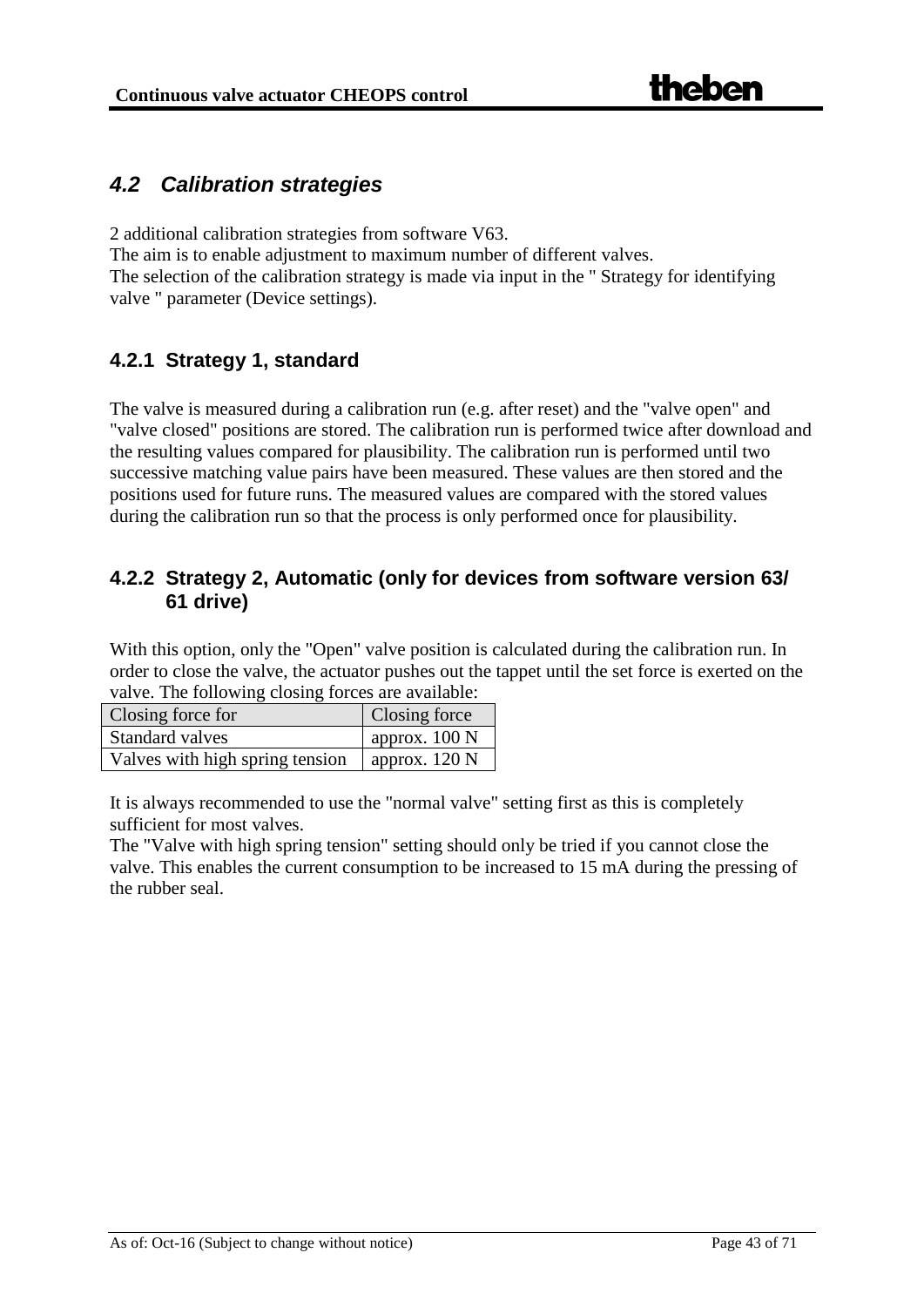## *4.2 Calibration strategies*

2 additional calibration strategies from software V63.
The aim is to enable adjustment to maximum number of different valves.
The selection of the calibration strategy is made via input in the " Strategy for identifying valve " parameter (Device settings).

### 4.2.1 Strategy 1, standard

The valve is measured during a calibration run (e.g. after reset) and the "valve open" and "valve closed" positions are stored. The calibration run is performed twice after download and the resulting values compared for plausibility. The calibration run is performed until two successive matching value pairs have been measured. These values are then stored and the positions used for future runs. The measured values are compared with the stored values during the calibration run so that the process is only performed once for plausibility.

### 4.2.2 Strategy 2, Automatic (only for devices from software version 63/ 61 drive)

With this option, only the "Open" valve position is calculated during the calibration run. In order to close the valve, the actuator pushes out the tappet until the set force is exerted on the valve. The following closing forces are available:

| Closing force for | Closing force |
|---|---|
| Standard valves | approx. 100 N |
| Valves with high spring tension | approx. 120 N |

It is always recommended to use the "normal valve" setting first as this is completely sufficient for most valves.
The "Valve with high spring tension" setting should only be tried if you cannot close the valve. This enables the current consumption to be increased to 15 mA during the pressing of the rubber seal.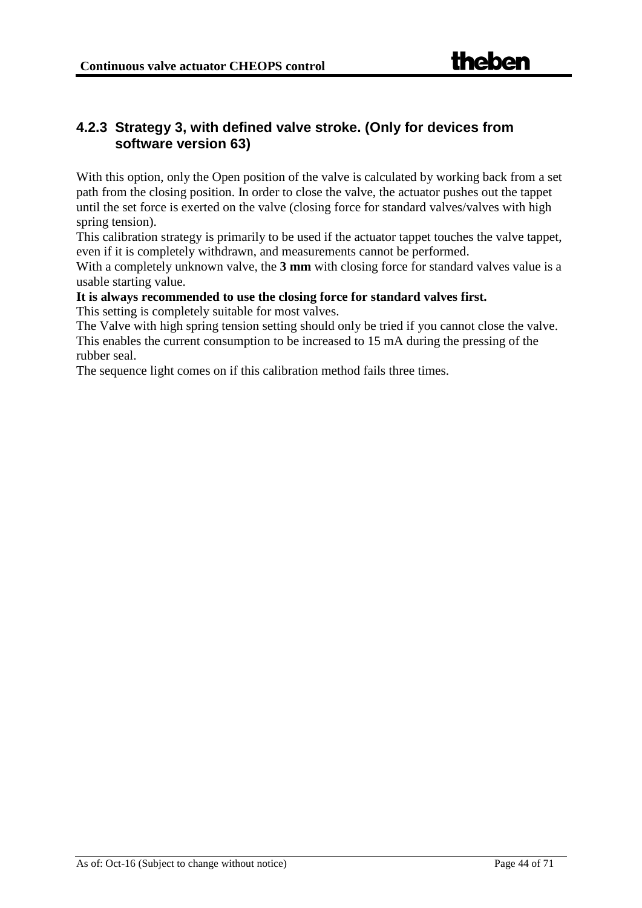### 4.2.3 Strategy 3, with defined valve stroke. (Only for devices from software version 63)

With this option, only the Open position of the valve is calculated by working back from a set path from the closing position. In order to close the valve, the actuator pushes out the tappet until the set force is exerted on the valve (closing force for standard valves/valves with high spring tension).

This calibration strategy is primarily to be used if the actuator tappet touches the valve tappet, even if it is completely withdrawn, and measurements cannot be performed.

With a completely unknown valve, the **3 mm** with closing force for standard valves value is a usable starting value.

**It is always recommended to use the closing force for standard valves first.**

This setting is completely suitable for most valves.

The Valve with high spring tension setting should only be tried if you cannot close the valve. This enables the current consumption to be increased to 15 mA during the pressing of the rubber seal.

The sequence light comes on if this calibration method fails three times.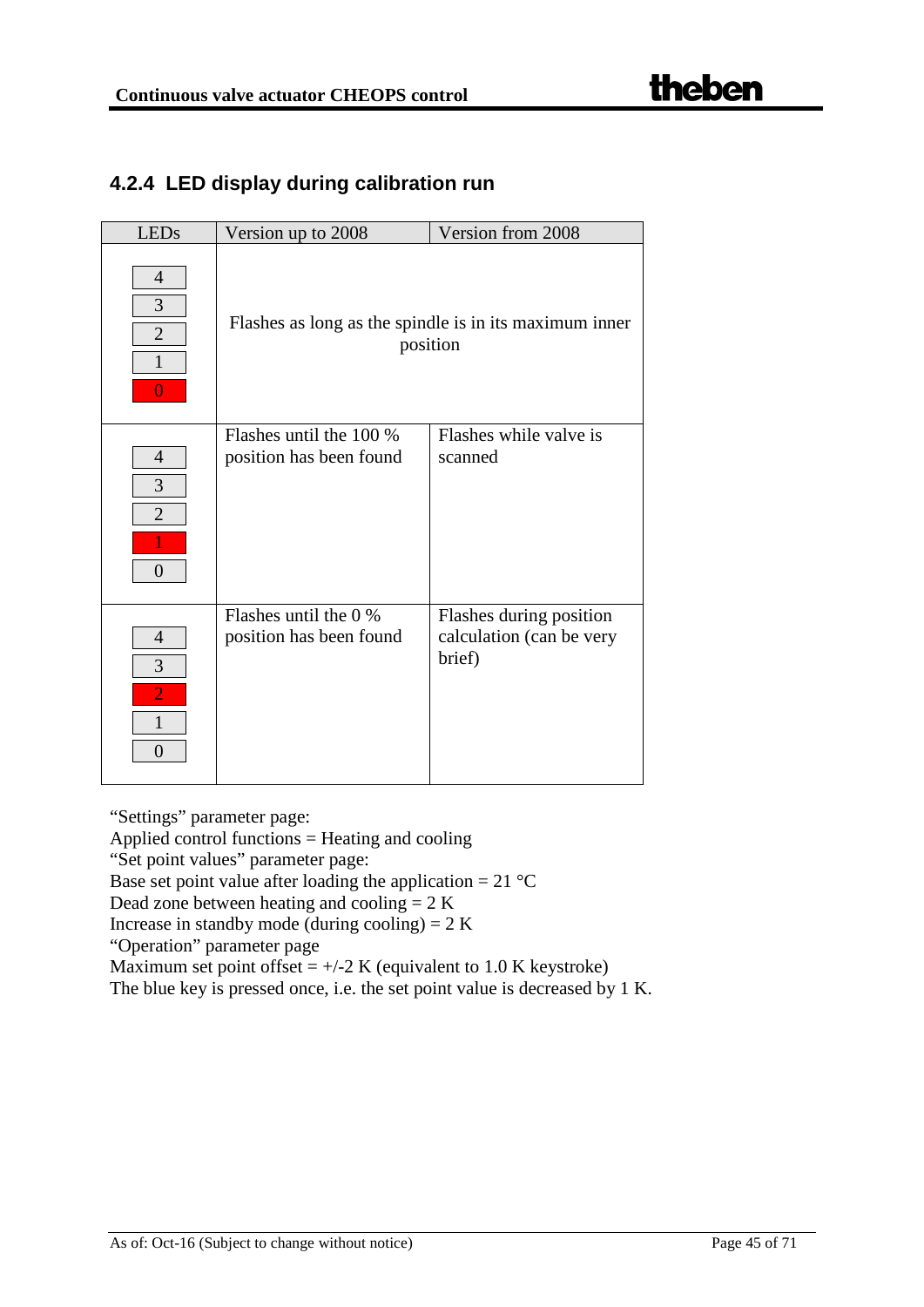### 4.2.4 LED display during calibration run

| LEDs | Version up to 2008 | Version from 2008 |
|---|---|---|
| 4, 3, 2, 1, **0** (LED 0 lit red) | Flashes as long as the spindle is in its maximum inner position | |
| 4, 3, 2, **1**, 0 (LED 1 lit red) | Flashes until the 100 % position has been found | Flashes while valve is scanned |
| 4, 3, **2**, 1, 0 (LED 2 lit red) | Flashes until the 0 % position has been found | Flashes during position calculation (can be very brief) |

"Settings" parameter page:
Applied control functions = Heating and cooling
"Set point values" parameter page:
Base set point value after loading the application = 21 °C
Dead zone between heating and cooling = 2 K
Increase in standby mode (during cooling) = 2 K
"Operation" parameter page
Maximum set point offset = +/-2 K (equivalent to 1.0 K keystroke)
The blue key is pressed once, i.e. the set point value is decreased by 1 K.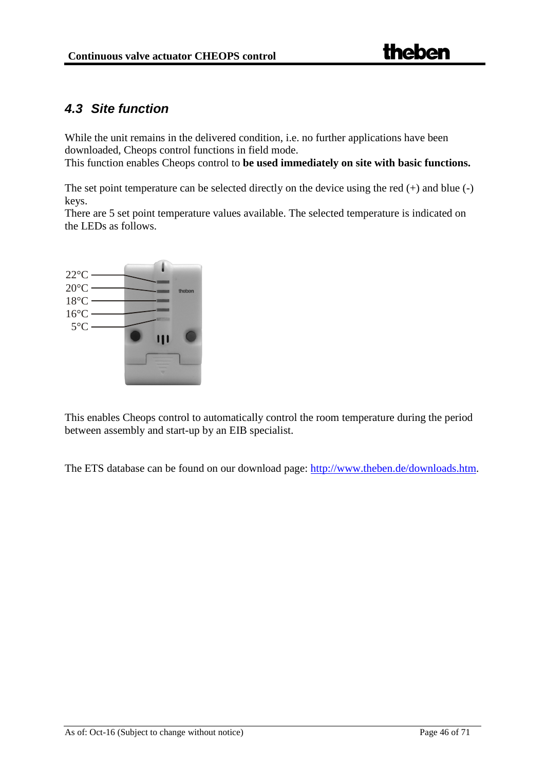## 4.3 Site function

While the unit remains in the delivered condition, i.e. no further applications have been downloaded, Cheops control functions in field mode.
This function enables Cheops control to **be used immediately on site with basic functions.**

The set point temperature can be selected directly on the device using the red (+) and blue (-) keys.
There are 5 set point temperature values available. The selected temperature is indicated on the LEDs as follows.

22°C
20°C
18°C
16°C
5°C

This enables Cheops control to automatically control the room temperature during the period between assembly and start-up by an EIB specialist.

The ETS database can be found on our download page: http://www.theben.de/downloads.htm.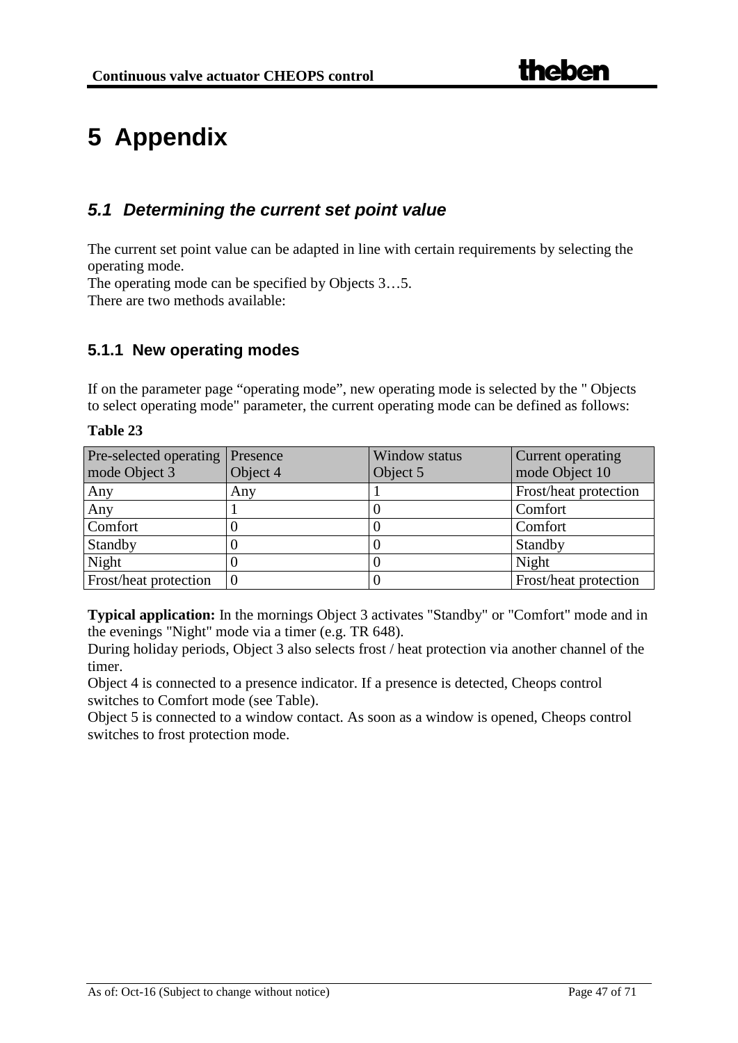# 5 Appendix

## *5.1 Determining the current set point value*

The current set point value can be adapted in line with certain requirements by selecting the operating mode.
The operating mode can be specified by Objects 3…5.
There are two methods available:

### 5.1.1 New operating modes

If on the parameter page “operating mode”, new operating mode is selected by the " Objects to select operating mode" parameter, the current operating mode can be defined as follows:

**Table 23**

| Pre-selected operating mode Object 3 | Presence Object 4 | Window status Object 5 | Current operating mode Object 10 |
|---|---|---|---|
| Any | Any | 1 | Frost/heat protection |
| Any | 1 | 0 | Comfort |
| Comfort | 0 | 0 | Comfort |
| Standby | 0 | 0 | Standby |
| Night | 0 | 0 | Night |
| Frost/heat protection | 0 | 0 | Frost/heat protection |

**Typical application:** In the mornings Object 3 activates "Standby" or "Comfort" mode and in the evenings "Night" mode via a timer (e.g. TR 648).
During holiday periods, Object 3 also selects frost / heat protection via another channel of the timer.
Object 4 is connected to a presence indicator. If a presence is detected, Cheops control switches to Comfort mode (see Table).
Object 5 is connected to a window contact. As soon as a window is opened, Cheops control switches to frost protection mode.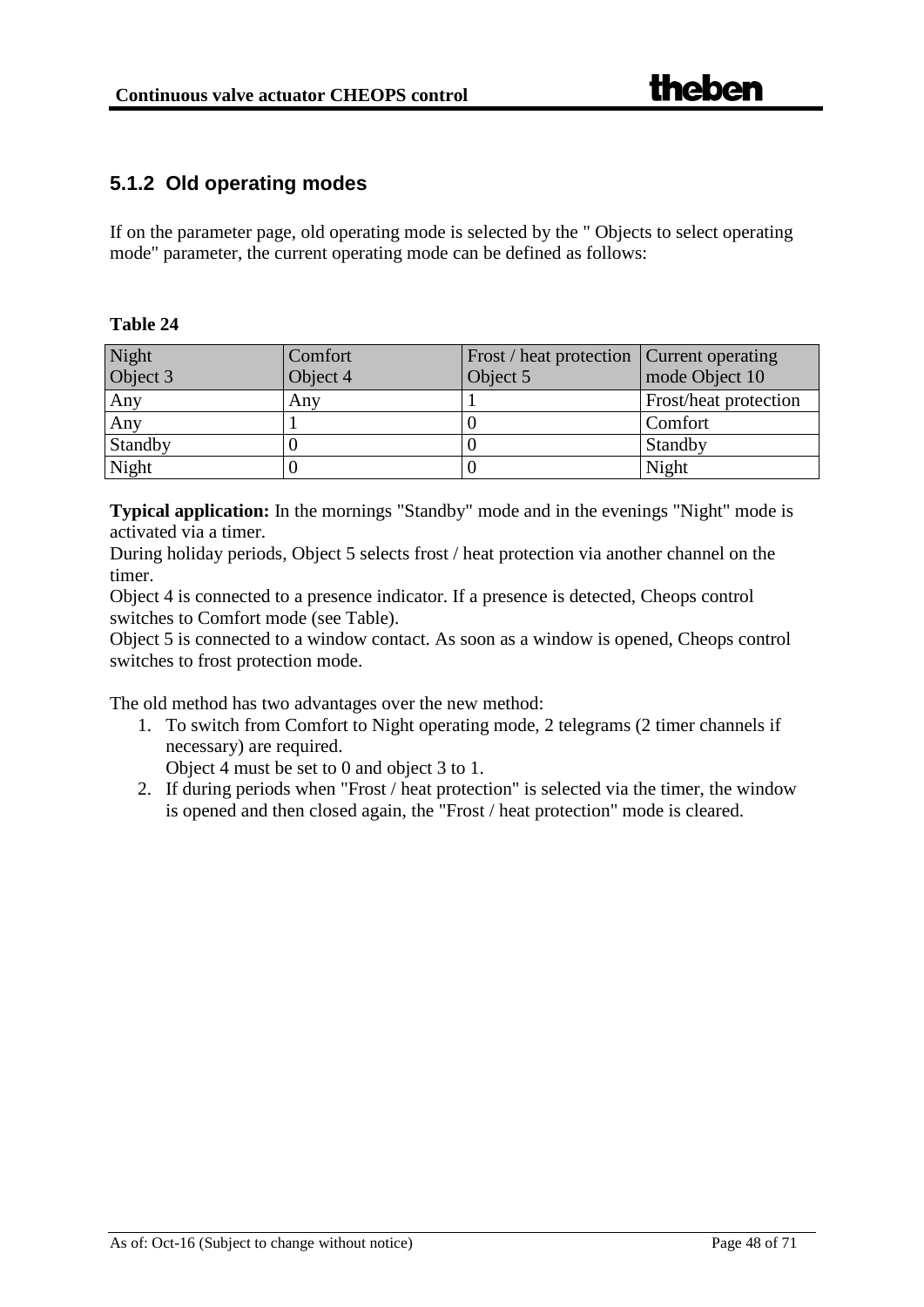### 5.1.2 Old operating modes

If on the parameter page, old operating mode is selected by the " Objects to select operating mode" parameter, the current operating mode can be defined as follows:

**Table 24**

| Night<br>Object 3 | Comfort<br>Object 4 | Frost / heat protection<br>Object 5 | Current operating<br>mode Object 10 |
|---|---|---|---|
| Any | Any | 1 | Frost/heat protection |
| Any | 1 | 0 | Comfort |
| Standby | 0 | 0 | Standby |
| Night | 0 | 0 | Night |

**Typical application:** In the mornings "Standby" mode and in the evenings "Night" mode is activated via a timer.
During holiday periods, Object 5 selects frost / heat protection via another channel on the timer.
Object 4 is connected to a presence indicator. If a presence is detected, Cheops control switches to Comfort mode (see Table).
Object 5 is connected to a window contact. As soon as a window is opened, Cheops control switches to frost protection mode.

The old method has two advantages over the new method:

1. To switch from Comfort to Night operating mode, 2 telegrams (2 timer channels if necessary) are required.
   Object 4 must be set to 0 and object 3 to 1.
2. If during periods when "Frost / heat protection" is selected via the timer, the window is opened and then closed again, the "Frost / heat protection" mode is cleared.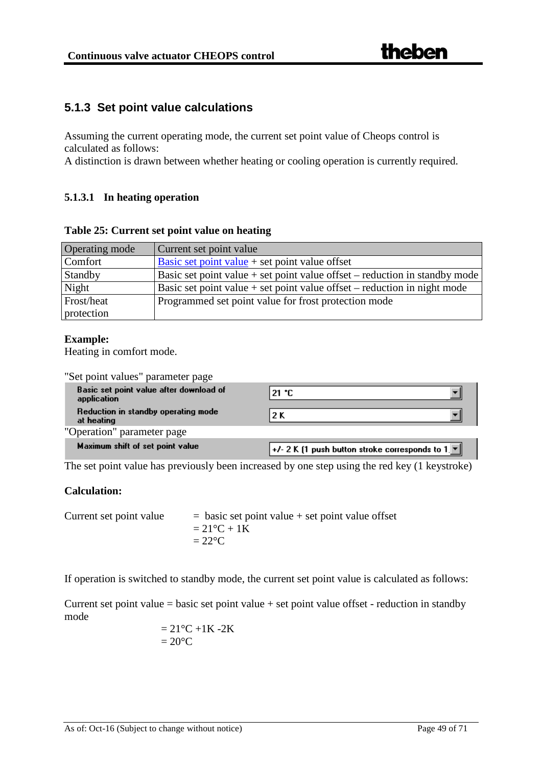## 5.1.3 Set point value calculations

Assuming the current operating mode, the current set point value of Cheops control is calculated as follows:
A distinction is drawn between whether heating or cooling operation is currently required.

### 5.1.3.1 In heating operation

**Table 25: Current set point value on heating**

| Operating mode | Current set point value |
|---|---|
| Comfort | Basic set point value + set point value offset |
| Standby | Basic set point value + set point value offset – reduction in standby mode |
| Night | Basic set point value + set point value offset – reduction in night mode |
| Frost/heat protection | Programmed set point value for frost protection mode |

**Example:**
Heating in comfort mode.

"Set point values" parameter page

| | |
|---|---|
| Basic set point value after download of application | 21 °C |
| Reduction in standby operating mode at heating | 2 K |

"Operation" parameter page

| | |
|---|---|
| Maximum shift of set point value | +/- 2 K (1 push button stroke corresponds to 1 |

The set point value has previously been increased by one step using the red key (1 keystroke)

**Calculation:**

Current set point value = basic set point value + set point value offset
= 21°C + 1K
= 22°C

If operation is switched to standby mode, the current set point value is calculated as follows:

Current set point value = basic set point value + set point value offset - reduction in standby mode
= 21°C +1K -2K
= 20°C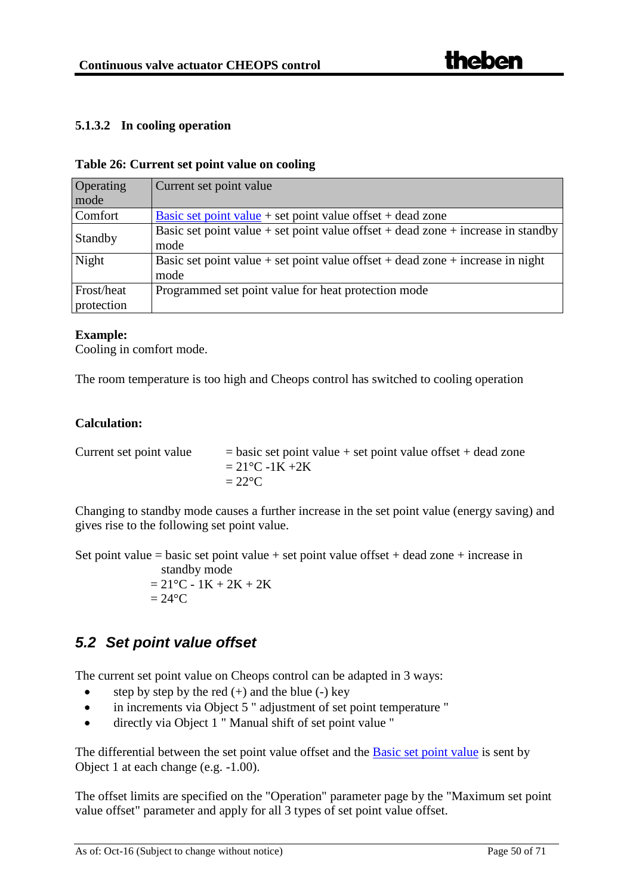### 5.1.3.2 In cooling operation

**Table 26: Current set point value on cooling**

| Operating mode | Current set point value |
|---|---|
| Comfort | Basic set point value + set point value offset + dead zone |
| Standby | Basic set point value + set point value offset + dead zone + increase in standby mode |
| Night | Basic set point value + set point value offset + dead zone + increase in night mode |
| Frost/heat protection | Programmed set point value for heat protection mode |

**Example:**
Cooling in comfort mode.

The room temperature is too high and Cheops control has switched to cooling operation

**Calculation:**

Current set point value = basic set point value + set point value offset + dead zone
= 21°C -1K +2K
= 22°C

Changing to standby mode causes a further increase in the set point value (energy saving) and gives rise to the following set point value.

Set point value = basic set point value + set point value offset + dead zone + increase in standby mode
= 21°C - 1K + 2K + 2K
= 24°C

## 5.2 Set point value offset

The current set point value on Cheops control can be adapted in 3 ways:

- step by step by the red (+) and the blue (-) key
- in increments via Object 5 " adjustment of set point temperature "
- directly via Object 1 " Manual shift of set point value "

The differential between the set point value offset and the Basic set point value is sent by Object 1 at each change (e.g. -1.00).

The offset limits are specified on the "Operation" parameter page by the "Maximum set point value offset" parameter and apply for all 3 types of set point value offset.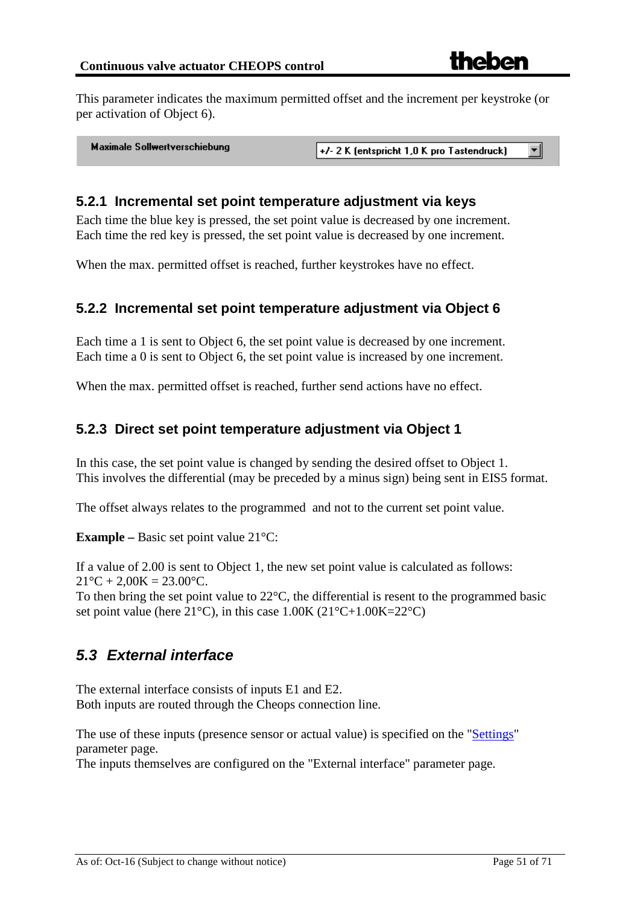This parameter indicates the maximum permitted offset and the increment per keystroke (or per activation of Object 6).

| Maximale Sollwertverschiebung | +/- 2 K (entspricht 1,0 K pro Tastendruck) |
| --- | --- |

### 5.2.1 Incremental set point temperature adjustment via keys

Each time the blue key is pressed, the set point value is decreased by one increment.
Each time the red key is pressed, the set point value is decreased by one increment.

When the max. permitted offset is reached, further keystrokes have no effect.

### 5.2.2 Incremental set point temperature adjustment via Object 6

Each time a 1 is sent to Object 6, the set point value is decreased by one increment.
Each time a 0 is sent to Object 6, the set point value is increased by one increment.

When the max. permitted offset is reached, further send actions have no effect.

### 5.2.3 Direct set point temperature adjustment via Object 1

In this case, the set point value is changed by sending the desired offset to Object 1.
This involves the differential (may be preceded by a minus sign) being sent in EIS5 format.

The offset always relates to the programmed  and not to the current set point value.

**Example –** Basic set point value 21°C:

If a value of 2.00 is sent to Object 1, the new set point value is calculated as follows:
21°C + 2,00K = 23.00°C.
To then bring the set point value to 22°C, the differential is resent to the programmed basic set point value (here 21°C), in this case 1.00K (21°C+1.00K=22°C)

## *5.3 External interface*

The external interface consists of inputs E1 and E2.
Both inputs are routed through the Cheops connection line.

The use of these inputs (presence sensor or actual value) is specified on the "Settings" parameter page.
The inputs themselves are configured on the "External interface" parameter page.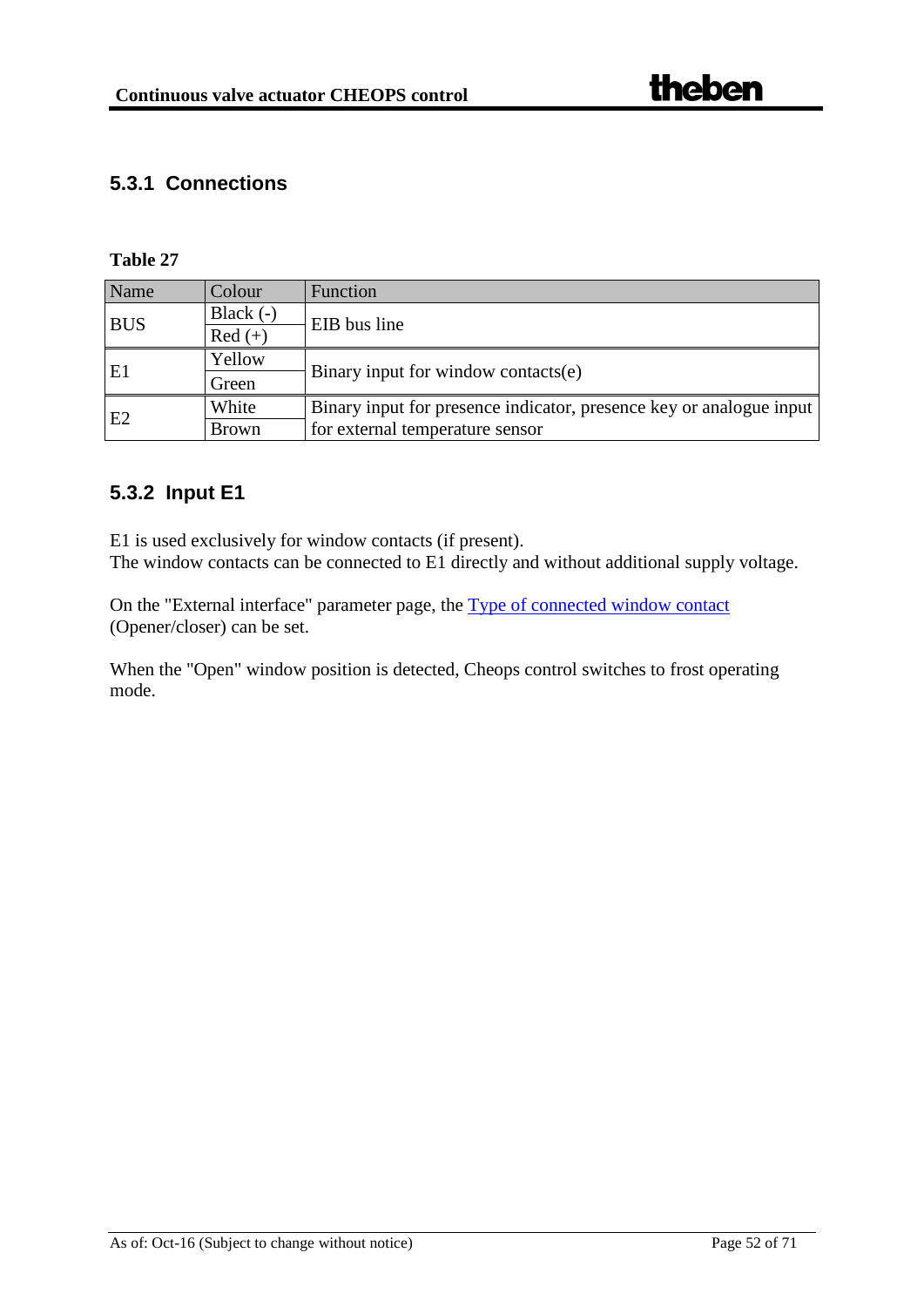### 5.3.1 Connections

**Table 27**

| Name | Colour | Function |
|---|---|---|
| BUS | Black (-) | EIB bus line |
| | Red (+) | |
| E1 | Yellow | Binary input for window contacts(e) |
| | Green | |
| E2 | White | Binary input for presence indicator, presence key or analogue input for external temperature sensor |
| | Brown | |

### 5.3.2 Input E1

E1 is used exclusively for window contacts (if present).
The window contacts can be connected to E1 directly and without additional supply voltage.

On the "External interface" parameter page, the Type of connected window contact (Opener/closer) can be set.

When the "Open" window position is detected, Cheops control switches to frost operating mode.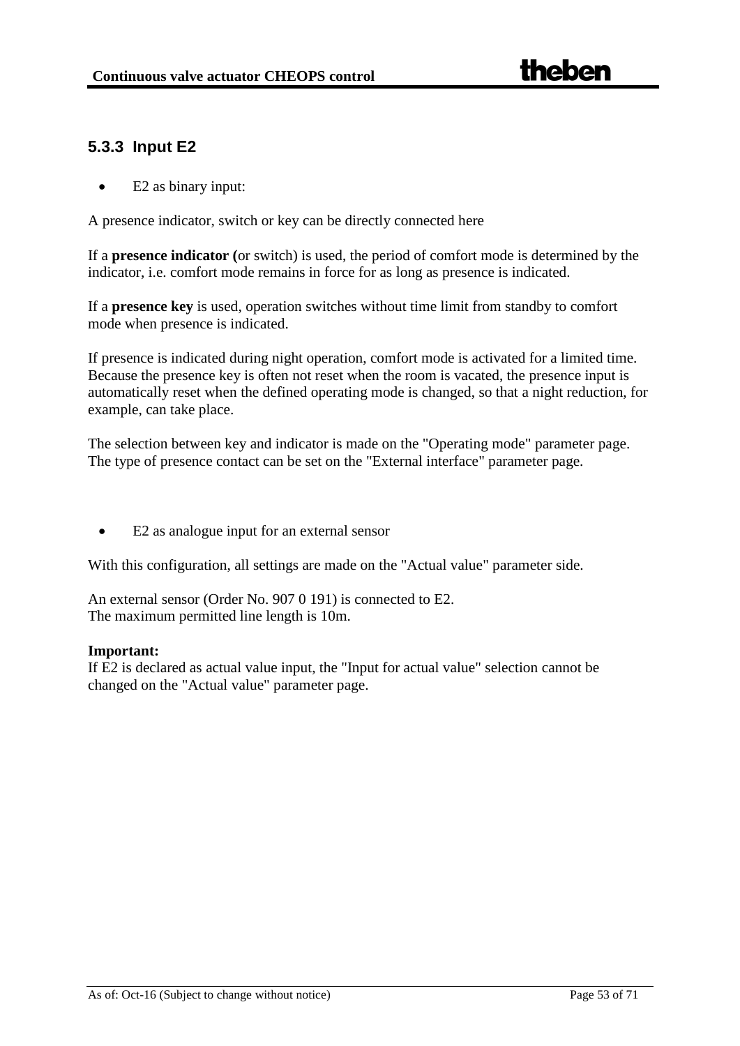### 5.3.3 Input E2

- E2 as binary input:

A presence indicator, switch or key can be directly connected here

If a **presence indicator (**or switch) is used, the period of comfort mode is determined by the indicator, i.e. comfort mode remains in force for as long as presence is indicated.

If a **presence key** is used, operation switches without time limit from standby to comfort mode when presence is indicated.

If presence is indicated during night operation, comfort mode is activated for a limited time. Because the presence key is often not reset when the room is vacated, the presence input is automatically reset when the defined operating mode is changed, so that a night reduction, for example, can take place.

The selection between key and indicator is made on the "Operating mode" parameter page. The type of presence contact can be set on the "External interface" parameter page.

- E2 as analogue input for an external sensor

With this configuration, all settings are made on the "Actual value" parameter side.

An external sensor (Order No. 907 0 191) is connected to E2.
The maximum permitted line length is 10m.

**Important:**
If E2 is declared as actual value input, the "Input for actual value" selection cannot be changed on the "Actual value" parameter page.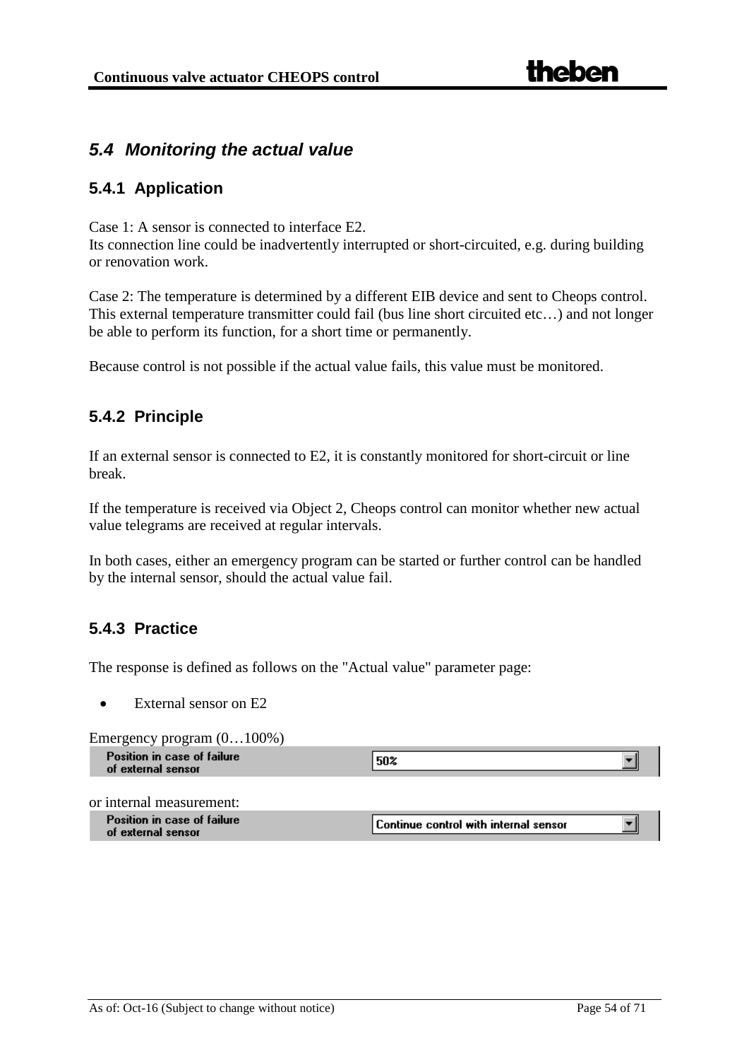## *5.4 Monitoring the actual value*

### 5.4.1 Application

Case 1: A sensor is connected to interface E2.
Its connection line could be inadvertently interrupted or short-circuited, e.g. during building or renovation work.

Case 2: The temperature is determined by a different EIB device and sent to Cheops control. This external temperature transmitter could fail (bus line short circuited etc…) and not longer be able to perform its function, for a short time or permanently.

Because control is not possible if the actual value fails, this value must be monitored.

### 5.4.2 Principle

If an external sensor is connected to E2, it is constantly monitored for short-circuit or line break.

If the temperature is received via Object 2, Cheops control can monitor whether new actual value telegrams are received at regular intervals.

In both cases, either an emergency program can be started or further control can be handled by the internal sensor, should the actual value fail.

### 5.4.3 Practice

The response is defined as follows on the "Actual value" parameter page:

- External sensor on E2

Emergency program (0…100%)

| Position in case of failure of external sensor | 50% |
|---|---|

or internal measurement:

| Position in case of failure of external sensor | Continue control with internal sensor |
|---|---|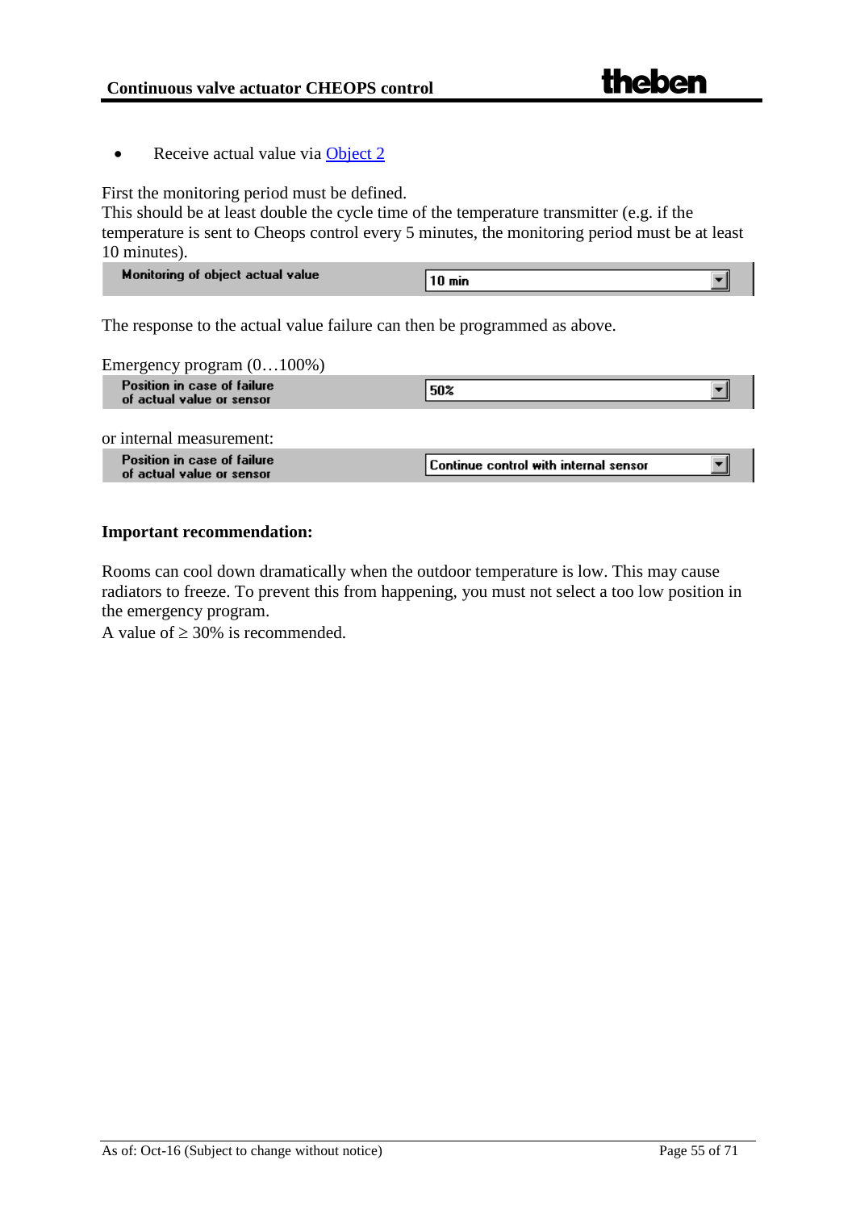- Receive actual value via Object 2

First the monitoring period must be defined.
This should be at least double the cycle time of the temperature transmitter (e.g. if the temperature is sent to Cheops control every 5 minutes, the monitoring period must be at least 10 minutes).

| Monitoring of object actual value | 10 min |
|---|---|

The response to the actual value failure can then be programmed as above.

Emergency program (0…100%)

| Position in case of failure of actual value or sensor | 50% |
|---|---|

or internal measurement:

| Position in case of failure of actual value or sensor | Continue control with internal sensor |
|---|---|

**Important recommendation:**

Rooms can cool down dramatically when the outdoor temperature is low. This may cause radiators to freeze. To prevent this from happening, you must not select a too low position in the emergency program.
A value of ≥ 30% is recommended.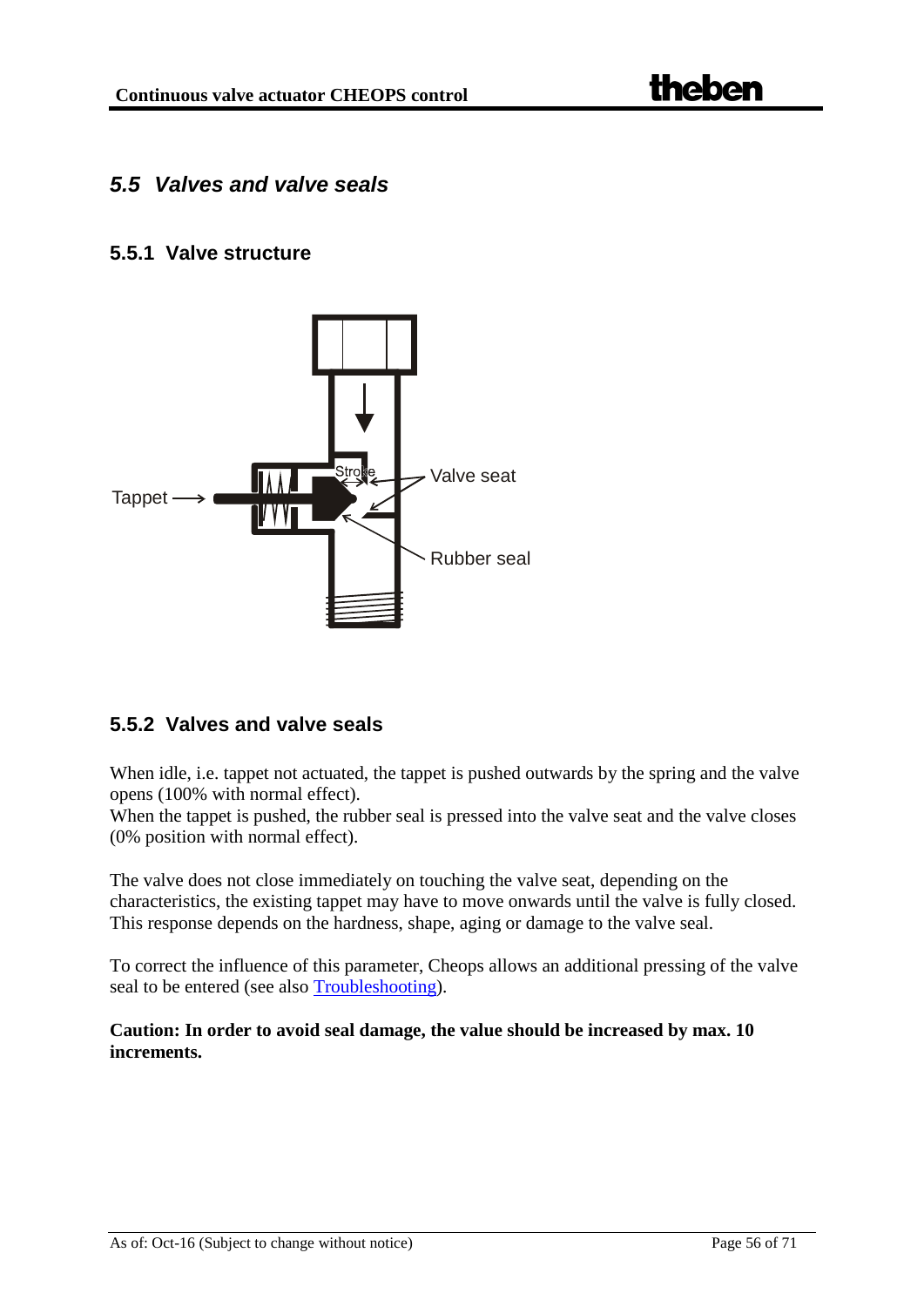## 5.5 *Valves and valve seals*

### 5.5.1 Valve structure

### 5.5.2 Valves and valve seals

When idle, i.e. tappet not actuated, the tappet is pushed outwards by the spring and the valve opens (100% with normal effect).
When the tappet is pushed, the rubber seal is pressed into the valve seat and the valve closes (0% position with normal effect).

The valve does not close immediately on touching the valve seat, depending on the characteristics, the existing tappet may have to move onwards until the valve is fully closed. This response depends on the hardness, shape, aging or damage to the valve seal.

To correct the influence of this parameter, Cheops allows an additional pressing of the valve seal to be entered (see also Troubleshooting).

**Caution: In order to avoid seal damage, the value should be increased by max. 10 increments.**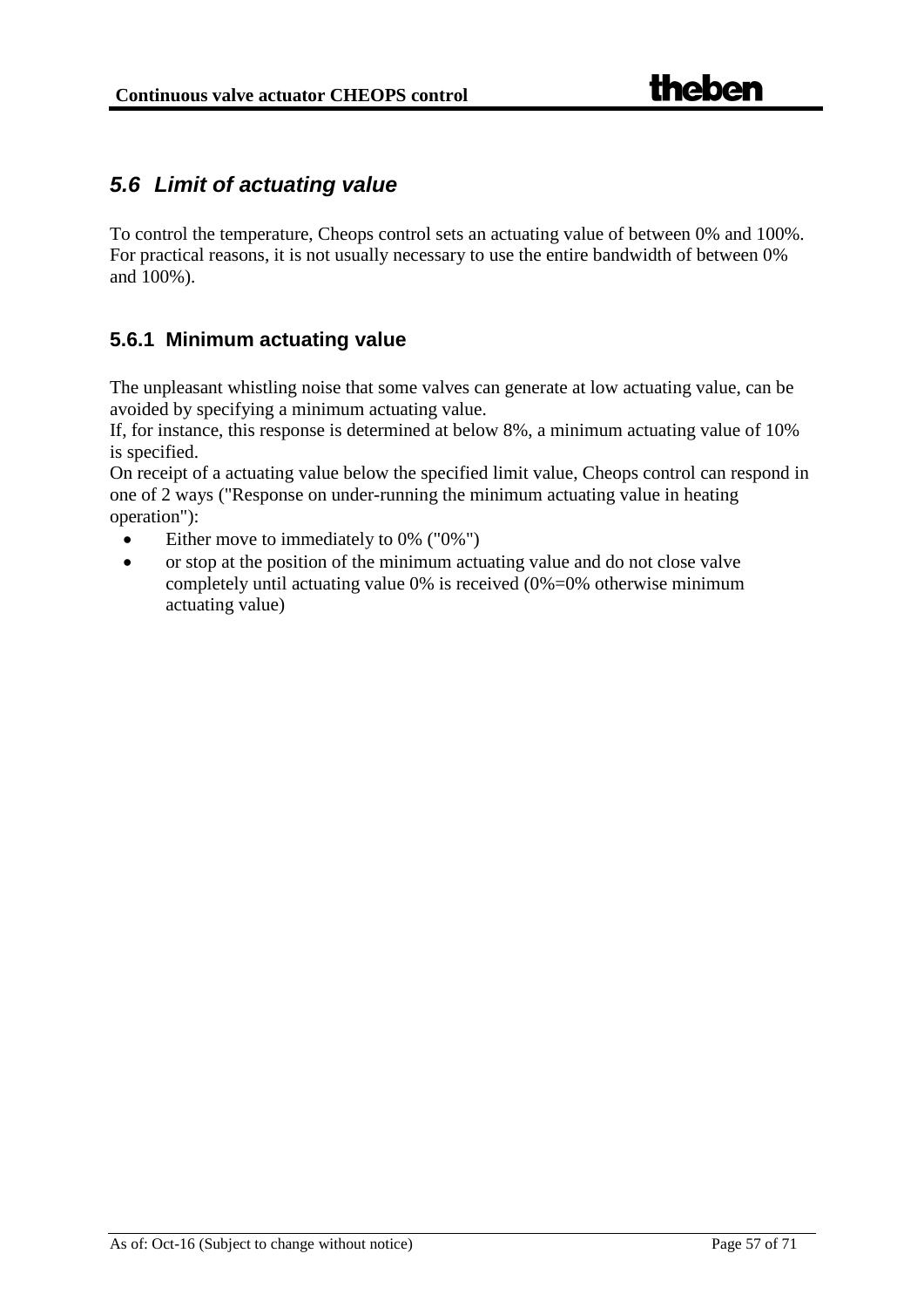## *5.6 Limit of actuating value*

To control the temperature, Cheops control sets an actuating value of between 0% and 100%. For practical reasons, it is not usually necessary to use the entire bandwidth of between 0% and 100%).

### 5.6.1 Minimum actuating value

The unpleasant whistling noise that some valves can generate at low actuating value, can be avoided by specifying a minimum actuating value.
If, for instance, this response is determined at below 8%, a minimum actuating value of 10% is specified.
On receipt of a actuating value below the specified limit value, Cheops control can respond in one of 2 ways ("Response on under-running the minimum actuating value in heating operation"):

- Either move to immediately to 0% ("0%")
- or stop at the position of the minimum actuating value and do not close valve completely until actuating value 0% is received (0%=0% otherwise minimum actuating value)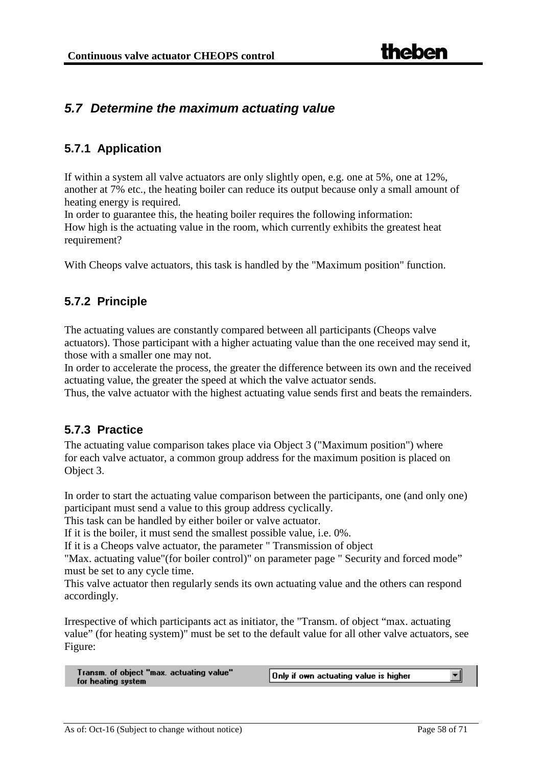## 5.7 Determine the maximum actuating value

### 5.7.1 Application

If within a system all valve actuators are only slightly open, e.g. one at 5%, one at 12%, another at 7% etc., the heating boiler can reduce its output because only a small amount of heating energy is required.
In order to guarantee this, the heating boiler requires the following information:
How high is the actuating value in the room, which currently exhibits the greatest heat requirement?

With Cheops valve actuators, this task is handled by the "Maximum position" function.

### 5.7.2 Principle

The actuating values are constantly compared between all participants (Cheops valve actuators). Those participant with a higher actuating value than the one received may send it, those with a smaller one may not.
In order to accelerate the process, the greater the difference between its own and the received actuating value, the greater the speed at which the valve actuator sends.
Thus, the valve actuator with the highest actuating value sends first and beats the remainders.

### 5.7.3 Practice

The actuating value comparison takes place via Object 3 ("Maximum position") where for each valve actuator, a common group address for the maximum position is placed on Object 3.

In order to start the actuating value comparison between the participants, one (and only one) participant must send a value to this group address cyclically.
This task can be handled by either boiler or valve actuator.
If it is the boiler, it must send the smallest possible value, i.e. 0%.
If it is a Cheops valve actuator, the parameter " Transmission of object "Max. actuating value"(for boiler control)" on parameter page " Security and forced mode" must be set to any cycle time.
This valve actuator then regularly sends its own actuating value and the others can respond accordingly.

Irrespective of which participants act as initiator, the "Transm. of object "max. actuating value" (for heating system)" must be set to the default value for all other valve actuators, see Figure:

| Transm. of object "max. actuating value" for heating system | Only if own actuating value is higher |
|---|---|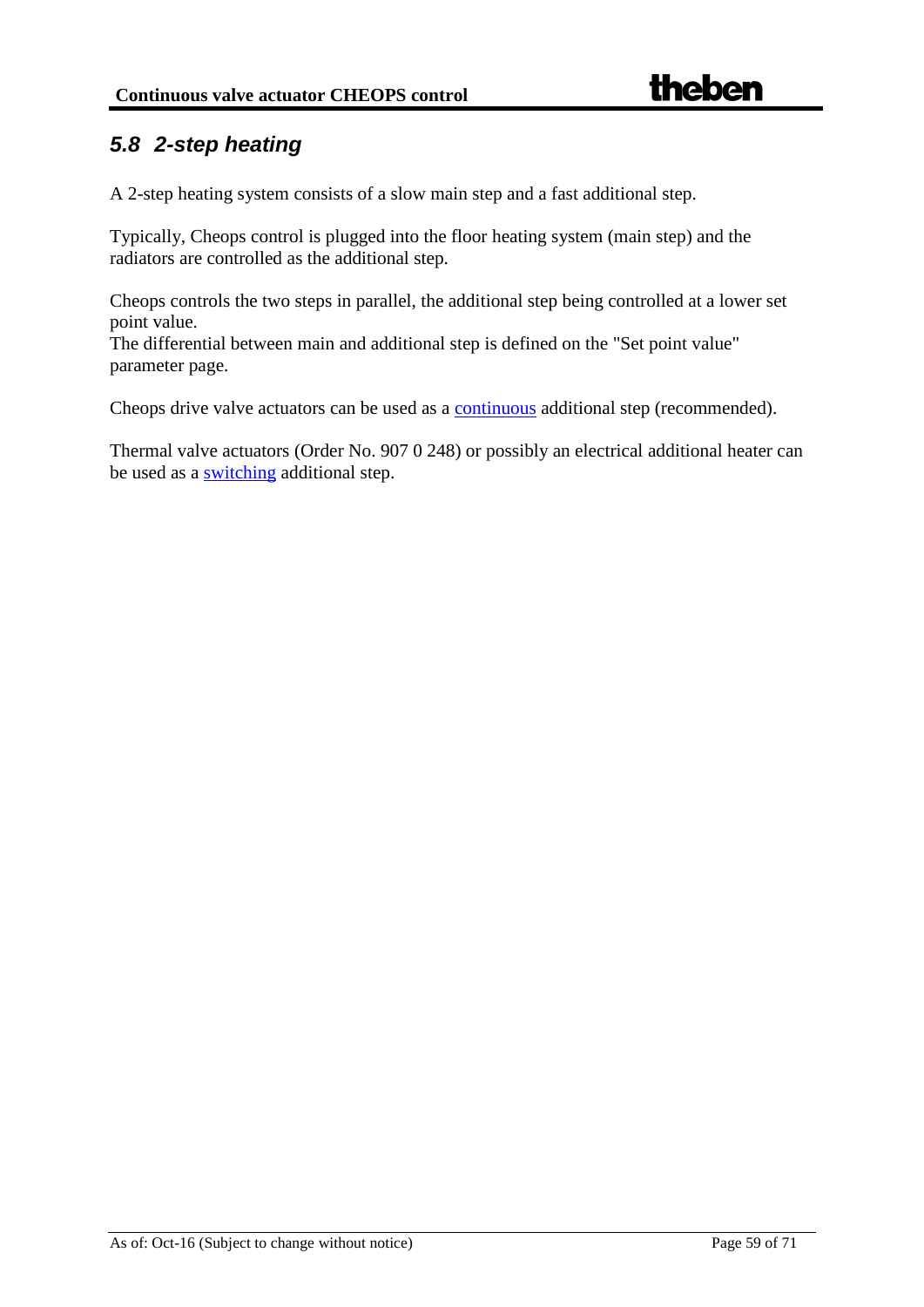## *5.8 2-step heating*

A 2-step heating system consists of a slow main step and a fast additional step.

Typically, Cheops control is plugged into the floor heating system (main step) and the radiators are controlled as the additional step.

Cheops controls the two steps in parallel, the additional step being controlled at a lower set point value.
The differential between main and additional step is defined on the "Set point value" parameter page.

Cheops drive valve actuators can be used as a continuous additional step (recommended).

Thermal valve actuators (Order No. 907 0 248) or possibly an electrical additional heater can be used as a switching additional step.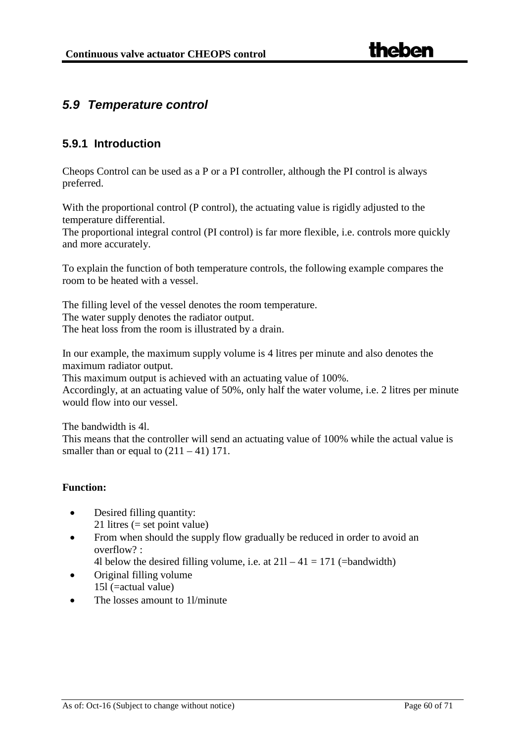## 5.9 Temperature control

### 5.9.1 Introduction

Cheops Control can be used as a P or a PI controller, although the PI control is always preferred.

With the proportional control (P control), the actuating value is rigidly adjusted to the temperature differential.
The proportional integral control (PI control) is far more flexible, i.e. controls more quickly and more accurately.

To explain the function of both temperature controls, the following example compares the room to be heated with a vessel.

The filling level of the vessel denotes the room temperature.
The water supply denotes the radiator output.
The heat loss from the room is illustrated by a drain.

In our example, the maximum supply volume is 4 litres per minute and also denotes the maximum radiator output.
This maximum output is achieved with an actuating value of 100%.
Accordingly, at an actuating value of 50%, only half the water volume, i.e. 2 litres per minute would flow into our vessel.

The bandwidth is 4l.
This means that the controller will send an actuating value of 100% while the actual value is smaller than or equal to (211 – 41) 171.

**Function:**

- Desired filling quantity:
  21 litres (= set point value)
- From when should the supply flow gradually be reduced in order to avoid an overflow? :
  4l below the desired filling volume, i.e. at 21l – 41 = 171 (=bandwidth)
- Original filling volume
  15l (=actual value)
- The losses amount to 1l/minute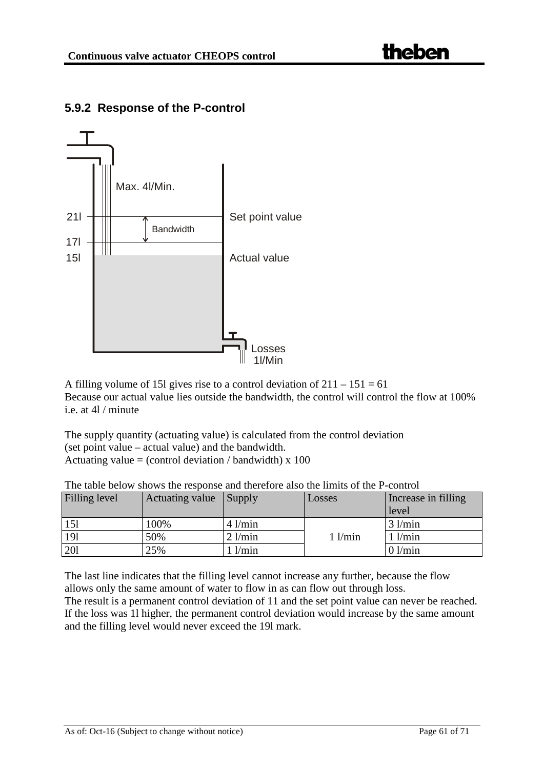### 5.9.2 Response of the P-control

Max. 4l/Min.

21l Set point value

Bandwidth

17l

15l Actual value

Losses 1l/Min

A filling volume of 15l gives rise to a control deviation of 211 – 151 = 61
Because our actual value lies outside the bandwidth, the control will control the flow at 100% i.e. at 4l / minute

The supply quantity (actuating value) is calculated from the control deviation (set point value – actual value) and the bandwidth.
Actuating value = (control deviation / bandwidth) x 100

The table below shows the response and therefore also the limits of the P-control

| Filling level | Actuating value | Supply | Losses | Increase in filling level |
|---|---|---|---|---|
| 15l | 100% | 4 l/min | 1 l/min | 3 l/min |
| 19l | 50% | 2 l/min | | 1 l/min |
| 20l | 25% | 1 l/min | | 0 l/min |

The last line indicates that the filling level cannot increase any further, because the flow allows only the same amount of water to flow in as can flow out through loss.
The result is a permanent control deviation of 11 and the set point value can never be reached.
If the loss was 1l higher, the permanent control deviation would increase by the same amount and the filling level would never exceed the 19l mark.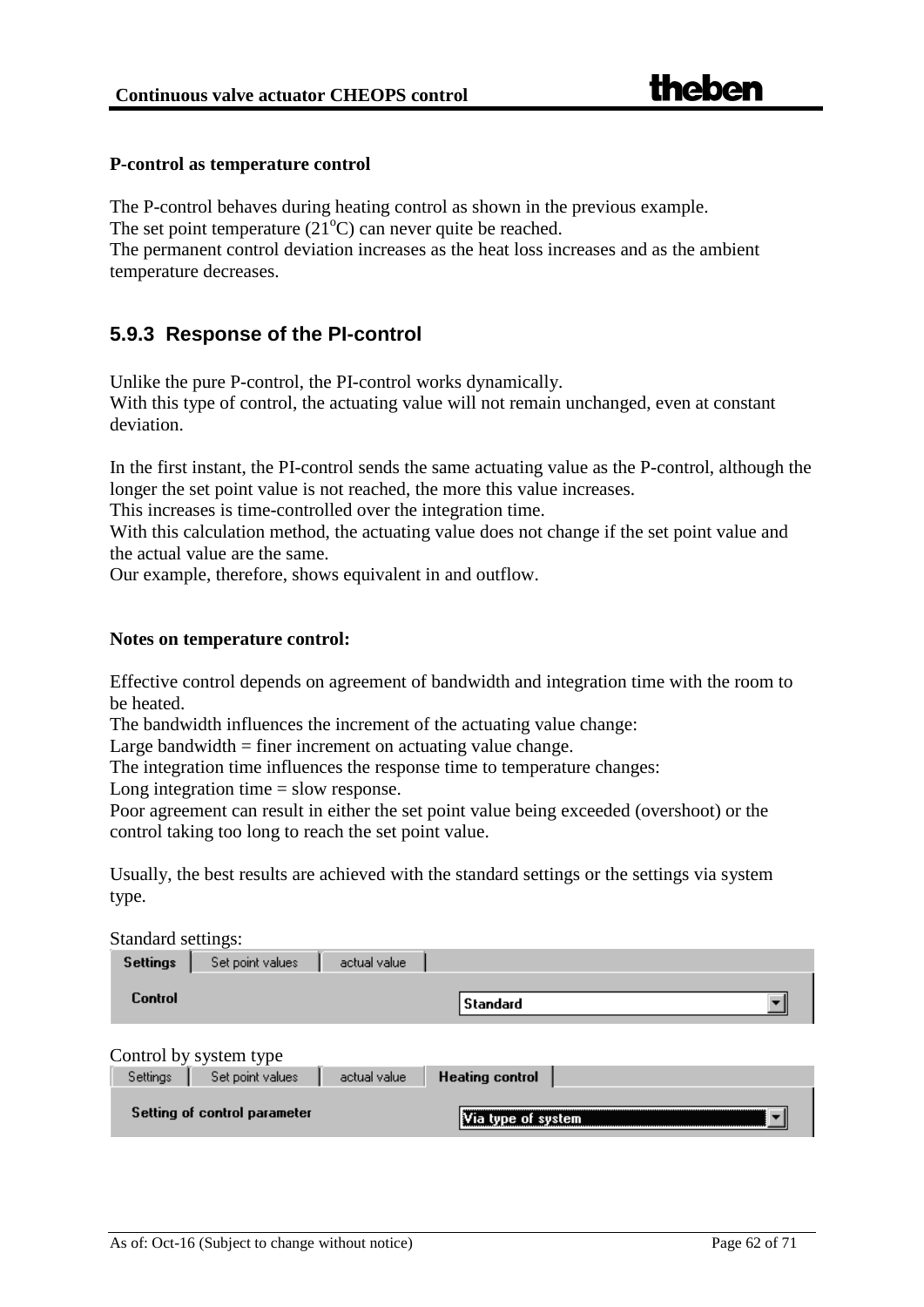**P-control as temperature control**

The P-control behaves during heating control as shown in the previous example.
The set point temperature (21°C) can never quite be reached.
The permanent control deviation increases as the heat loss increases and as the ambient temperature decreases.

### 5.9.3 Response of the PI-control

Unlike the pure P-control, the PI-control works dynamically.
With this type of control, the actuating value will not remain unchanged, even at constant deviation.

In the first instant, the PI-control sends the same actuating value as the P-control, although the longer the set point value is not reached, the more this value increases.
This increases is time-controlled over the integration time.
With this calculation method, the actuating value does not change if the set point value and the actual value are the same.
Our example, therefore, shows equivalent in and outflow.

**Notes on temperature control:**

Effective control depends on agreement of bandwidth and integration time with the room to be heated.
The bandwidth influences the increment of the actuating value change:
Large bandwidth = finer increment on actuating value change.
The integration time influences the response time to temperature changes:
Long integration time = slow response.
Poor agreement can result in either the set point value being exceeded (overshoot) or the control taking too long to reach the set point value.

Usually, the best results are achieved with the standard settings or the settings via system type.

Standard settings:

| Settings | Set point values | actual value |
|---|---|---|
| Control | | Standard |

Control by system type

| Settings | Set point values | actual value | Heating control |
|---|---|---|---|
| Setting of control parameter | | | Via type of system |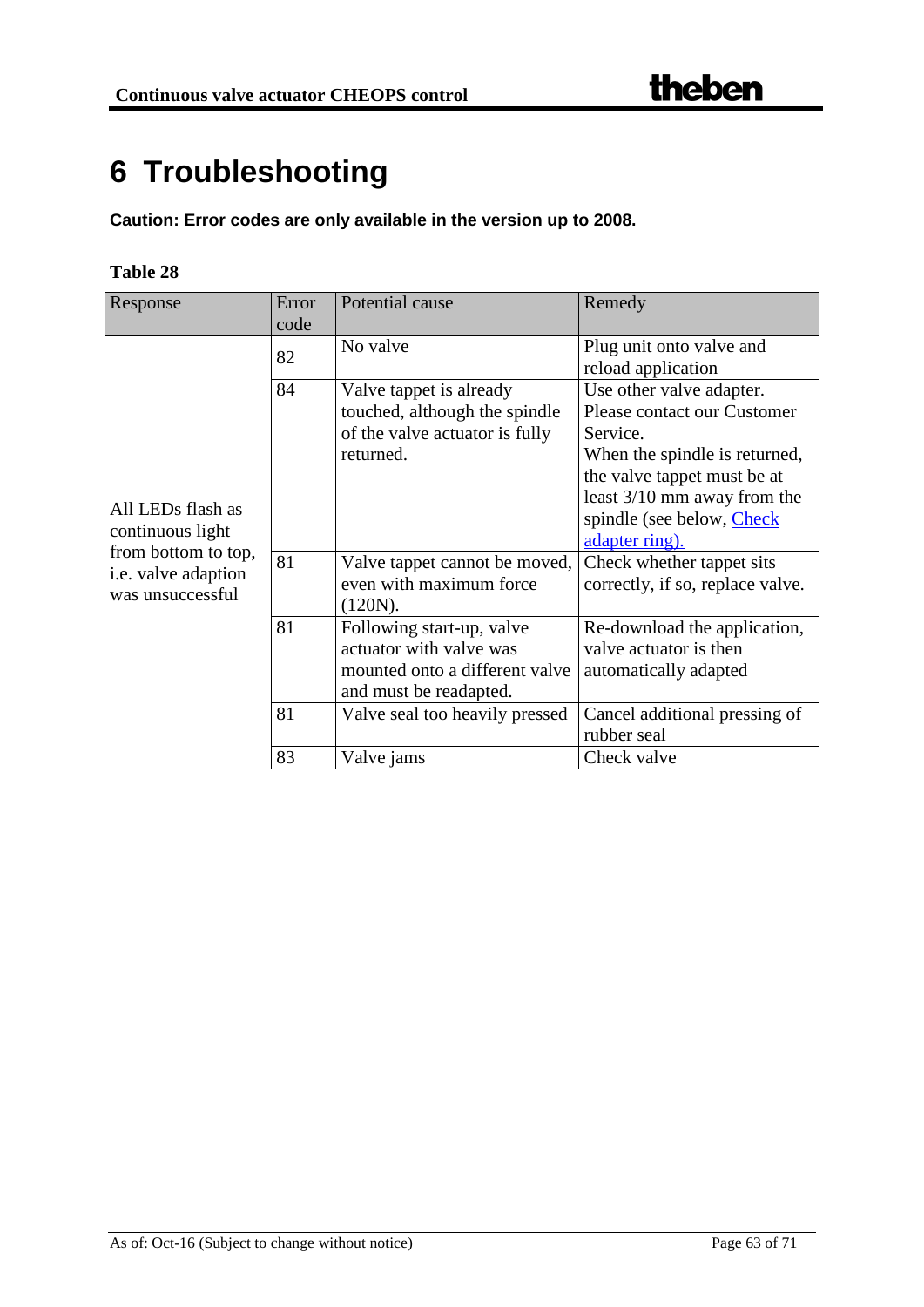# 6 Troubleshooting

**Caution: Error codes are only available in the version up to 2008.**

**Table 28**

| Response | Error code | Potential cause | Remedy |
|---|---|---|---|
| All LEDs flash as continuous light from bottom to top, i.e. valve adaption was unsuccessful | 82 | No valve | Plug unit onto valve and reload application |
| | 84 | Valve tappet is already touched, although the spindle of the valve actuator is fully returned. | Use other valve adapter. Please contact our Customer Service. When the spindle is returned, the valve tappet must be at least 3/10 mm away from the spindle (see below, Check adapter ring). |
| | 81 | Valve tappet cannot be moved, even with maximum force (120N). | Check whether tappet sits correctly, if so, replace valve. |
| | 81 | Following start-up, valve actuator with valve was mounted onto a different valve and must be readapted. | Re-download the application, valve actuator is then automatically adapted |
| | 81 | Valve seal too heavily pressed | Cancel additional pressing of rubber seal |
| | 83 | Valve jams | Check valve |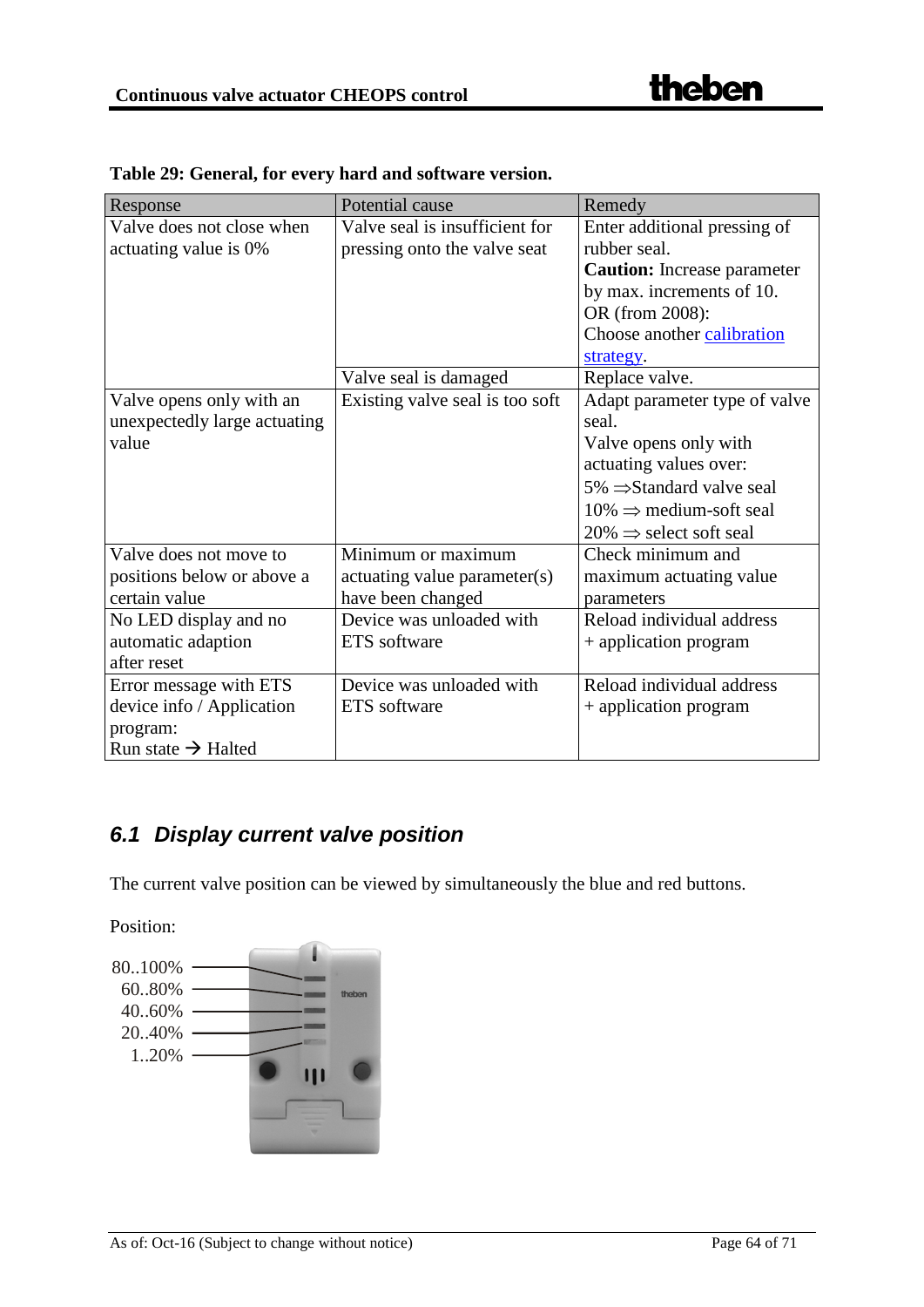**Table 29: General, for every hard and software version.**

| Response | Potential cause | Remedy |
|---|---|---|
| Valve does not close when actuating value is 0% | Valve seal is insufficient for pressing onto the valve seat | Enter additional pressing of rubber seal. **Caution:** Increase parameter by max. increments of 10. OR (from 2008): Choose another calibration strategy. |
| | Valve seal is damaged | Replace valve. |
| Valve opens only with an unexpectedly large actuating value | Existing valve seal is too soft | Adapt parameter type of valve seal. Valve opens only with actuating values over: 5% ⇒Standard valve seal 10% ⇒ medium-soft seal 20% ⇒ select soft seal |
| Valve does not move to positions below or above a certain value | Minimum or maximum actuating value parameter(s) have been changed | Check minimum and maximum actuating value parameters |
| No LED display and no automatic adaption after reset | Device was unloaded with ETS software | Reload individual address + application program |
| Error message with ETS device info / Application program: Run state → Halted | Device was unloaded with ETS software | Reload individual address + application program |

## *6.1 Display current valve position*

The current valve position can be viewed by simultaneously the blue and red buttons.

Position:

80..100%
60..80%
40..60%
20..40%
1..20%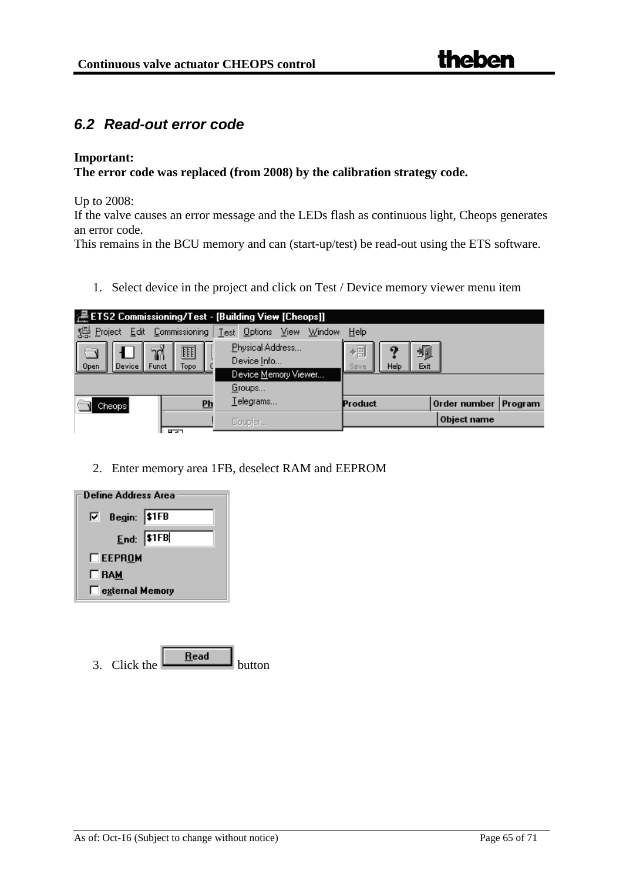## 6.2 Read-out error code

**Important:**
**The error code was replaced (from 2008) by the calibration strategy code.**

Up to 2008:
If the valve causes an error message and the LEDs flash as continuous light, Cheops generates an error code.
This remains in the BCU memory and can (start-up/test) be read-out using the ETS software.

1. Select device in the project and click on Test / Device memory viewer menu item

2. Enter memory area 1FB, deselect RAM and EEPROM

3. Click the Read button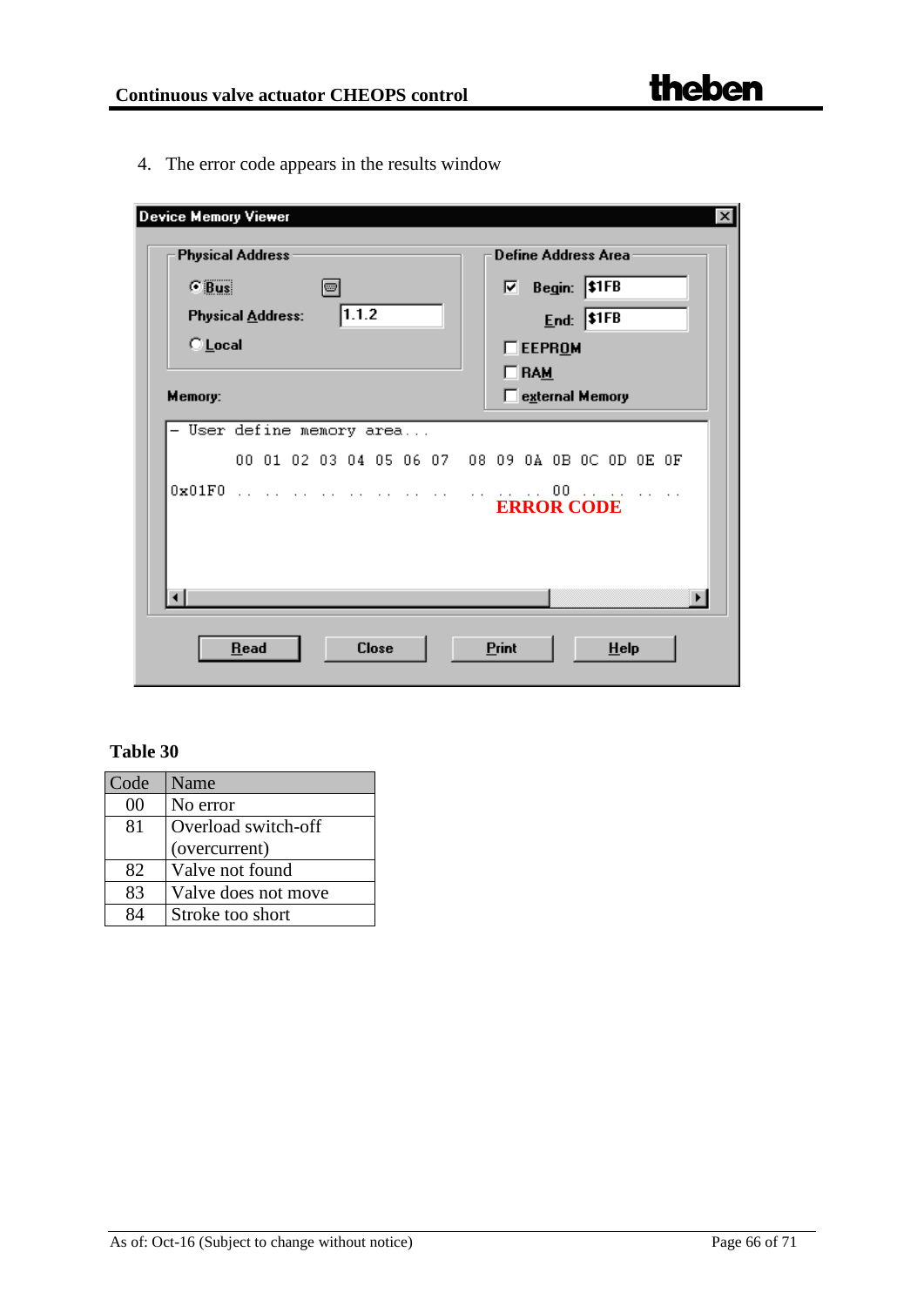4. The error code appears in the results window

Device Memory Viewer

Physical Address

Bus

Physical Address: 1.1.2

Local

Define Address Area

Begin: $1FB

End: $1FB

EEPROM

RAM

external Memory

Memory:

```
- User define memory area...
       00 01 02 03 04 05 06 07  08 09 0A 0B 0C 0D 0E 0F
0x01F0 .. .. .. .. .. .. .. ..  .. .. .. 00 .. .. .. ..
```

ERROR CODE

Read | Close | Print | Help

**Table 30**

| Code | Name |
|---|---|
| 00 | No error |
| 81 | Overload switch-off (overcurrent) |
| 82 | Valve not found |
| 83 | Valve does not move |
| 84 | Stroke too short |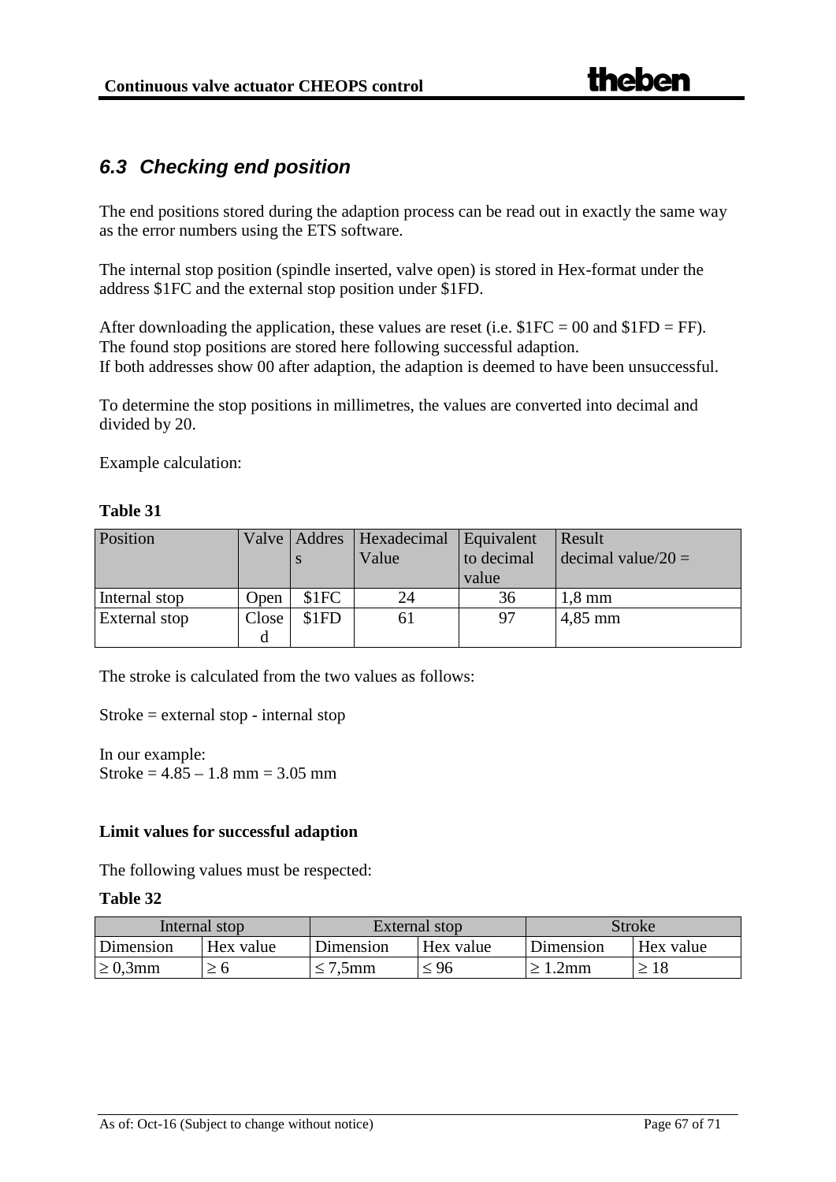## *6.3 Checking end position*

The end positions stored during the adaption process can be read out in exactly the same way as the error numbers using the ETS software.

The internal stop position (spindle inserted, valve open) is stored in Hex-format under the address $1FC and the external stop position under $1FD.

After downloading the application, these values are reset (i.e. $1FC = 00 and $1FD = FF).
The found stop positions are stored here following successful adaption.
If both addresses show 00 after adaption, the adaption is deemed to have been unsuccessful.

To determine the stop positions in millimetres, the values are converted into decimal and divided by 20.

Example calculation:

**Table 31**

| Position | Valve | Address | Hexadecimal Value | Equivalent to decimal value | Result decimal value/20 = |
|---|---|---|---|---|---|
| Internal stop | Open | $1FC | 24 | 36 | 1,8 mm |
| External stop | Closed | $1FD | 61 | 97 | 4,85 mm |

The stroke is calculated from the two values as follows:

Stroke = external stop - internal stop

In our example:
Stroke = 4.85 – 1.8 mm = 3.05 mm

**Limit values for successful adaption**

The following values must be respected:

**Table 32**

| Internal stop | | External stop | | Stroke | |
|---|---|---|---|---|---|
| Dimension | Hex value | Dimension | Hex value | Dimension | Hex value |
| ≥ 0,3mm | ≥ 6 | ≤ 7,5mm | ≤ 96 | ≥ 1.2mm | ≥ 18 |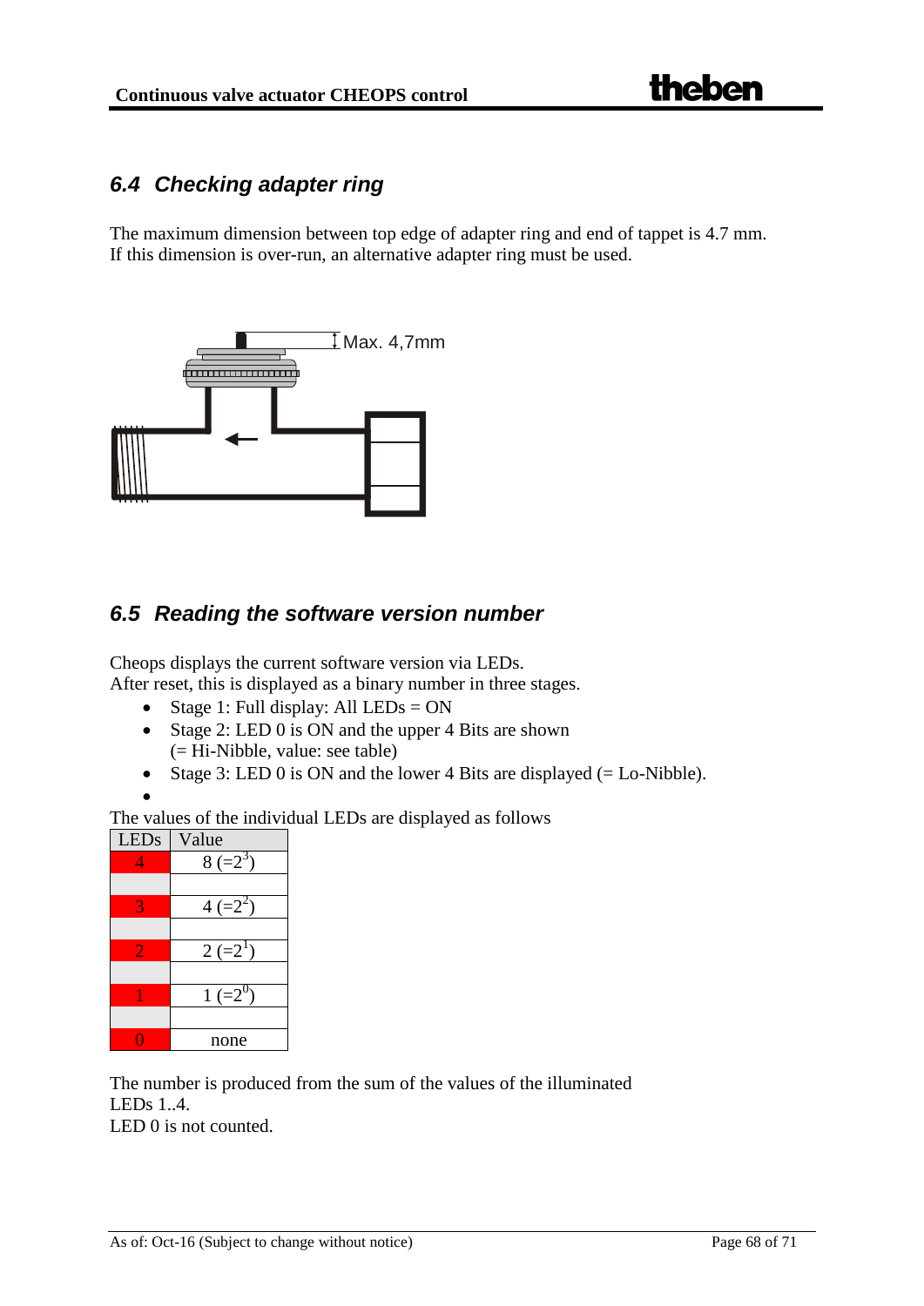## 6.4 Checking adapter ring

The maximum dimension between top edge of adapter ring and end of tappet is 4.7 mm.
If this dimension is over-run, an alternative adapter ring must be used.

Max. 4,7mm

## 6.5 Reading the software version number

Cheops displays the current software version via LEDs.
After reset, this is displayed as a binary number in three stages.

- Stage 1: Full display: All LEDs = ON
- Stage 2: LED 0 is ON and the upper 4 Bits are shown (= Hi-Nibble, value: see table)
- Stage 3: LED 0 is ON and the lower 4 Bits are displayed (= Lo-Nibble).

The values of the individual LEDs are displayed as follows

| LEDs | Value |
|---|---|
| 4 | 8 (=$2^3$) |
| | |
| 3 | 4 (=$2^2$) |
| | |
| 2 | 2 (=$2^1$) |
| | |
| 1 | 1 (=$2^0$) |
| | |
| 0 | none |

The number is produced from the sum of the values of the illuminated LEDs 1..4.
LED 0 is not counted.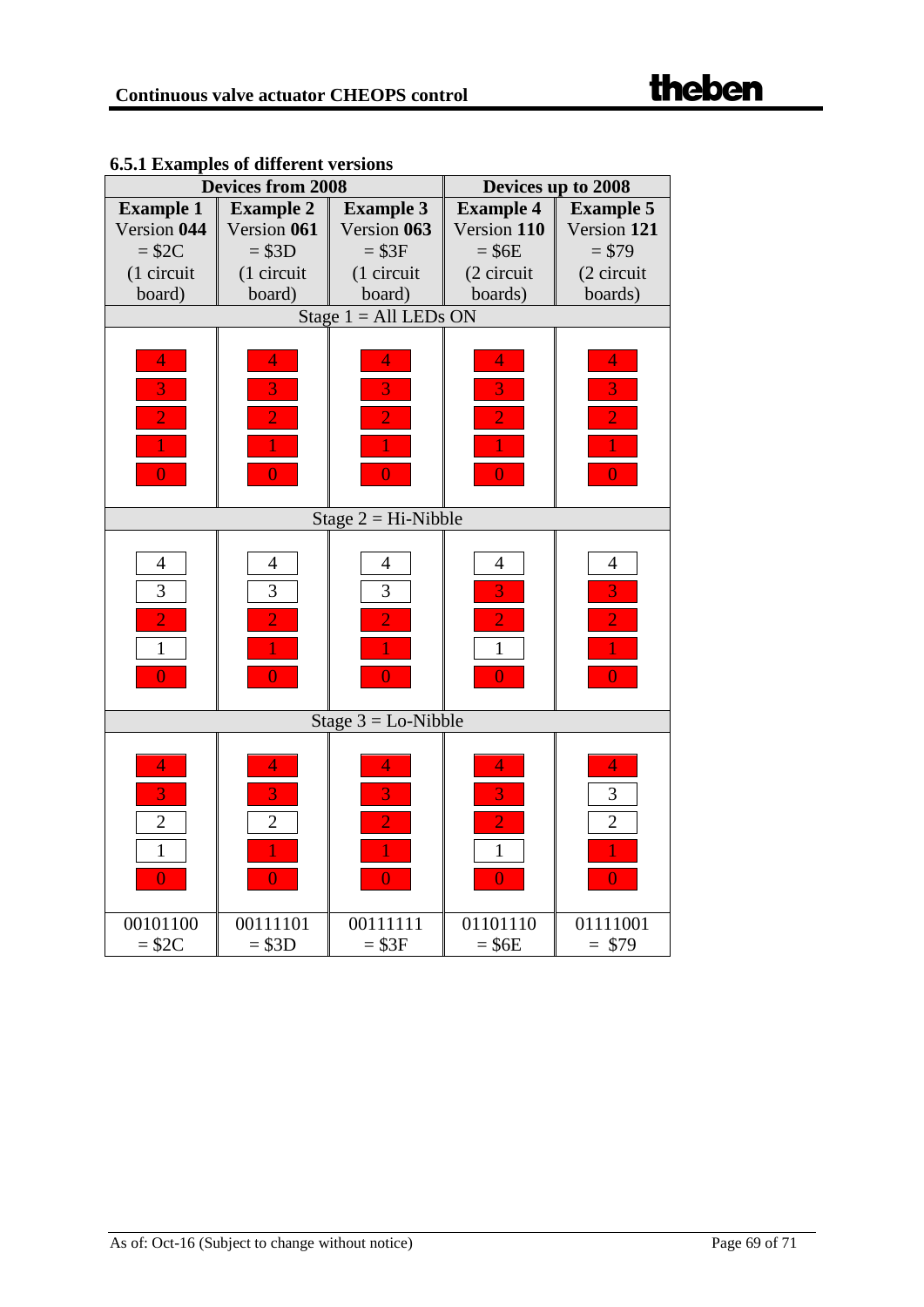### 6.5.1 Examples of different versions

| Devices from 2008 | | | Devices up to 2008 | |
|---|---|---|---|---|
| **Example 1** Version **044** = $2C (1 circuit board) | **Example 2** Version **061** = $3D (1 circuit board) | **Example 3** Version **063** = $3F (1 circuit board) | **Example 4** Version **110** = $6E (2 circuit boards) | **Example 5** Version **121** = $79 (2 circuit boards) |
| Stage 1 = All LEDs ON | | | | |
| 4 (ON) | 4 (ON) | 4 (ON) | 4 (ON) | 4 (ON) |
| 3 (ON) | 3 (ON) | 3 (ON) | 3 (ON) | 3 (ON) |
| 2 (ON) | 2 (ON) | 2 (ON) | 2 (ON) | 2 (ON) |
| 1 (ON) | 1 (ON) | 1 (ON) | 1 (ON) | 1 (ON) |
| 0 (ON) | 0 (ON) | 0 (ON) | 0 (ON) | 0 (ON) |
| Stage 2 = Hi-Nibble | | | | |
| 4 | 4 | 4 | 4 | 4 |
| 3 | 3 | 3 | 3 (ON) | 3 (ON) |
| 2 (ON) | 2 (ON) | 2 (ON) | 2 (ON) | 2 (ON) |
| 1 | 1 (ON) | 1 (ON) | 1 | 1 (ON) |
| 0 (ON) | 0 (ON) | 0 (ON) | 0 (ON) | 0 (ON) |
| Stage 3 = Lo-Nibble | | | | |
| 4 (ON) | 4 (ON) | 4 (ON) | 4 (ON) | 4 (ON) |
| 3 (ON) | 3 (ON) | 3 (ON) | 3 (ON) | 3 |
| 2 | 2 | 2 (ON) | 2 (ON) | 2 |
| 1 | 1 (ON) | 1 (ON) | 1 | 1 (ON) |
| 0 (ON) | 0 (ON) | 0 (ON) | 0 (ON) | 0 (ON) |
| 00101100 = $2C | 00111101 = $3D | 00111111 = $3F | 01101110 = $6E | 01111001 = $79 |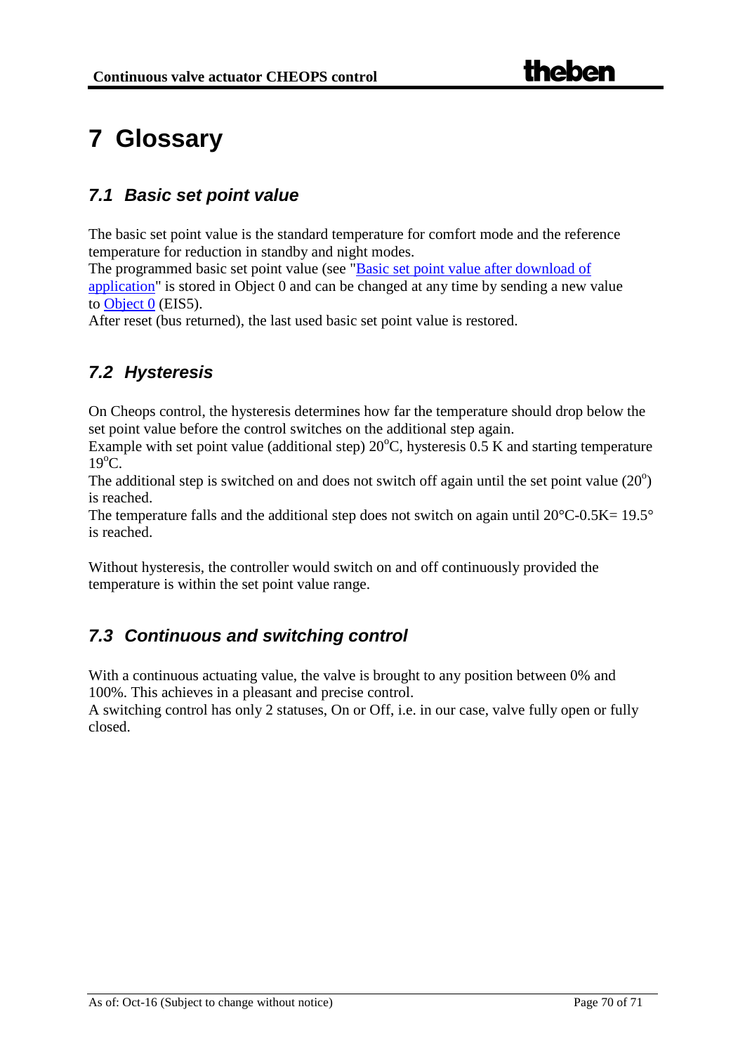# 7 Glossary

## 7.1 Basic set point value

The basic set point value is the standard temperature for comfort mode and the reference temperature for reduction in standby and night modes.
The programmed basic set point value (see "Basic set point value after download of application" is stored in Object 0 and can be changed at any time by sending a new value to Object 0 (EIS5).
After reset (bus returned), the last used basic set point value is restored.

## 7.2 Hysteresis

On Cheops control, the hysteresis determines how far the temperature should drop below the set point value before the control switches on the additional step again.
Example with set point value (additional step) 20°C, hysteresis 0.5 K and starting temperature 19°C.
The additional step is switched on and does not switch off again until the set point value (20°) is reached.
The temperature falls and the additional step does not switch on again until 20°C-0.5K= 19.5° is reached.

Without hysteresis, the controller would switch on and off continuously provided the temperature is within the set point value range.

## 7.3 Continuous and switching control

With a continuous actuating value, the valve is brought to any position between 0% and 100%. This achieves in a pleasant and precise control.
A switching control has only 2 statuses, On or Off, i.e. in our case, valve fully open or fully closed.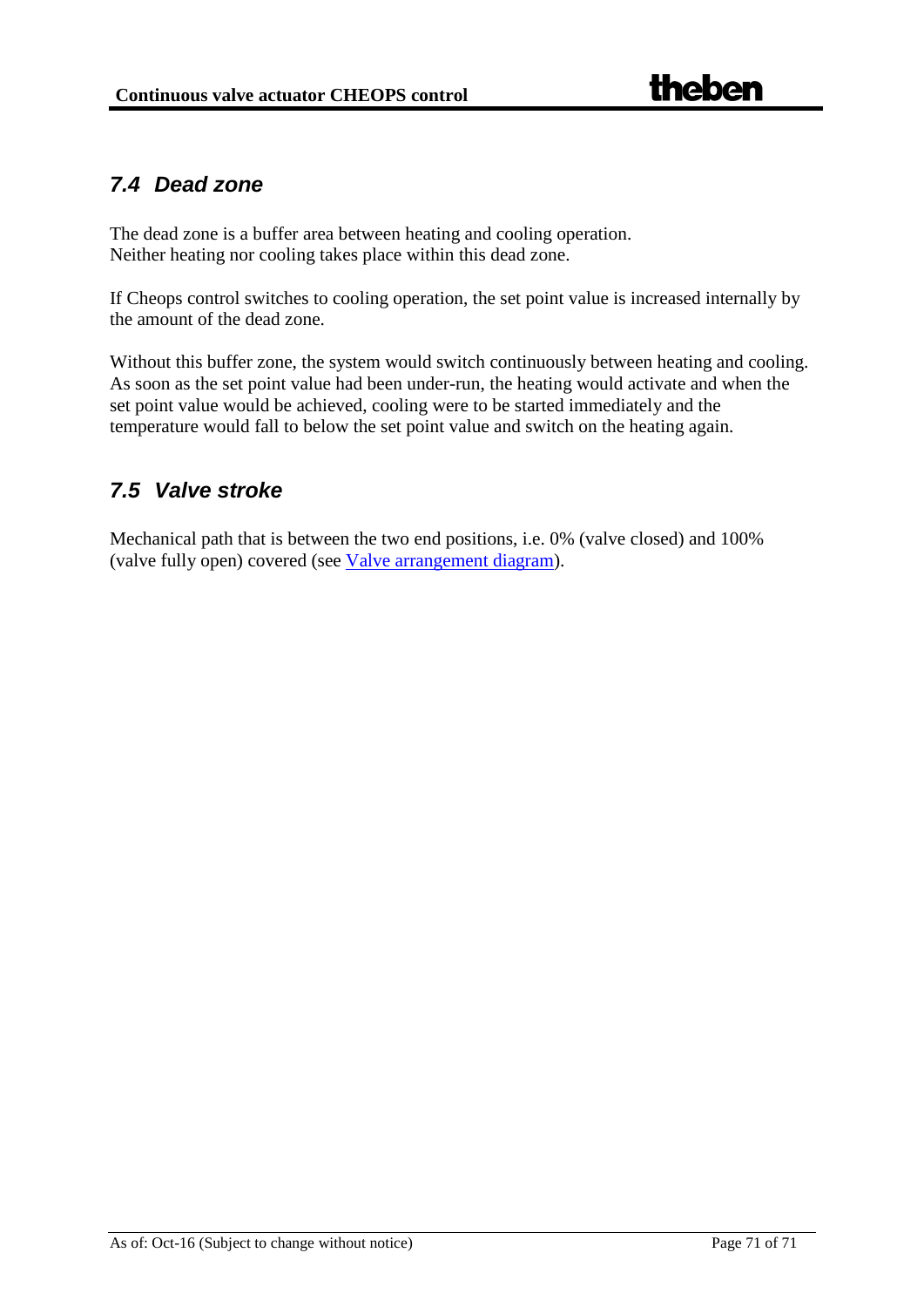## 7.4 Dead zone

The dead zone is a buffer area between heating and cooling operation.
Neither heating nor cooling takes place within this dead zone.

If Cheops control switches to cooling operation, the set point value is increased internally by the amount of the dead zone.

Without this buffer zone, the system would switch continuously between heating and cooling. As soon as the set point value had been under-run, the heating would activate and when the set point value would be achieved, cooling were to be started immediately and the temperature would fall to below the set point value and switch on the heating again.

## 7.5 Valve stroke

Mechanical path that is between the two end positions, i.e. 0% (valve closed) and 100% (valve fully open) covered (see Valve arrangement diagram).